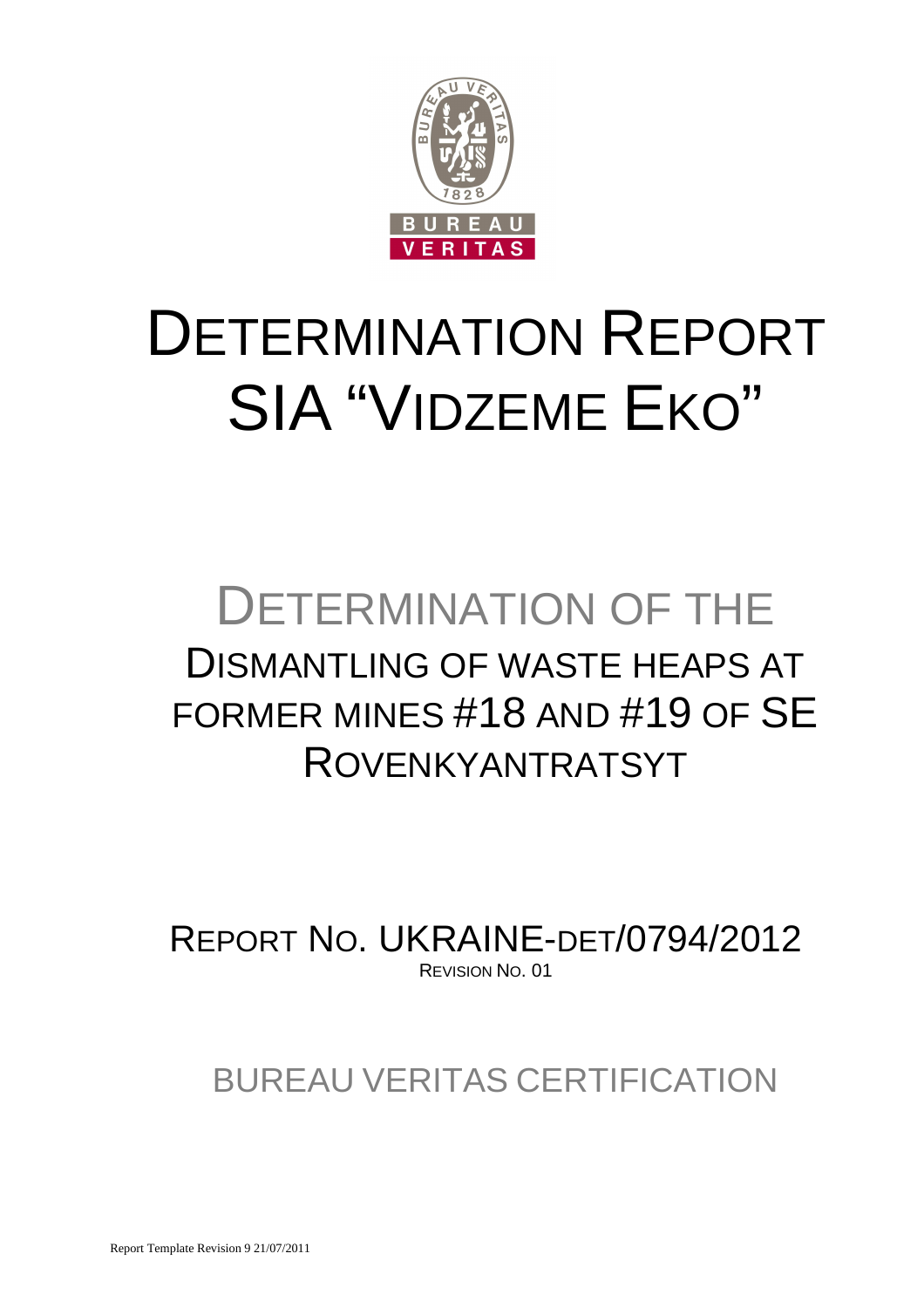# DETERMINATION REPORT SIA "VIDZEME EKO"

## DETERMINATION OF THE DISMANTLING OF WASTE HEAPS AT FORMER MINES #18 AND #19 OF SE ROVENKYANTRATSYT

REPORT NO. UKRAINE-DET/0794/2012

REVISION NO. 01

BUREAU VERITAS CERTIFICATION

Report Template Revision 9 21/07/2011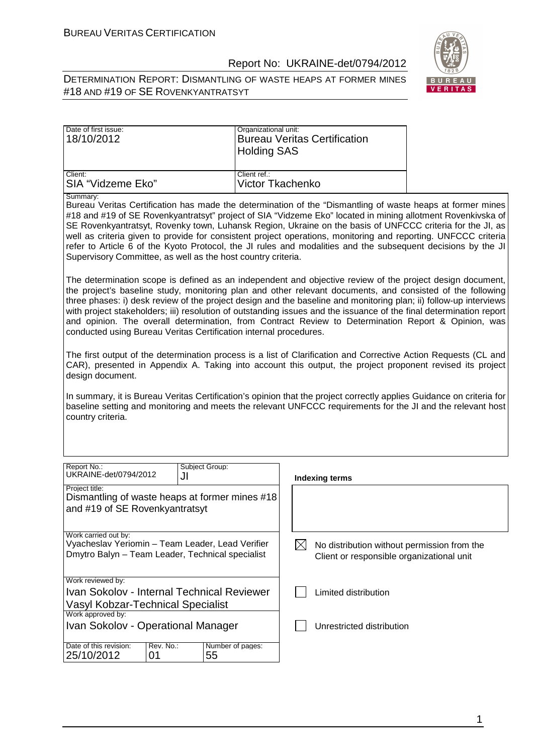| Date of first issue: 18/10/2012 | Organizational unit: Bureau Veritas Certification Holding SAS |
| --- | --- |
| Client: SIA "Vidzeme Eko" | Client ref.: Victor Tkachenko |

Summary:

Bureau Veritas Certification has made the determination of the "Dismantling of waste heaps at former mines #18 and #19 of SE Rovenkyantratsyt" project of SIA "Vidzeme Eko" located in mining allotment Rovenkivska of SE Rovenkyantratsyt, Rovenky town, Luhansk Region, Ukraine on the basis of UNFCCC criteria for the JI, as well as criteria given to provide for consistent project operations, monitoring and reporting. UNFCCC criteria refer to Article 6 of the Kyoto Protocol, the JI rules and modalities and the subsequent decisions by the JI Supervisory Committee, as well as the host country criteria.

The determination scope is defined as an independent and objective review of the project design document, the project's baseline study, monitoring plan and other relevant documents, and consisted of the following three phases: i) desk review of the project design and the baseline and monitoring plan; ii) follow-up interviews with project stakeholders; iii) resolution of outstanding issues and the issuance of the final determination report and opinion. The overall determination, from Contract Review to Determination Report & Opinion, was conducted using Bureau Veritas Certification internal procedures.

The first output of the determination process is a list of Clarification and Corrective Action Requests (CL and CAR), presented in Appendix A. Taking into account this output, the project proponent revised its project design document.

In summary, it is Bureau Veritas Certification's opinion that the project correctly applies Guidance on criteria for baseline setting and monitoring and meets the relevant UNFCCC requirements for the JI and the relevant host country criteria.

| Report No.: UKRAINE-det/0794/2012 | Subject Group: JI | | **Indexing terms** |
| --- | --- | --- | --- |
| Project title: Dismantling of waste heaps at former mines #18 and #19 of SE Rovenkyantratsyt | | | |
| Work carried out by: Vyacheslav Yeriomin – Team Leader, Lead Verifier; Dmytro Balyn – Team Leader, Technical specialist | | | ☒ No distribution without permission from the Client or responsible organizational unit |
| Work reviewed by: Ivan Sokolov - Internal Technical Reviewer; Vasyl Kobzar-Technical Specialist | | | ☐ Limited distribution |
| Work approved by: Ivan Sokolov - Operational Manager | | | ☐ Unrestricted distribution |
| Date of this revision: 25/10/2012 | Rev. No.: 01 | Number of pages: 55 | |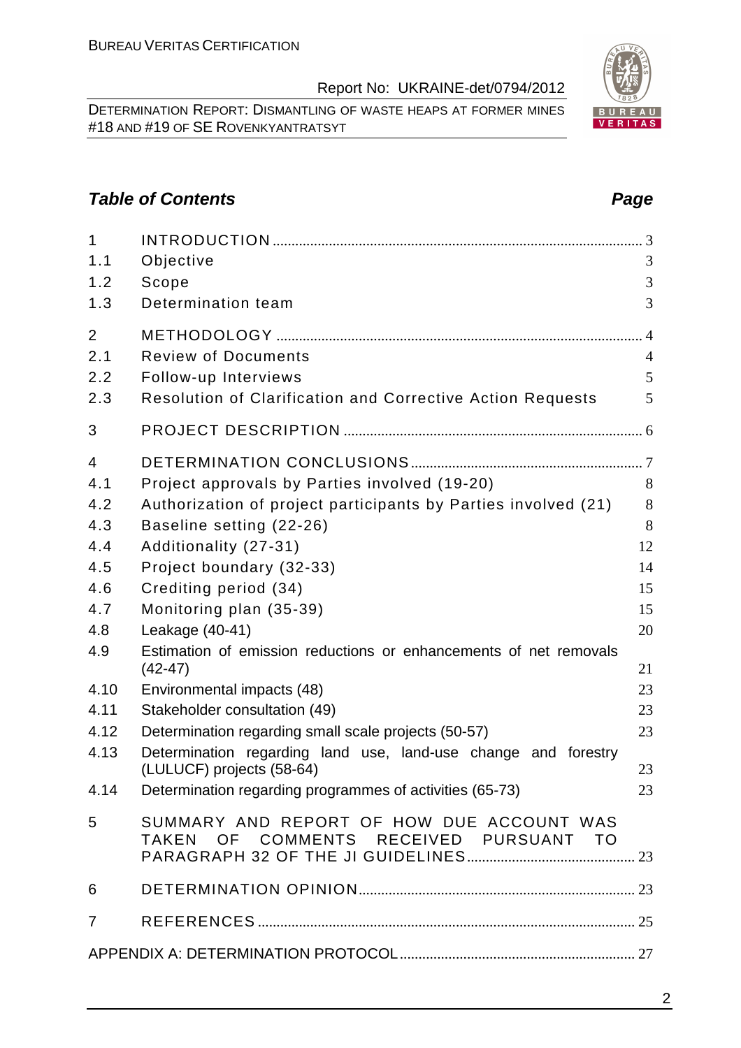## *Table of Contents* *Page*

| | | |
|---|---|---|
| 1 | INTRODUCTION | 3 |
| 1.1 | Objective | 3 |
| 1.2 | Scope | 3 |
| 1.3 | Determination team | 3 |
| 2 | METHODOLOGY | 4 |
| 2.1 | Review of Documents | 4 |
| 2.2 | Follow-up Interviews | 5 |
| 2.3 | Resolution of Clarification and Corrective Action Requests | 5 |
| 3 | PROJECT DESCRIPTION | 6 |
| 4 | DETERMINATION CONCLUSIONS | 7 |
| 4.1 | Project approvals by Parties involved (19-20) | 8 |
| 4.2 | Authorization of project participants by Parties involved (21) | 8 |
| 4.3 | Baseline setting (22-26) | 8 |
| 4.4 | Additionality (27-31) | 12 |
| 4.5 | Project boundary (32-33) | 14 |
| 4.6 | Crediting period (34) | 15 |
| 4.7 | Monitoring plan (35-39) | 15 |
| 4.8 | Leakage (40-41) | 20 |
| 4.9 | Estimation of emission reductions or enhancements of net removals (42-47) | 21 |
| 4.10 | Environmental impacts (48) | 23 |
| 4.11 | Stakeholder consultation (49) | 23 |
| 4.12 | Determination regarding small scale projects (50-57) | 23 |
| 4.13 | Determination regarding land use, land-use change and forestry (LULUCF) projects (58-64) | 23 |
| 4.14 | Determination regarding programmes of activities (65-73) | 23 |
| 5 | SUMMARY AND REPORT OF HOW DUE ACCOUNT WAS TAKEN OF COMMENTS RECEIVED PURSUANT TO PARAGRAPH 32 OF THE JI GUIDELINES | 23 |
| 6 | DETERMINATION OPINION | 23 |
| 7 | REFERENCES | 25 |
| | APPENDIX A: DETERMINATION PROTOCOL | 27 |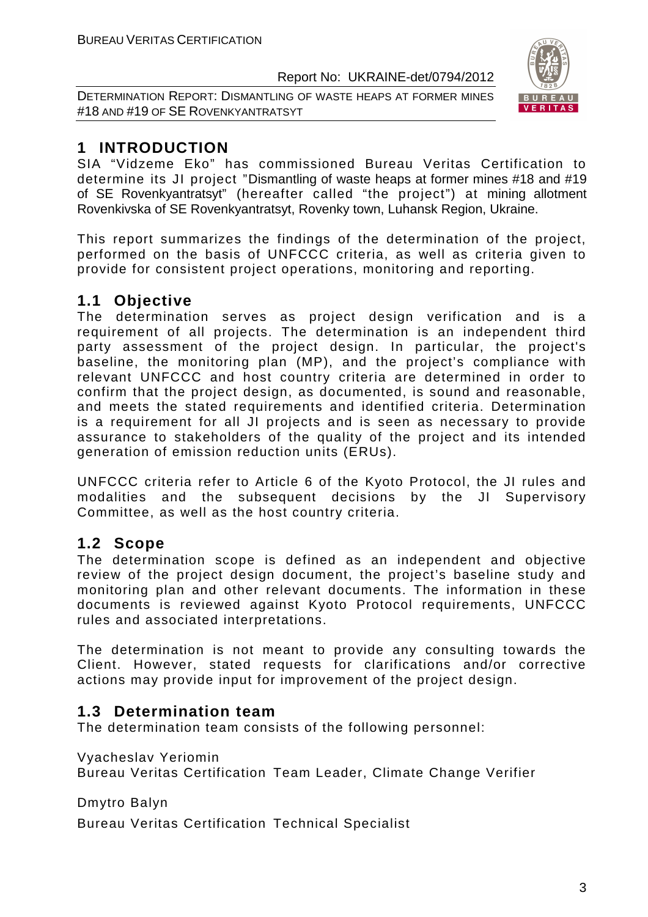# 1 INTRODUCTION

SIA "Vidzeme Eko" has commissioned Bureau Veritas Certification to determine its JI project "Dismantling of waste heaps at former mines #18 and #19 of SE Rovenkyantratsyt" (hereafter called "the project") at mining allotment Rovenkivska of SE Rovenkyantratsyt, Rovenky town, Luhansk Region, Ukraine.

This report summarizes the findings of the determination of the project, performed on the basis of UNFCCC criteria, as well as criteria given to provide for consistent project operations, monitoring and reporting.

## 1.1 Objective

The determination serves as project design verification and is a requirement of all projects. The determination is an independent third party assessment of the project design. In particular, the project's baseline, the monitoring plan (MP), and the project's compliance with relevant UNFCCC and host country criteria are determined in order to confirm that the project design, as documented, is sound and reasonable, and meets the stated requirements and identified criteria. Determination is a requirement for all JI projects and is seen as necessary to provide assurance to stakeholders of the quality of the project and its intended generation of emission reduction units (ERUs).

UNFCCC criteria refer to Article 6 of the Kyoto Protocol, the JI rules and modalities and the subsequent decisions by the JI Supervisory Committee, as well as the host country criteria.

## 1.2 Scope

The determination scope is defined as an independent and objective review of the project design document, the project's baseline study and monitoring plan and other relevant documents. The information in these documents is reviewed against Kyoto Protocol requirements, UNFCCC rules and associated interpretations.

The determination is not meant to provide any consulting towards the Client. However, stated requests for clarifications and/or corrective actions may provide input for improvement of the project design.

## 1.3 Determination team

The determination team consists of the following personnel:

Vyacheslav Yeriomin
Bureau Veritas Certification Team Leader, Climate Change Verifier

Dmytro Balyn
Bureau Veritas Certification Technical Specialist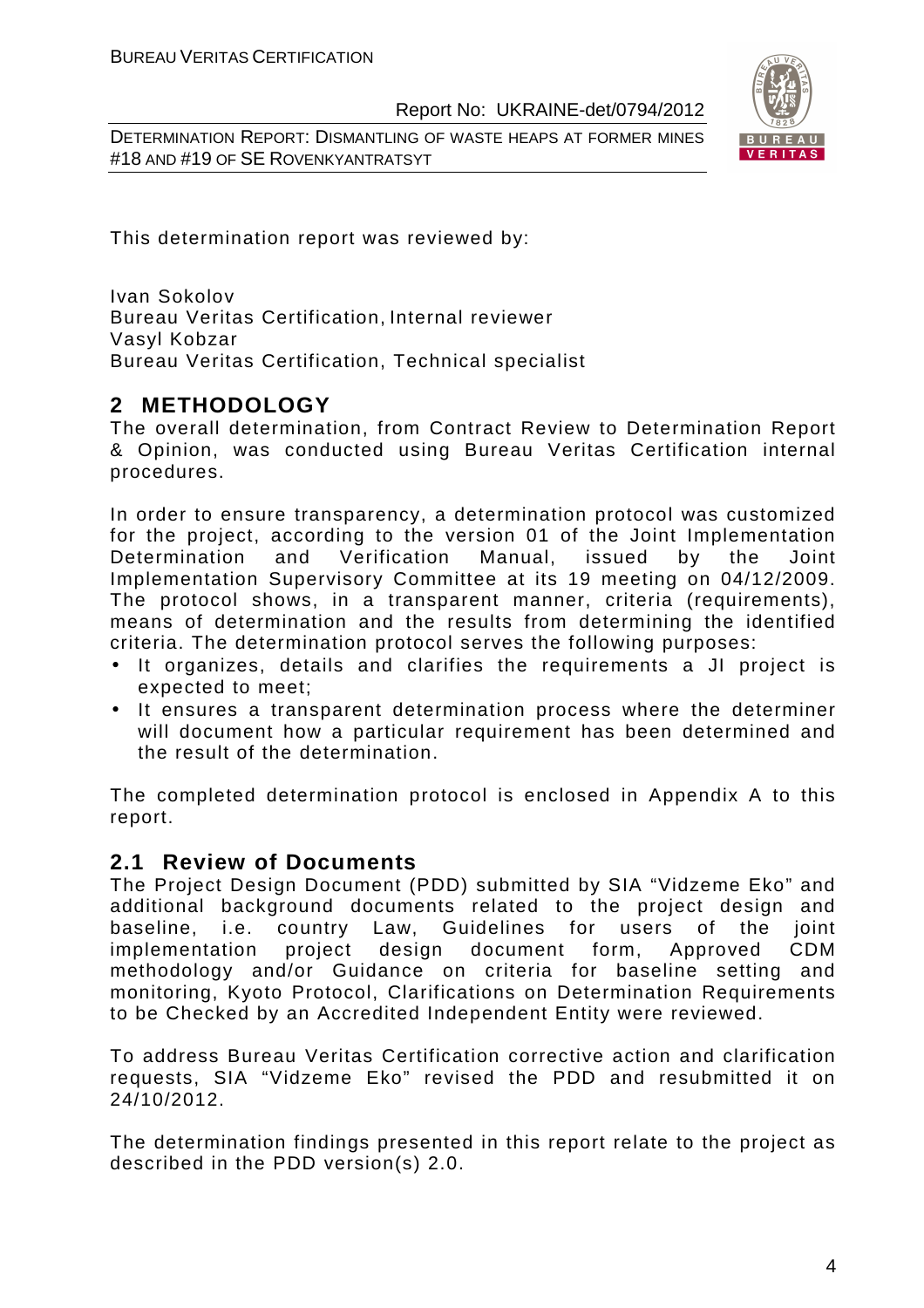This determination report was reviewed by:

Ivan Sokolov
Bureau Veritas Certification, Internal reviewer
Vasyl Kobzar
Bureau Veritas Certification, Technical specialist

## 2 METHODOLOGY

The overall determination, from Contract Review to Determination Report & Opinion, was conducted using Bureau Veritas Certification internal procedures.

In order to ensure transparency, a determination protocol was customized for the project, according to the version 01 of the Joint Implementation Determination and Verification Manual, issued by the Joint Implementation Supervisory Committee at its 19 meeting on 04/12/2009. The protocol shows, in a transparent manner, criteria (requirements), means of determination and the results from determining the identified criteria. The determination protocol serves the following purposes:

- It organizes, details and clarifies the requirements a JI project is expected to meet;
- It ensures a transparent determination process where the determiner will document how a particular requirement has been determined and the result of the determination.

The completed determination protocol is enclosed in Appendix A to this report.

### 2.1 Review of Documents

The Project Design Document (PDD) submitted by SIA "Vidzeme Eko" and additional background documents related to the project design and baseline, i.e. country Law, Guidelines for users of the joint implementation project design document form, Approved CDM methodology and/or Guidance on criteria for baseline setting and monitoring, Kyoto Protocol, Clarifications on Determination Requirements to be Checked by an Accredited Independent Entity were reviewed.

To address Bureau Veritas Certification corrective action and clarification requests, SIA "Vidzeme Eko" revised the PDD and resubmitted it on 24/10/2012.

The determination findings presented in this report relate to the project as described in the PDD version(s) 2.0.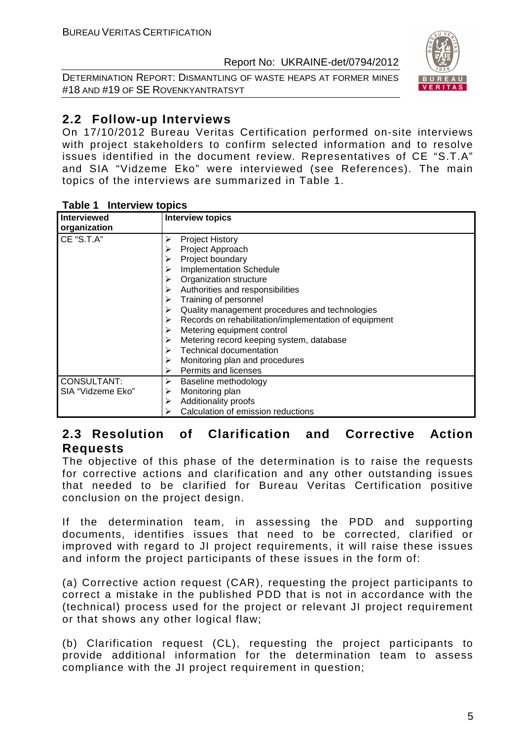## 2.2 Follow-up Interviews

On 17/10/2012 Bureau Veritas Certification performed on-site interviews with project stakeholders to confirm selected information and to resolve issues identified in the document review. Representatives of CE "S.T.A" and SIA "Vidzeme Eko" were interviewed (see References). The main topics of the interviews are summarized in Table 1.

**Table 1 Interview topics**

| Interviewed organization | Interview topics |
|---|---|
| CE "S.T.A" | ➢ Project History<br>➢ Project Approach<br>➢ Project boundary<br>➢ Implementation Schedule<br>➢ Organization structure<br>➢ Authorities and responsibilities<br>➢ Training of personnel<br>➢ Quality management procedures and technologies<br>➢ Records on rehabilitation/implementation of equipment<br>➢ Metering equipment control<br>➢ Metering record keeping system, database<br>➢ Technical documentation<br>➢ Monitoring plan and procedures<br>➢ Permits and licenses |
| CONSULTANT: SIA "Vidzeme Eko" | ➢ Baseline methodology<br>➢ Monitoring plan<br>➢ Additionality proofs<br>➢ Calculation of emission reductions |

## 2.3 Resolution of Clarification and Corrective Action Requests

The objective of this phase of the determination is to raise the requests for corrective actions and clarification and any other outstanding issues that needed to be clarified for Bureau Veritas Certification positive conclusion on the project design.

If the determination team, in assessing the PDD and supporting documents, identifies issues that need to be corrected, clarified or improved with regard to JI project requirements, it will raise these issues and inform the project participants of these issues in the form of:

(a) Corrective action request (CAR), requesting the project participants to correct a mistake in the published PDD that is not in accordance with the (technical) process used for the project or relevant JI project requirement or that shows any other logical flaw;

(b) Clarification request (CL), requesting the project participants to provide additional information for the determination team to assess compliance with the JI project requirement in question;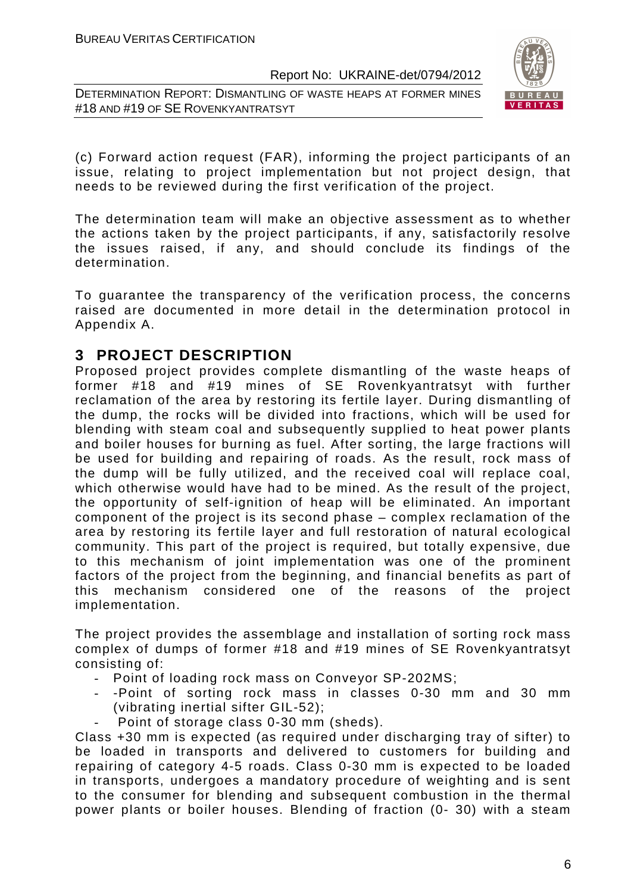(c) Forward action request (FAR), informing the project participants of an issue, relating to project implementation but not project design, that needs to be reviewed during the first verification of the project.

The determination team will make an objective assessment as to whether the actions taken by the project participants, if any, satisfactorily resolve the issues raised, if any, and should conclude its findings of the determination.

To guarantee the transparency of the verification process, the concerns raised are documented in more detail in the determination protocol in Appendix A.

# 3 PROJECT DESCRIPTION

Proposed project provides complete dismantling of the waste heaps of former #18 and #19 mines of SE Rovenkyantratsyt with further reclamation of the area by restoring its fertile layer. During dismantling of the dump, the rocks will be divided into fractions, which will be used for blending with steam coal and subsequently supplied to heat power plants and boiler houses for burning as fuel. After sorting, the large fractions will be used for building and repairing of roads. As the result, rock mass of the dump will be fully utilized, and the received coal will replace coal, which otherwise would have had to be mined. As the result of the project, the opportunity of self-ignition of heap will be eliminated. An important component of the project is its second phase – complex reclamation of the area by restoring its fertile layer and full restoration of natural ecological community. This part of the project is required, but totally expensive, due to this mechanism of joint implementation was one of the prominent factors of the project from the beginning, and financial benefits as part of this mechanism considered one of the reasons of the project implementation.

The project provides the assemblage and installation of sorting rock mass complex of dumps of former #18 and #19 mines of SE Rovenkyantratsyt consisting of:

- Point of loading rock mass on Conveyor SP-202MS;
- -Point of sorting rock mass in classes 0-30 mm and 30 mm (vibrating inertial sifter GIL-52);
- Point of storage class 0-30 mm (sheds).

Class +30 mm is expected (as required under discharging tray of sifter) to be loaded in transports and delivered to customers for building and repairing of category 4-5 roads. Class 0-30 mm is expected to be loaded in transports, undergoes a mandatory procedure of weighting and is sent to the consumer for blending and subsequent combustion in the thermal power plants or boiler houses. Blending of fraction (0- 30) with a steam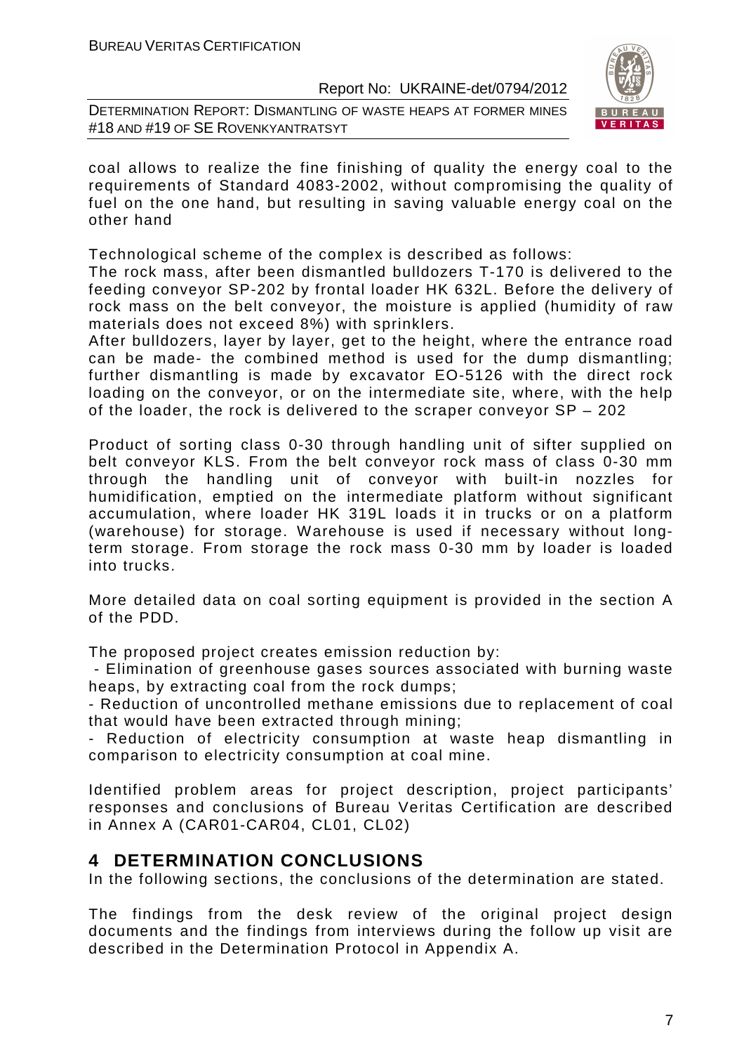coal allows to realize the fine finishing of quality the energy coal to the requirements of Standard 4083-2002, without compromising the quality of fuel on the one hand, but resulting in saving valuable energy coal on the other hand

Technological scheme of the complex is described as follows:
The rock mass, after been dismantled bulldozers T-170 is delivered to the feeding conveyor SP-202 by frontal loader HK 632L. Before the delivery of rock mass on the belt conveyor, the moisture is applied (humidity of raw materials does not exceed 8%) with sprinklers.
After bulldozers, layer by layer, get to the height, where the entrance road can be made- the combined method is used for the dump dismantling; further dismantling is made by excavator EO-5126 with the direct rock loading on the conveyor, or on the intermediate site, where, with the help of the loader, the rock is delivered to the scraper conveyor SP – 202

Product of sorting class 0-30 through handling unit of sifter supplied on belt conveyor KLS. From the belt conveyor rock mass of class 0-30 mm through the handling unit of conveyor with built-in nozzles for humidification, emptied on the intermediate platform without significant accumulation, where loader HK 319L loads it in trucks or on a platform (warehouse) for storage. Warehouse is used if necessary without long-term storage. From storage the rock mass 0-30 mm by loader is loaded into trucks.

More detailed data on coal sorting equipment is provided in the section A of the PDD.

The proposed project creates emission reduction by:
- Elimination of greenhouse gases sources associated with burning waste heaps, by extracting coal from the rock dumps;
- Reduction of uncontrolled methane emissions due to replacement of coal that would have been extracted through mining;
- Reduction of electricity consumption at waste heap dismantling in comparison to electricity consumption at coal mine.

Identified problem areas for project description, project participants' responses and conclusions of Bureau Veritas Certification are described in Annex A (CAR01-CAR04, CL01, CL02)

# 4 DETERMINATION CONCLUSIONS

In the following sections, the conclusions of the determination are stated.

The findings from the desk review of the original project design documents and the findings from interviews during the follow up visit are described in the Determination Protocol in Appendix A.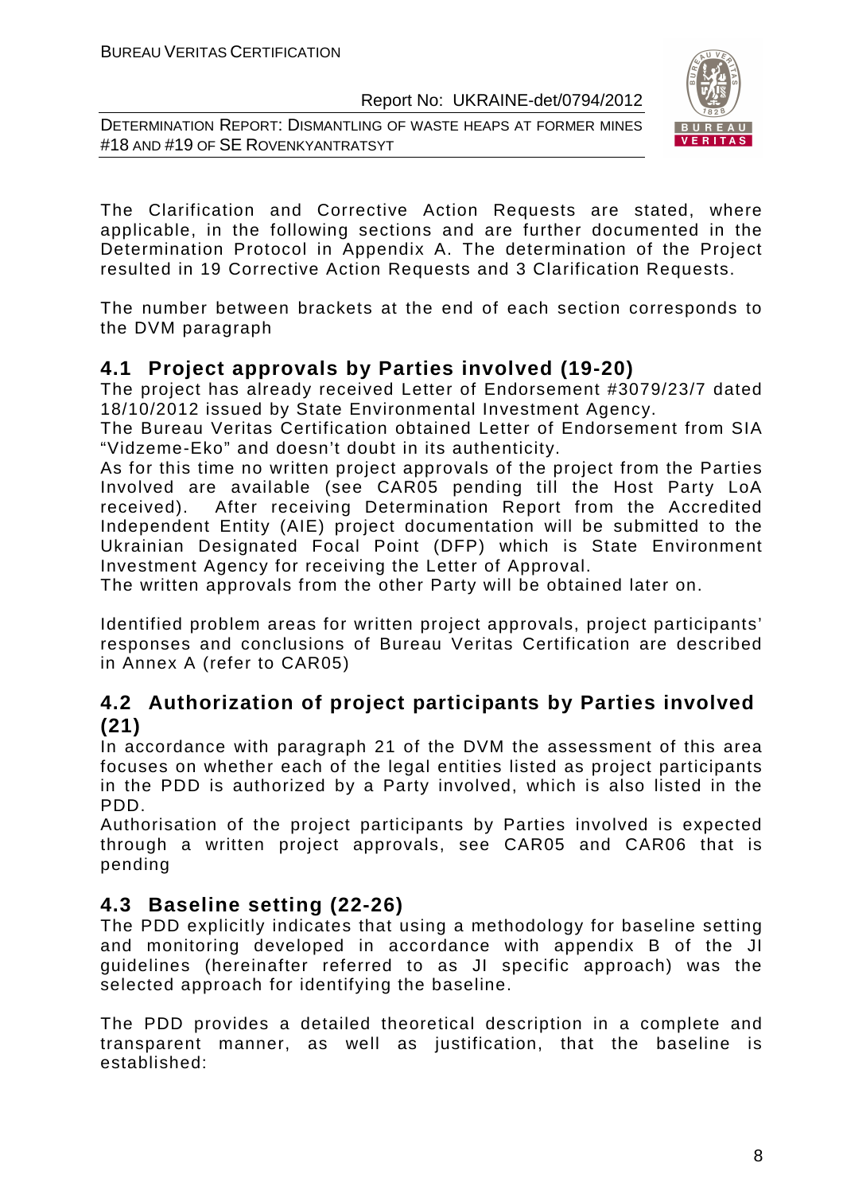The Clarification and Corrective Action Requests are stated, where applicable, in the following sections and are further documented in the Determination Protocol in Appendix A. The determination of the Project resulted in 19 Corrective Action Requests and 3 Clarification Requests.

The number between brackets at the end of each section corresponds to the DVM paragraph

## 4.1 Project approvals by Parties involved (19-20)

The project has already received Letter of Endorsement #3079/23/7 dated 18/10/2012 issued by State Environmental Investment Agency.

The Bureau Veritas Certification obtained Letter of Endorsement from SIA "Vidzeme-Eko" and doesn't doubt in its authenticity.

As for this time no written project approvals of the project from the Parties Involved are available (see CAR05 pending till the Host Party LoA received). After receiving Determination Report from the Accredited Independent Entity (AIE) project documentation will be submitted to the Ukrainian Designated Focal Point (DFP) which is State Environment Investment Agency for receiving the Letter of Approval.

The written approvals from the other Party will be obtained later on.

Identified problem areas for written project approvals, project participants' responses and conclusions of Bureau Veritas Certification are described in Annex A (refer to CAR05)

## 4.2 Authorization of project participants by Parties involved (21)

In accordance with paragraph 21 of the DVM the assessment of this area focuses on whether each of the legal entities listed as project participants in the PDD is authorized by a Party involved, which is also listed in the PDD.

Authorisation of the project participants by Parties involved is expected through a written project approvals, see CAR05 and CAR06 that is pending

## 4.3 Baseline setting (22-26)

The PDD explicitly indicates that using a methodology for baseline setting and monitoring developed in accordance with appendix B of the JI guidelines (hereinafter referred to as JI specific approach) was the selected approach for identifying the baseline.

The PDD provides a detailed theoretical description in a complete and transparent manner, as well as justification, that the baseline is established: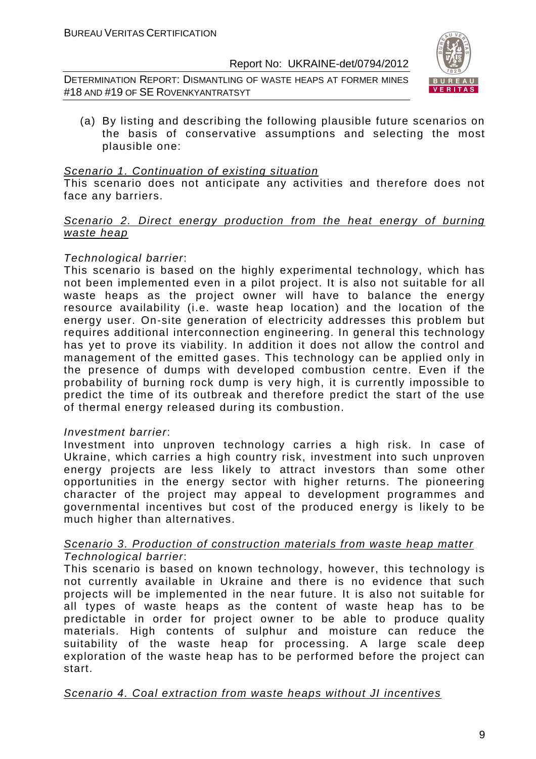(a) By listing and describing the following plausible future scenarios on the basis of conservative assumptions and selecting the most plausible one:

Scenario 1. Continuation of existing situation

This scenario does not anticipate any activities and therefore does not face any barriers.

Scenario 2. Direct energy production from the heat energy of burning waste heap

*Technological barrier*:

This scenario is based on the highly experimental technology, which has not been implemented even in a pilot project. It is also not suitable for all waste heaps as the project owner will have to balance the energy resource availability (i.e. waste heap location) and the location of the energy user. On-site generation of electricity addresses this problem but requires additional interconnection engineering. In general this technology has yet to prove its viability. In addition it does not allow the control and management of the emitted gases. This technology can be applied only in the presence of dumps with developed combustion centre. Even if the probability of burning rock dump is very high, it is currently impossible to predict the time of its outbreak and therefore predict the start of the use of thermal energy released during its combustion.

*Investment barrier*:

Investment into unproven technology carries a high risk. In case of Ukraine, which carries a high country risk, investment into such unproven energy projects are less likely to attract investors than some other opportunities in the energy sector with higher returns. The pioneering character of the project may appeal to development programmes and governmental incentives but cost of the produced energy is likely to be much higher than alternatives.

Scenario 3. Production of construction materials from waste heap matter

*Technological barrier*:

This scenario is based on known technology, however, this technology is not currently available in Ukraine and there is no evidence that such projects will be implemented in the near future. It is also not suitable for all types of waste heaps as the content of waste heap has to be predictable in order for project owner to be able to produce quality materials. High contents of sulphur and moisture can reduce the suitability of the waste heap for processing. A large scale deep exploration of the waste heap has to be performed before the project can start.

Scenario 4. Coal extraction from waste heaps without JI incentives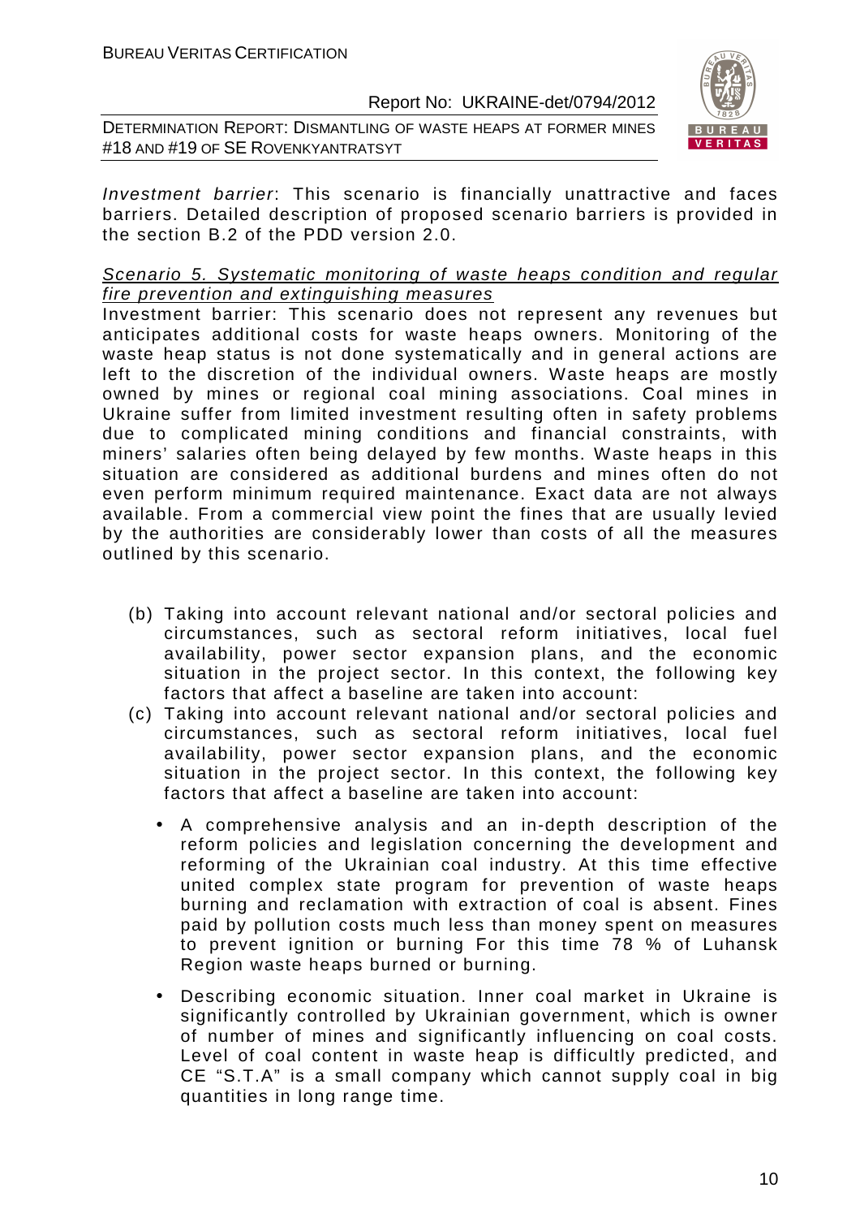*Investment barrier*: This scenario is financially unattractive and faces barriers. Detailed description of proposed scenario barriers is provided in the section B.2 of the PDD version 2.0.

*Scenario 5. Systematic monitoring of waste heaps condition and regular fire prevention and extinguishing measures*

Investment barrier: This scenario does not represent any revenues but anticipates additional costs for waste heaps owners. Monitoring of the waste heap status is not done systematically and in general actions are left to the discretion of the individual owners. Waste heaps are mostly owned by mines or regional coal mining associations. Coal mines in Ukraine suffer from limited investment resulting often in safety problems due to complicated mining conditions and financial constraints, with miners' salaries often being delayed by few months. Waste heaps in this situation are considered as additional burdens and mines often do not even perform minimum required maintenance. Exact data are not always available. From a commercial view point the fines that are usually levied by the authorities are considerably lower than costs of all the measures outlined by this scenario.

(b) Taking into account relevant national and/or sectoral policies and circumstances, such as sectoral reform initiatives, local fuel availability, power sector expansion plans, and the economic situation in the project sector. In this context, the following key factors that affect a baseline are taken into account:

(c) Taking into account relevant national and/or sectoral policies and circumstances, such as sectoral reform initiatives, local fuel availability, power sector expansion plans, and the economic situation in the project sector. In this context, the following key factors that affect a baseline are taken into account:

- A comprehensive analysis and an in-depth description of the reform policies and legislation concerning the development and reforming of the Ukrainian coal industry. At this time effective united complex state program for prevention of waste heaps burning and reclamation with extraction of coal is absent. Fines paid by pollution costs much less than money spent on measures to prevent ignition or burning For this time 78 % of Luhansk Region waste heaps burned or burning.
- Describing economic situation. Inner coal market in Ukraine is significantly controlled by Ukrainian government, which is owner of number of mines and significantly influencing on coal costs. Level of coal content in waste heap is difficultly predicted, and CE "S.T.A" is a small company which cannot supply coal in big quantities in long range time.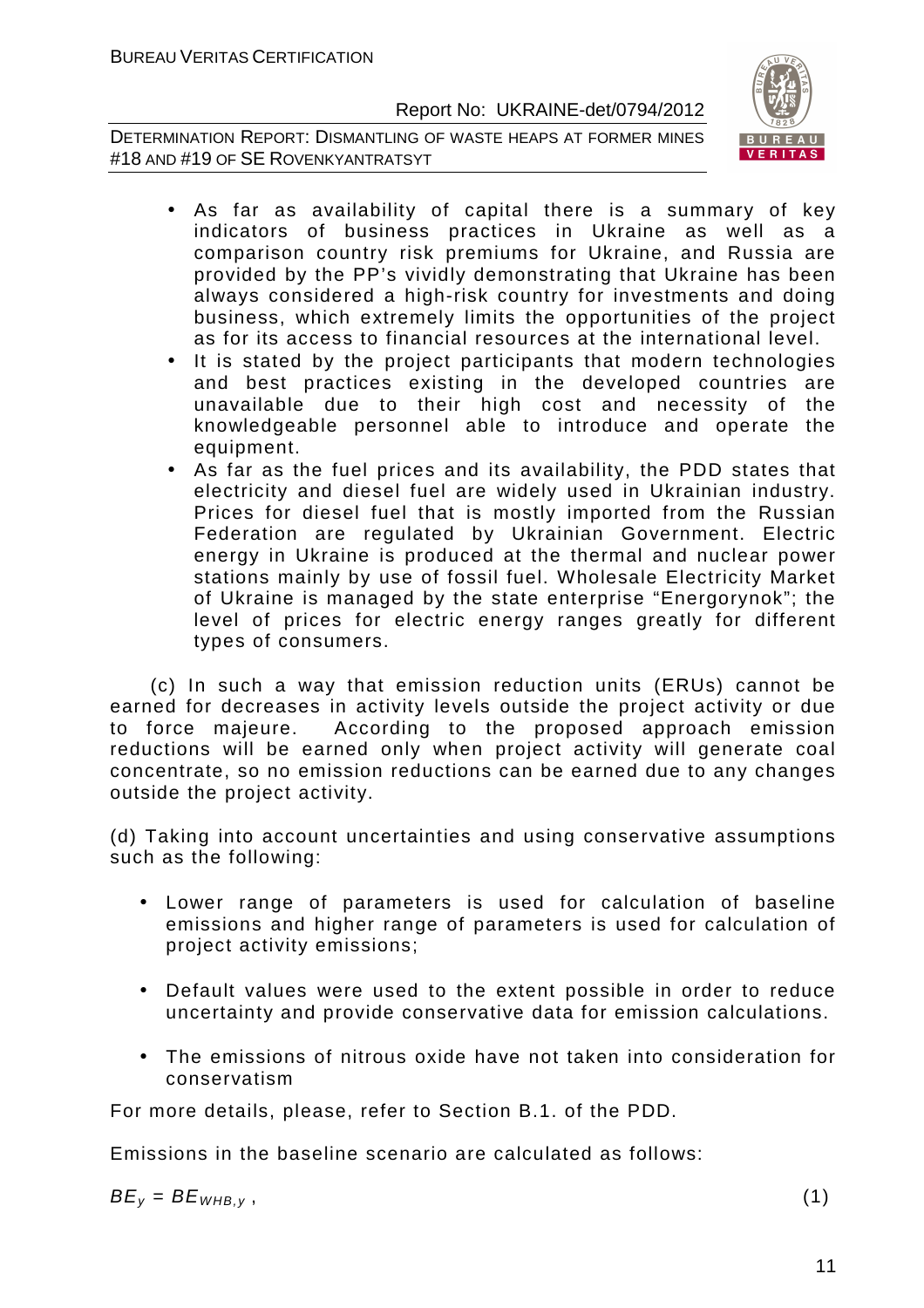- As far as availability of capital there is a summary of key indicators of business practices in Ukraine as well as a comparison country risk premiums for Ukraine, and Russia are provided by the PP's vividly demonstrating that Ukraine has been always considered a high-risk country for investments and doing business, which extremely limits the opportunities of the project as for its access to financial resources at the international level.
- It is stated by the project participants that modern technologies and best practices existing in the developed countries are unavailable due to their high cost and necessity of the knowledgeable personnel able to introduce and operate the equipment.
- As far as the fuel prices and its availability, the PDD states that electricity and diesel fuel are widely used in Ukrainian industry. Prices for diesel fuel that is mostly imported from the Russian Federation are regulated by Ukrainian Government. Electric energy in Ukraine is produced at the thermal and nuclear power stations mainly by use of fossil fuel. Wholesale Electricity Market of Ukraine is managed by the state enterprise "Energorynok"; the level of prices for electric energy ranges greatly for different types of consumers.

(c) In such a way that emission reduction units (ERUs) cannot be earned for decreases in activity levels outside the project activity or due to force majeure. According to the proposed approach emission reductions will be earned only when project activity will generate coal concentrate, so no emission reductions can be earned due to any changes outside the project activity.

(d) Taking into account uncertainties and using conservative assumptions such as the following:

- Lower range of parameters is used for calculation of baseline emissions and higher range of parameters is used for calculation of project activity emissions;
- Default values were used to the extent possible in order to reduce uncertainty and provide conservative data for emission calculations.
- The emissions of nitrous oxide have not taken into consideration for conservatism

For more details, please, refer to Section B.1. of the PDD.

Emissions in the baseline scenario are calculated as follows:

$$BE_y = BE_{WHB,y}\,, \tag{1}$$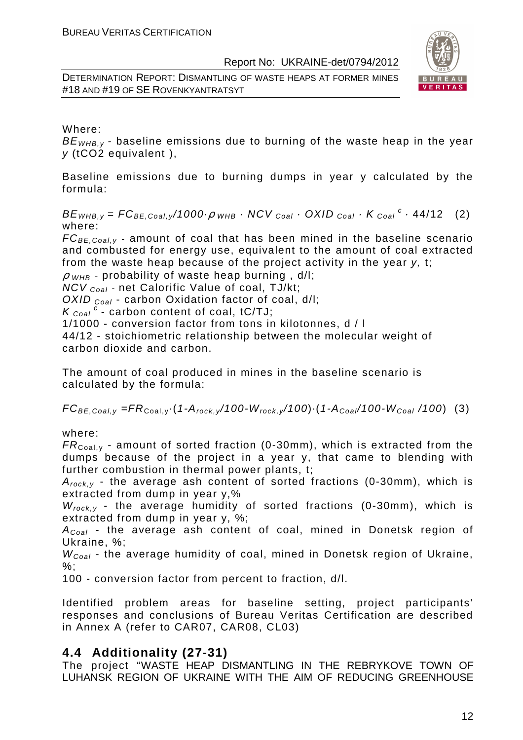Where:

$BE_{WHB,y}$ - baseline emissions due to burning of the waste heap in the year $y$ (tCO2 equivalent ),

Baseline emissions due to burning dumps in year y calculated by the formula:

$$BE_{WHB,y} = FC_{BE,Coal,y}/1000 \cdot \rho_{WHB} \cdot NCV_{Coal} \cdot OXID_{Coal} \cdot K_{Coal}^{c} \cdot 44/12 \quad (2)$$

where:

$FC_{BE,Coal,y}$ - amount of coal that has been mined in the baseline scenario and combusted for energy use, equivalent to the amount of coal extracted from the waste heap because of the project activity in the year $y$, t;

$\rho_{WHB}$ - probability of waste heap burning , d/l;

$NCV_{Coal}$ - net Calorific Value of coal, TJ/kt;

$OXID_{Coal}$ - carbon Oxidation factor of coal, d/l;

$K_{Coal}^{c}$ - carbon content of coal, tC/TJ;

1/1000 - conversion factor from tons in kilotonnes, d / l

44/12 - stoichiometric relationship between the molecular weight of carbon dioxide and carbon.

The amount of coal produced in mines in the baseline scenario is calculated by the formula:

$$FC_{BE,Coal,y} = FR_{Coal,y} \cdot (1 - A_{rock,y}/100 - W_{rock,y}/100) \cdot (1 - A_{Coal}/100 - W_{Coal}/100) \quad (3)$$

where:

$FR_{Coal,y}$ - amount of sorted fraction (0-30mm), which is extracted from the dumps because of the project in a year y, that came to blending with further combustion in thermal power plants, t;

$A_{rock,y}$ - the average ash content of sorted fractions (0-30mm), which is extracted from dump in year y,%

$W_{rock,y}$ - the average humidity of sorted fractions (0-30mm), which is extracted from dump in year y, %;

$A_{Coal}$ - the average ash content of coal, mined in Donetsk region of Ukraine, %;

$W_{Coal}$ - the average humidity of coal, mined in Donetsk region of Ukraine, %;

100 - conversion factor from percent to fraction, d/l.

Identified problem areas for baseline setting, project participants' responses and conclusions of Bureau Veritas Certification are described in Annex A (refer to CAR07, CAR08, CL03)

## 4.4 Additionality (27-31)

The project "WASTE HEAP DISMANTLING IN THE REBRYKOVE TOWN OF LUHANSK REGION OF UKRAINE WITH THE AIM OF REDUCING GREENHOUSE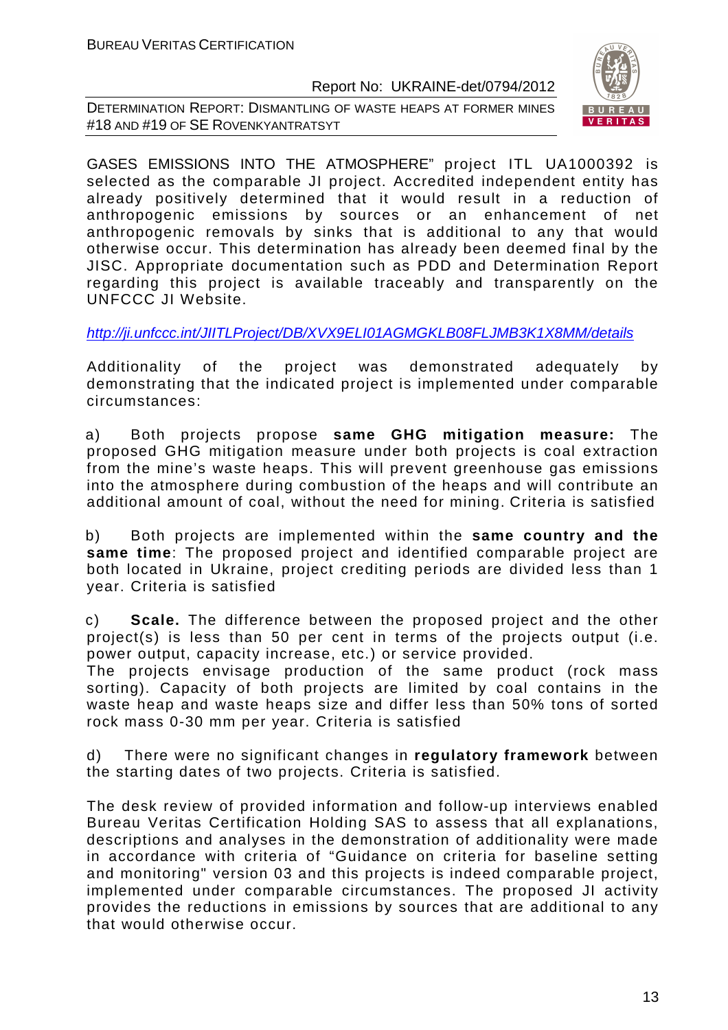GASES EMISSIONS INTO THE ATMOSPHERE" project ITL UA1000392 is selected as the comparable JI project. Accredited independent entity has already positively determined that it would result in a reduction of anthropogenic emissions by sources or an enhancement of net anthropogenic removals by sinks that is additional to any that would otherwise occur. This determination has already been deemed final by the JISC. Appropriate documentation such as PDD and Determination Report regarding this project is available traceably and transparently on the UNFCCC JI Website.

http://ji.unfccc.int/JIITLProject/DB/XVX9ELI01AGMGKLB08FLJMB3K1X8MM/details

Additionality of the project was demonstrated adequately by demonstrating that the indicated project is implemented under comparable circumstances:

a) Both projects propose **same GHG mitigation measure:** The proposed GHG mitigation measure under both projects is coal extraction from the mine's waste heaps. This will prevent greenhouse gas emissions into the atmosphere during combustion of the heaps and will contribute an additional amount of coal, without the need for mining. Criteria is satisfied

b) Both projects are implemented within the **same country and the same time**: The proposed project and identified comparable project are both located in Ukraine, project crediting periods are divided less than 1 year. Criteria is satisfied

c) **Scale.** The difference between the proposed project and the other project(s) is less than 50 per cent in terms of the projects output (i.e. power output, capacity increase, etc.) or service provided.
The projects envisage production of the same product (rock mass sorting). Capacity of both projects are limited by coal contains in the waste heap and waste heaps size and differ less than 50% tons of sorted rock mass 0-30 mm per year. Criteria is satisfied

d) There were no significant changes in **regulatory framework** between the starting dates of two projects. Criteria is satisfied.

The desk review of provided information and follow-up interviews enabled Bureau Veritas Certification Holding SAS to assess that all explanations, descriptions and analyses in the demonstration of additionality were made in accordance with criteria of "Guidance on criteria for baseline setting and monitoring" version 03 and this projects is indeed comparable project, implemented under comparable circumstances. The proposed JI activity provides the reductions in emissions by sources that are additional to any that would otherwise occur.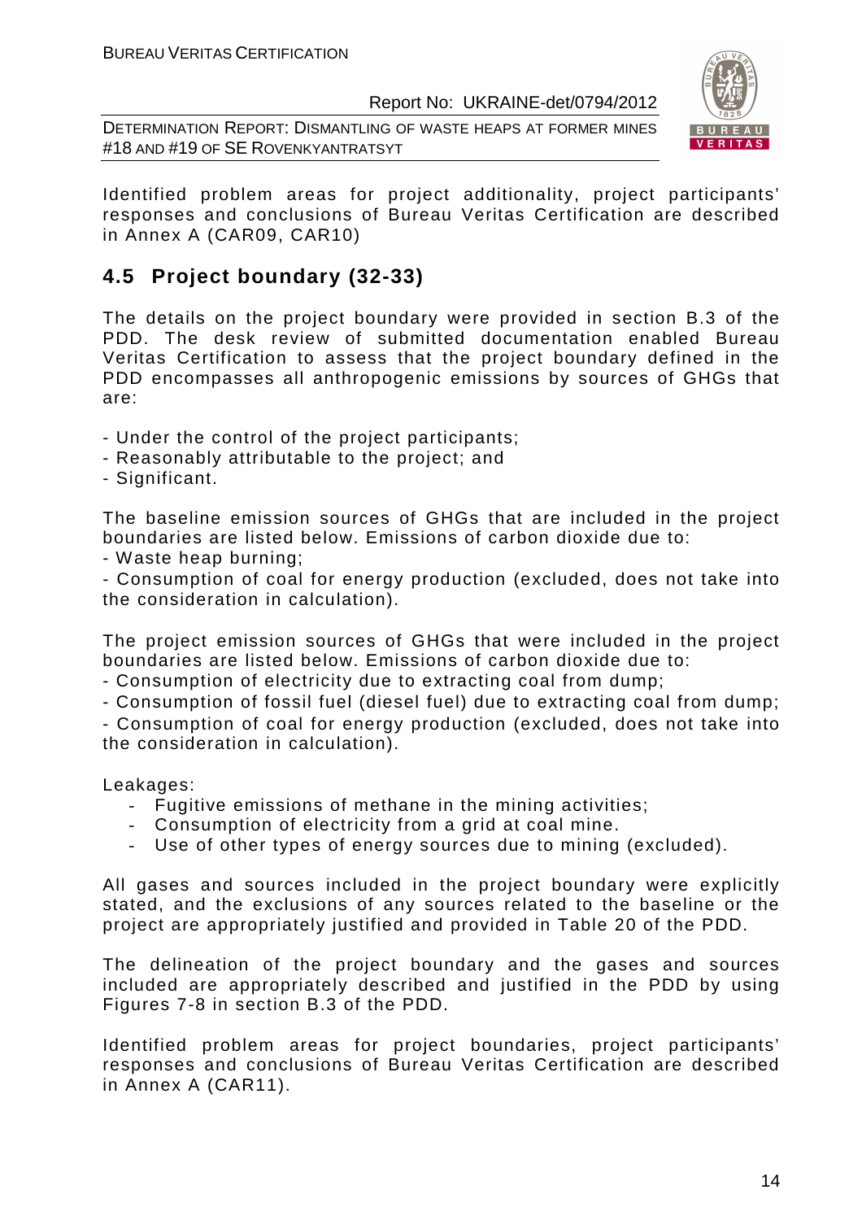Identified problem areas for project additionality, project participants' responses and conclusions of Bureau Veritas Certification are described in Annex A (CAR09, CAR10)

## 4.5 Project boundary (32-33)

The details on the project boundary were provided in section B.3 of the PDD. The desk review of submitted documentation enabled Bureau Veritas Certification to assess that the project boundary defined in the PDD encompasses all anthropogenic emissions by sources of GHGs that are:

- Under the control of the project participants;
- Reasonably attributable to the project; and
- Significant.

The baseline emission sources of GHGs that are included in the project boundaries are listed below. Emissions of carbon dioxide due to:

- Waste heap burning;
- Consumption of coal for energy production (excluded, does not take into the consideration in calculation).

The project emission sources of GHGs that were included in the project boundaries are listed below. Emissions of carbon dioxide due to:

- Consumption of electricity due to extracting coal from dump;
- Consumption of fossil fuel (diesel fuel) due to extracting coal from dump;
- Consumption of coal for energy production (excluded, does not take into the consideration in calculation).

Leakages:

- Fugitive emissions of methane in the mining activities;
- Consumption of electricity from a grid at coal mine.
- Use of other types of energy sources due to mining (excluded).

All gases and sources included in the project boundary were explicitly stated, and the exclusions of any sources related to the baseline or the project are appropriately justified and provided in Table 20 of the PDD.

The delineation of the project boundary and the gases and sources included are appropriately described and justified in the PDD by using Figures 7-8 in section B.3 of the PDD.

Identified problem areas for project boundaries, project participants' responses and conclusions of Bureau Veritas Certification are described in Annex A (CAR11).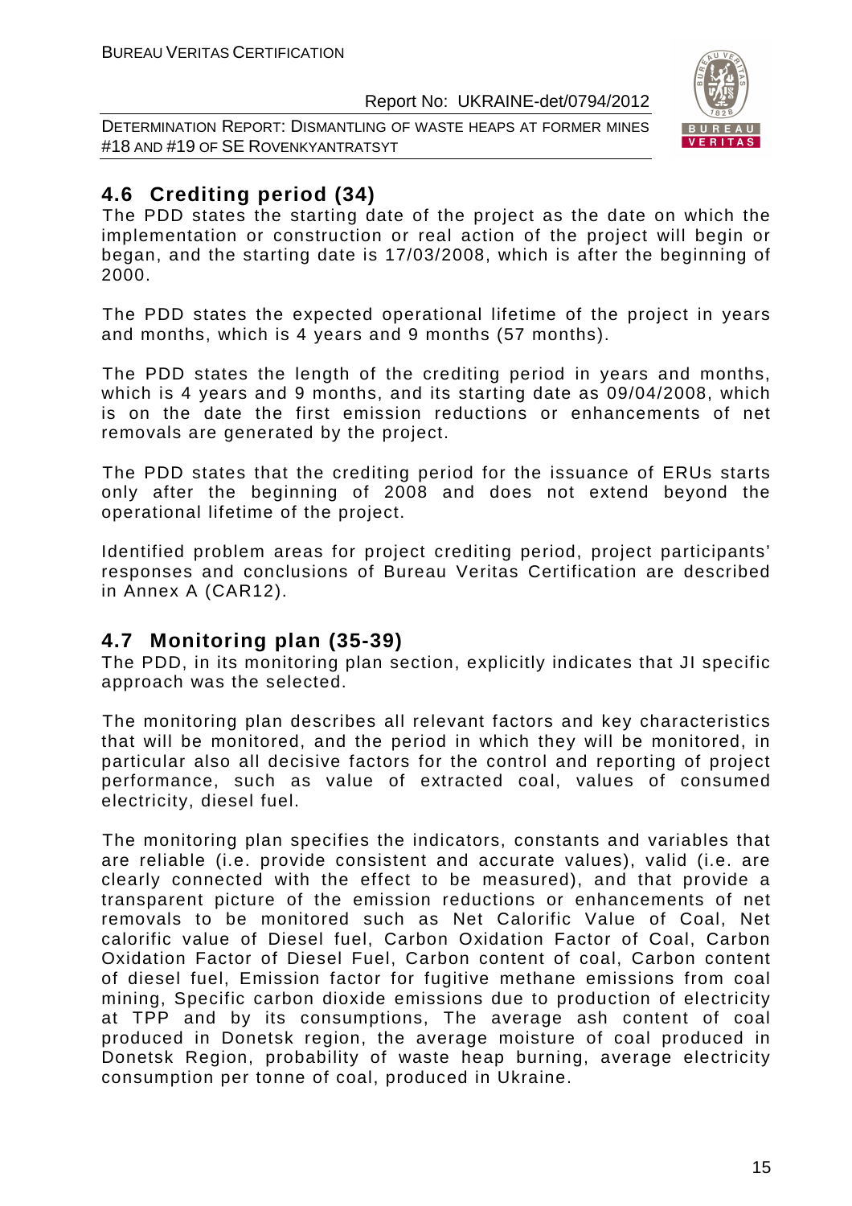## 4.6 Crediting period (34)

The PDD states the starting date of the project as the date on which the implementation or construction or real action of the project will begin or began, and the starting date is 17/03/2008, which is after the beginning of 2000.

The PDD states the expected operational lifetime of the project in years and months, which is 4 years and 9 months (57 months).

The PDD states the length of the crediting period in years and months, which is 4 years and 9 months, and its starting date as 09/04/2008, which is on the date the first emission reductions or enhancements of net removals are generated by the project.

The PDD states that the crediting period for the issuance of ERUs starts only after the beginning of 2008 and does not extend beyond the operational lifetime of the project.

Identified problem areas for project crediting period, project participants' responses and conclusions of Bureau Veritas Certification are described in Annex A (CAR12).

## 4.7 Monitoring plan (35-39)

The PDD, in its monitoring plan section, explicitly indicates that JI specific approach was the selected.

The monitoring plan describes all relevant factors and key characteristics that will be monitored, and the period in which they will be monitored, in particular also all decisive factors for the control and reporting of project performance, such as value of extracted coal, values of consumed electricity, diesel fuel.

The monitoring plan specifies the indicators, constants and variables that are reliable (i.e. provide consistent and accurate values), valid (i.e. are clearly connected with the effect to be measured), and that provide a transparent picture of the emission reductions or enhancements of net removals to be monitored such as Net Calorific Value of Coal, Net calorific value of Diesel fuel, Carbon Oxidation Factor of Coal, Carbon Oxidation Factor of Diesel Fuel, Carbon content of coal, Carbon content of diesel fuel, Emission factor for fugitive methane emissions from coal mining, Specific carbon dioxide emissions due to production of electricity at TPP and by its consumptions, The average ash content of coal produced in Donetsk region, the average moisture of coal produced in Donetsk Region, probability of waste heap burning, average electricity consumption per tonne of coal, produced in Ukraine.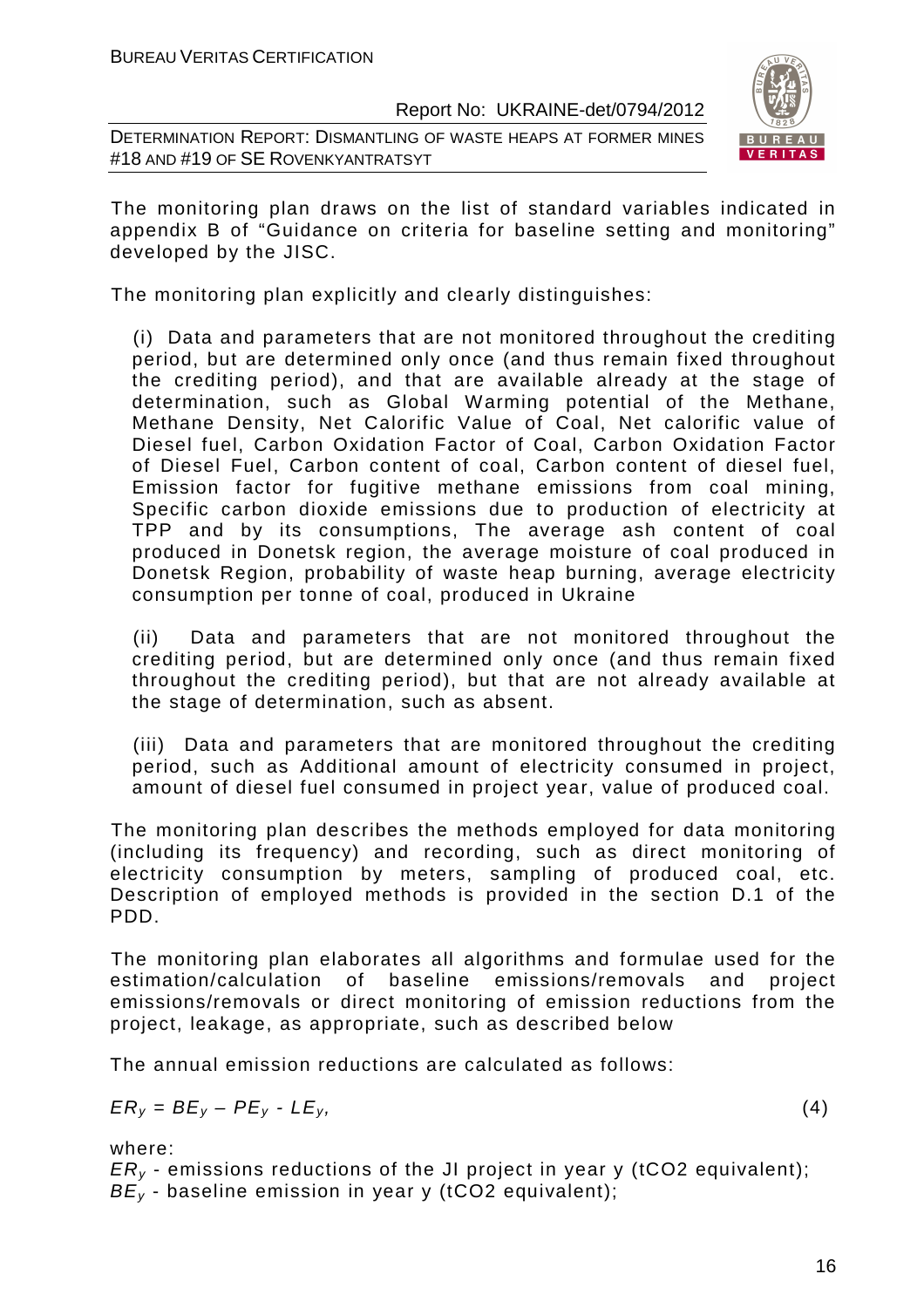The monitoring plan draws on the list of standard variables indicated in appendix B of "Guidance on criteria for baseline setting and monitoring" developed by the JISC.

The monitoring plan explicitly and clearly distinguishes:

(i) Data and parameters that are not monitored throughout the crediting period, but are determined only once (and thus remain fixed throughout the crediting period), and that are available already at the stage of determination, such as Global Warming potential of the Methane, Methane Density, Net Calorific Value of Coal, Net calorific value of Diesel fuel, Carbon Oxidation Factor of Coal, Carbon Oxidation Factor of Diesel Fuel, Carbon content of coal, Carbon content of diesel fuel, Emission factor for fugitive methane emissions from coal mining, Specific carbon dioxide emissions due to production of electricity at TPP and by its consumptions, The average ash content of coal produced in Donetsk region, the average moisture of coal produced in Donetsk Region, probability of waste heap burning, average electricity consumption per tonne of coal, produced in Ukraine

(ii) Data and parameters that are not monitored throughout the crediting period, but are determined only once (and thus remain fixed throughout the crediting period), but that are not already available at the stage of determination, such as absent.

(iii) Data and parameters that are monitored throughout the crediting period, such as Additional amount of electricity consumed in project, amount of diesel fuel consumed in project year, value of produced coal.

The monitoring plan describes the methods employed for data monitoring (including its frequency) and recording, such as direct monitoring of electricity consumption by meters, sampling of produced coal, etc. Description of employed methods is provided in the section D.1 of the PDD.

The monitoring plan elaborates all algorithms and formulae used for the estimation/calculation of baseline emissions/removals and project emissions/removals or direct monitoring of emission reductions from the project, leakage, as appropriate, such as described below

The annual emission reductions are calculated as follows:

$$ER_y = BE_y - PE_y - LE_y, \qquad (4)$$

where:

$ER_y$ - emissions reductions of the JI project in year y (tCO2 equivalent);
$BE_y$ - baseline emission in year y (tCO2 equivalent);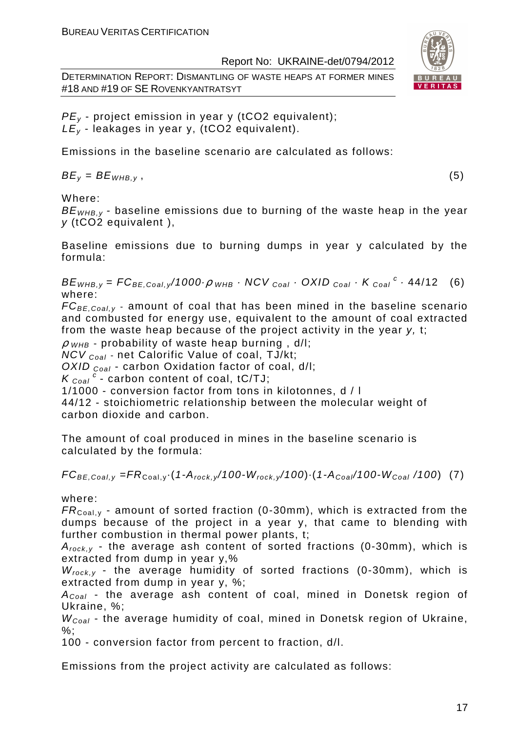$PE_y$ - project emission in year y (tCO2 equivalent);
$LE_y$ - leakages in year y, (tCO2 equivalent).

Emissions in the baseline scenario are calculated as follows:

$$BE_y = BE_{WHB,y}\ , \tag{5}$$

Where:
$BE_{WHB,y}$ - baseline emissions due to burning of the waste heap in the year $y$ (tCO2 equivalent ),

Baseline emissions due to burning dumps in year y calculated by the formula:

$$BE_{WHB,y} = FC_{BE,Coal,y}/1000 \cdot \rho_{WHB} \cdot NCV_{Coal} \cdot OXID_{Coal} \cdot K_{Coal}^{c} \cdot 44/12 \tag{6}$$

where:
$FC_{BE,Coal,y}$ - amount of coal that has been mined in the baseline scenario and combusted for energy use, equivalent to the amount of coal extracted from the waste heap because of the project activity in the year $y$, t;
$\rho_{WHB}$ - probability of waste heap burning , d/l;
$NCV_{Coal}$ - net Calorific Value of coal, TJ/kt;
$OXID_{Coal}$ - carbon Oxidation factor of coal, d/l;
$K_{Coal}^{c}$ - carbon content of coal, tC/TJ;
1/1000 - conversion factor from tons in kilotonnes, d / l
44/12 - stoichiometric relationship between the molecular weight of carbon dioxide and carbon.

The amount of coal produced in mines in the baseline scenario is calculated by the formula:

$$FC_{BE,Coal,y} = FR_{Coal,y} \cdot (1 - A_{rock,y}/100 - W_{rock,y}/100) \cdot (1 - A_{Coal}/100 - W_{Coal}/100) \tag{7}$$

where:
$FR_{Coal,y}$ - amount of sorted fraction (0-30mm), which is extracted from the dumps because of the project in a year y, that came to blending with further combustion in thermal power plants, t;
$A_{rock,y}$ - the average ash content of sorted fractions (0-30mm), which is extracted from dump in year y,%
$W_{rock,y}$ - the average humidity of sorted fractions (0-30mm), which is extracted from dump in year y, %;
$A_{Coal}$ - the average ash content of coal, mined in Donetsk region of Ukraine, %;
$W_{Coal}$ - the average humidity of coal, mined in Donetsk region of Ukraine, %;
100 - conversion factor from percent to fraction, d/l.

Emissions from the project activity are calculated as follows: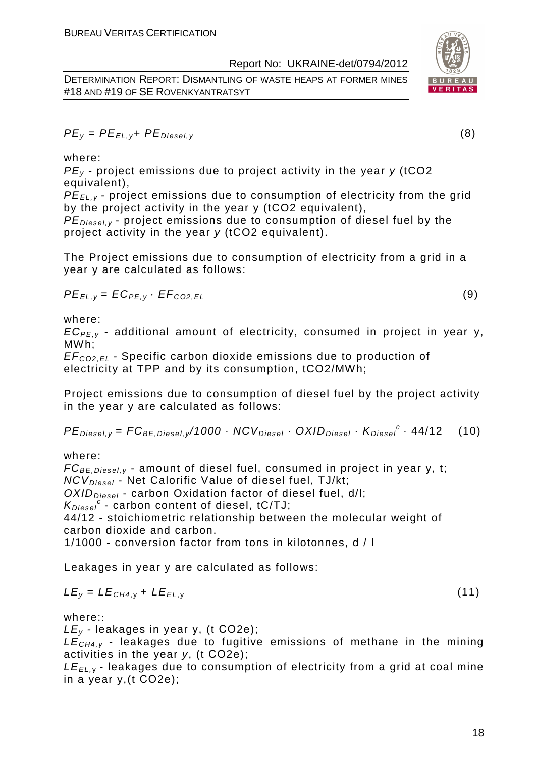$$PE_y = PE_{EL,y} + PE_{Diesel,y} \quad (8)$$

where:

$PE_y$ - project emissions due to project activity in the year $y$ (tCO2 equivalent),

$PE_{EL,y}$ - project emissions due to consumption of electricity from the grid by the project activity in the year y (tCO2 equivalent),

$PE_{Diesel,y}$ - project emissions due to consumption of diesel fuel by the project activity in the year $y$ (tCO2 equivalent).

The Project emissions due to consumption of electricity from a grid in a year y are calculated as follows:

$$PE_{EL,y} = EC_{PE,y} \cdot EF_{CO2,EL} \quad (9)$$

where:

$EC_{PE,y}$ - additional amount of electricity, consumed in project in year y, MWh;

$EF_{CO2,EL}$ - Specific carbon dioxide emissions due to production of electricity at TPP and by its consumption, tCO2/MWh;

Project emissions due to consumption of diesel fuel by the project activity in the year y are calculated as follows:

$$PE_{Diesel,y} = FC_{BE,Diesel,y}/1000 \cdot NCV_{Diesel} \cdot OXID_{Diesel} \cdot K_{Diesel}^{c} \cdot 44/12 \quad (10)$$

where:

$FC_{BE,Diesel,y}$ - amount of diesel fuel, consumed in project in year y, t;

$NCV_{Diesel}$ - Net Calorific Value of diesel fuel, TJ/kt;

$OXID_{Diesel}$ - carbon Oxidation factor of diesel fuel, d/l;

$K_{Diesel}^{c}$ - carbon content of diesel, tC/TJ;

44/12 - stoichiometric relationship between the molecular weight of carbon dioxide and carbon.

1/1000 - conversion factor from tons in kilotonnes, d / l

Leakages in year y are calculated as follows:

$$LE_y = LE_{CH4,y} + LE_{EL,y} \quad (11)$$

where::

$LE_y$ - leakages in year y, (t CO2e);

$LE_{CH4,y}$ - leakages due to fugitive emissions of methane in the mining activities in the year $y$, (t CO2e);

$LE_{EL,y}$ - leakages due to consumption of electricity from a grid at coal mine in a year y,(t CO2e);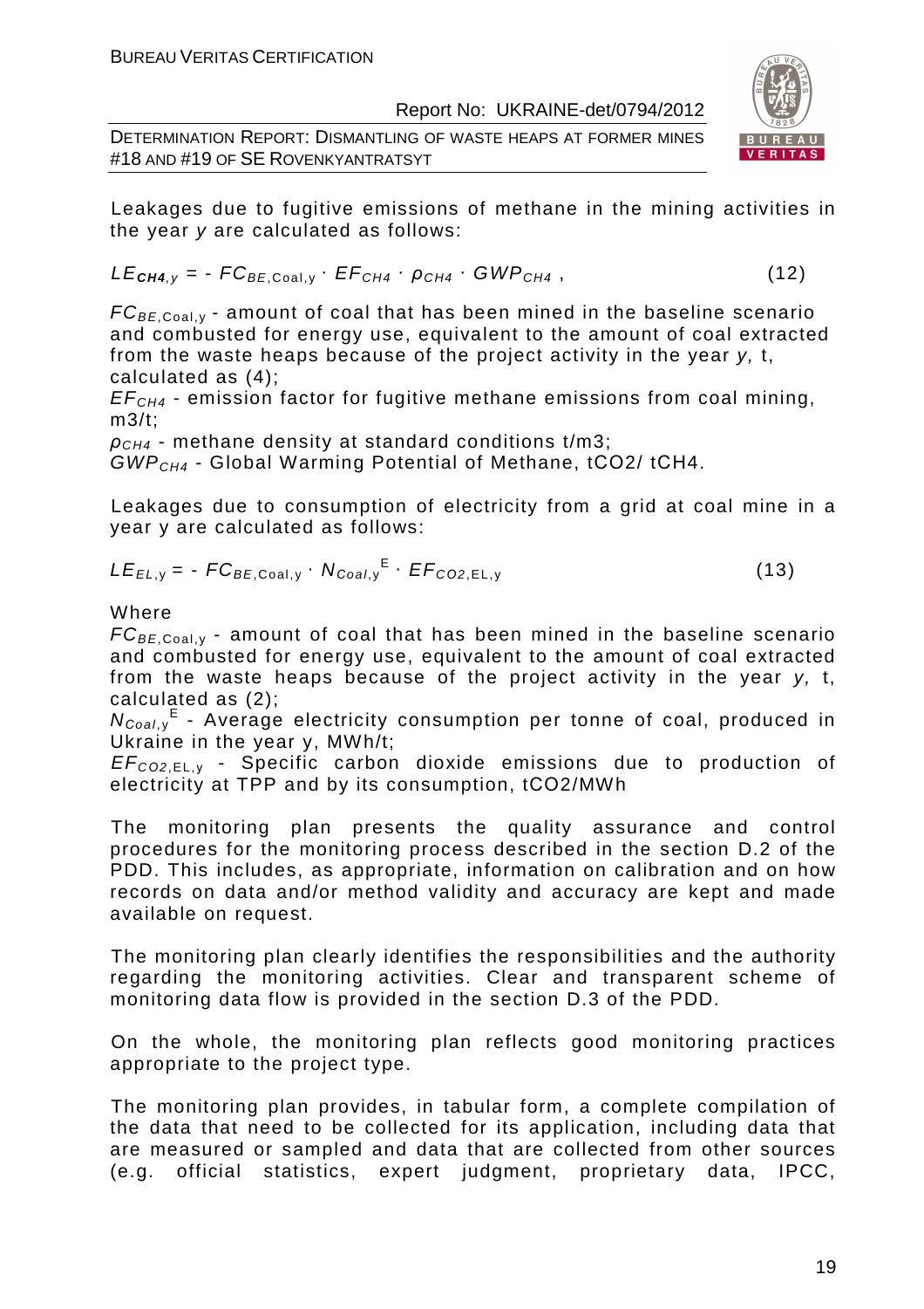Leakages due to fugitive emissions of methane in the mining activities in the year *y* are calculated as follows:

$$LE_{CH4,y} = - FC_{BE,Coal,y} \cdot EF_{CH4} \cdot \rho_{CH4} \cdot GWP_{CH4} \text{ ,} \qquad (12)$$

$FC_{BE,Coal,y}$ - amount of coal that has been mined in the baseline scenario and combusted for energy use, equivalent to the amount of coal extracted from the waste heaps because of the project activity in the year *y,* t, calculated as (4);
$EF_{CH4}$ - emission factor for fugitive methane emissions from coal mining, m3/t;
$\rho_{CH4}$ - methane density at standard conditions t/m3;
$GWP_{CH4}$ - Global Warming Potential of Methane, tCO2/ tCH4.

Leakages due to consumption of electricity from a grid at coal mine in a year y are calculated as follows:

$$LE_{EL,y} = - FC_{BE,Coal,y} \cdot N_{Coal,y}^{E} \cdot EF_{CO2,EL,y} \qquad (13)$$

Where
$FC_{BE,Coal,y}$ - amount of coal that has been mined in the baseline scenario and combusted for energy use, equivalent to the amount of coal extracted from the waste heaps because of the project activity in the year *y,* t, calculated as (2);
$N_{Coal,y}^{E}$ - Average electricity consumption per tonne of coal, produced in Ukraine in the year y, MWh/t;
$EF_{CO2,EL,y}$ - Specific carbon dioxide emissions due to production of electricity at TPP and by its consumption, tCO2/MWh

The monitoring plan presents the quality assurance and control procedures for the monitoring process described in the section D.2 of the PDD. This includes, as appropriate, information on calibration and on how records on data and/or method validity and accuracy are kept and made available on request.

The monitoring plan clearly identifies the responsibilities and the authority regarding the monitoring activities. Clear and transparent scheme of monitoring data flow is provided in the section D.3 of the PDD.

On the whole, the monitoring plan reflects good monitoring practices appropriate to the project type.

The monitoring plan provides, in tabular form, a complete compilation of the data that need to be collected for its application, including data that are measured or sampled and data that are collected from other sources (e.g. official statistics, expert judgment, proprietary data, IPCC,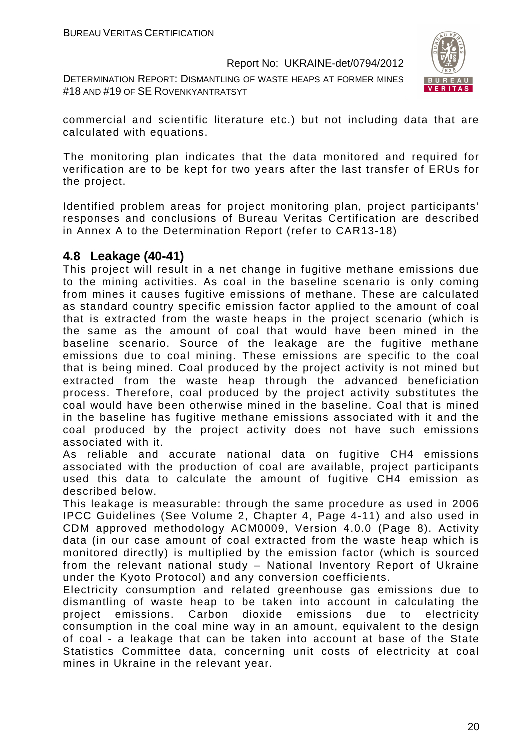commercial and scientific literature etc.) but not including data that are calculated with equations.

The monitoring plan indicates that the data monitored and required for verification are to be kept for two years after the last transfer of ERUs for the project.

Identified problem areas for project monitoring plan, project participants' responses and conclusions of Bureau Veritas Certification are described in Annex A to the Determination Report (refer to CAR13-18)

## 4.8 Leakage (40-41)

This project will result in a net change in fugitive methane emissions due to the mining activities. As coal in the baseline scenario is only coming from mines it causes fugitive emissions of methane. These are calculated as standard country specific emission factor applied to the amount of coal that is extracted from the waste heaps in the project scenario (which is the same as the amount of coal that would have been mined in the baseline scenario. Source of the leakage are the fugitive methane emissions due to coal mining. These emissions are specific to the coal that is being mined. Coal produced by the project activity is not mined but extracted from the waste heap through the advanced beneficiation process. Therefore, coal produced by the project activity substitutes the coal would have been otherwise mined in the baseline. Coal that is mined in the baseline has fugitive methane emissions associated with it and the coal produced by the project activity does not have such emissions associated with it.

As reliable and accurate national data on fugitive $CH_4$ emissions associated with the production of coal are available, project participants used this data to calculate the amount of fugitive $CH_4$ emission as described below.

This leakage is measurable: through the same procedure as used in 2006 IPCC Guidelines (See Volume 2, Chapter 4, Page 4-11) and also used in CDM approved methodology ACM0009, Version 4.0.0 (Page 8). Activity data (in our case amount of coal extracted from the waste heap which is monitored directly) is multiplied by the emission factor (which is sourced from the relevant national study – National Inventory Report of Ukraine under the Kyoto Protocol) and any conversion coefficients.

Electricity consumption and related greenhouse gas emissions due to dismantling of waste heap to be taken into account in calculating the project emissions. Carbon dioxide emissions due to electricity consumption in the coal mine way in an amount, equivalent to the design of coal - a leakage that can be taken into account at base of the State Statistics Committee data, concerning unit costs of electricity at coal mines in Ukraine in the relevant year.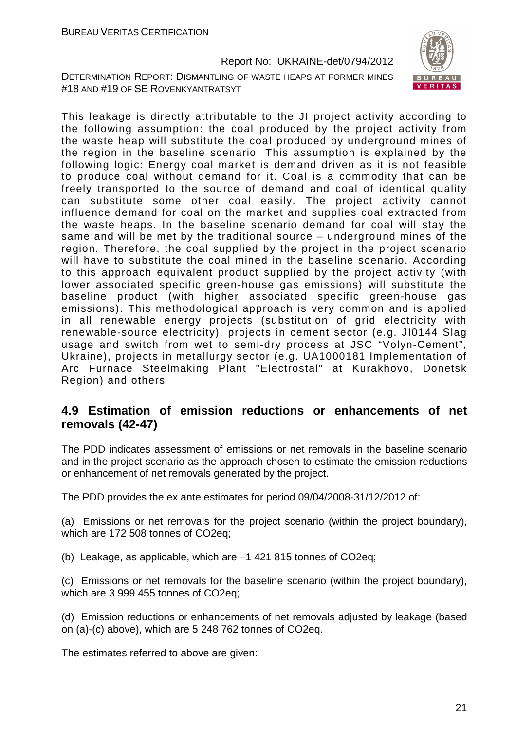This leakage is directly attributable to the JI project activity according to the following assumption: the coal produced by the project activity from the waste heap will substitute the coal produced by underground mines of the region in the baseline scenario. This assumption is explained by the following logic: Energy coal market is demand driven as it is not feasible to produce coal without demand for it. Coal is a commodity that can be freely transported to the source of demand and coal of identical quality can substitute some other coal easily. The project activity cannot influence demand for coal on the market and supplies coal extracted from the waste heaps. In the baseline scenario demand for coal will stay the same and will be met by the traditional source – underground mines of the region. Therefore, the coal supplied by the project in the project scenario will have to substitute the coal mined in the baseline scenario. According to this approach equivalent product supplied by the project activity (with lower associated specific green-house gas emissions) will substitute the baseline product (with higher associated specific green-house gas emissions). This methodological approach is very common and is applied in all renewable energy projects (substitution of grid electricity with renewable-source electricity), projects in cement sector (e.g. JI0144 Slag usage and switch from wet to semi-dry process at JSC "Volyn-Cement", Ukraine), projects in metallurgy sector (e.g. UA1000181 Implementation of Arc Furnace Steelmaking Plant "Electrostal" at Kurakhovo, Donetsk Region) and others

## 4.9 Estimation of emission reductions or enhancements of net removals (42-47)

The PDD indicates assessment of emissions or net removals in the baseline scenario and in the project scenario as the approach chosen to estimate the emission reductions or enhancement of net removals generated by the project.

The PDD provides the ex ante estimates for period 09/04/2008-31/12/2012 of:

(a) Emissions or net removals for the project scenario (within the project boundary), which are 172 508 tonnes of CO2eq;

(b) Leakage, as applicable, which are –1 421 815 tonnes of CO2eq;

(c) Emissions or net removals for the baseline scenario (within the project boundary), which are 3 999 455 tonnes of CO2eq;

(d) Emission reductions or enhancements of net removals adjusted by leakage (based on (a)-(c) above), which are 5 248 762 tonnes of CO2eq.

The estimates referred to above are given: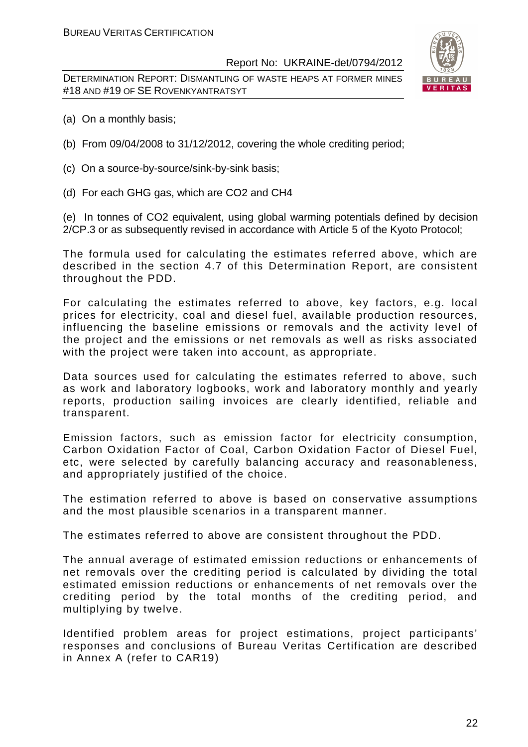(a) On a monthly basis;

(b) From 09/04/2008 to 31/12/2012, covering the whole crediting period;

(c) On a source-by-source/sink-by-sink basis;

(d) For each GHG gas, which are CO2 and CH4

(e) In tonnes of CO2 equivalent, using global warming potentials defined by decision 2/CP.3 or as subsequently revised in accordance with Article 5 of the Kyoto Protocol;

The formula used for calculating the estimates referred above, which are described in the section 4.7 of this Determination Report, are consistent throughout the PDD.

For calculating the estimates referred to above, key factors, e.g. local prices for electricity, coal and diesel fuel, available production resources, influencing the baseline emissions or removals and the activity level of the project and the emissions or net removals as well as risks associated with the project were taken into account, as appropriate.

Data sources used for calculating the estimates referred to above, such as work and laboratory logbooks, work and laboratory monthly and yearly reports, production sailing invoices are clearly identified, reliable and transparent.

Emission factors, such as emission factor for electricity consumption, Carbon Oxidation Factor of Coal, Carbon Oxidation Factor of Diesel Fuel, etc, were selected by carefully balancing accuracy and reasonableness, and appropriately justified of the choice.

The estimation referred to above is based on conservative assumptions and the most plausible scenarios in a transparent manner.

The estimates referred to above are consistent throughout the PDD.

The annual average of estimated emission reductions or enhancements of net removals over the crediting period is calculated by dividing the total estimated emission reductions or enhancements of net removals over the crediting period by the total months of the crediting period, and multiplying by twelve.

Identified problem areas for project estimations, project participants' responses and conclusions of Bureau Veritas Certification are described in Annex A (refer to CAR19)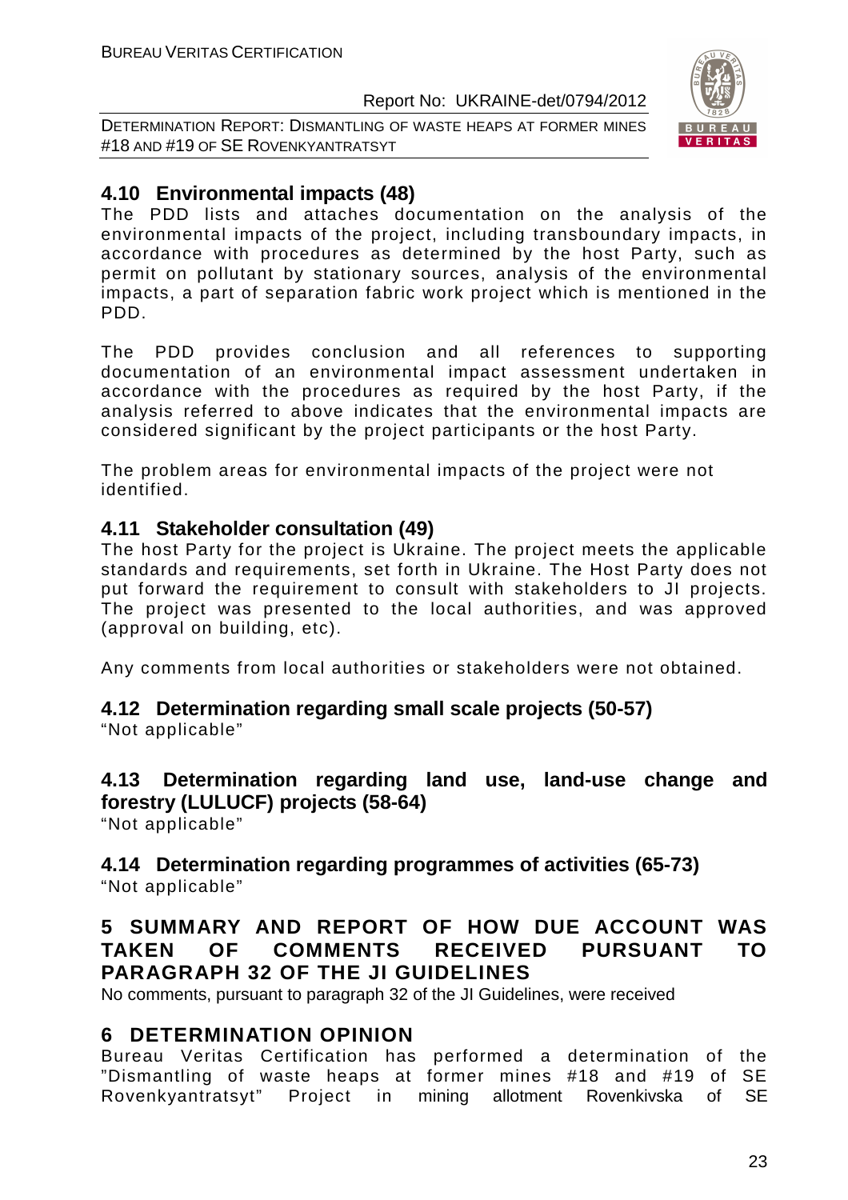## 4.10 Environmental impacts (48)

The PDD lists and attaches documentation on the analysis of the environmental impacts of the project, including transboundary impacts, in accordance with procedures as determined by the host Party, such as permit on pollutant by stationary sources, analysis of the environmental impacts, a part of separation fabric work project which is mentioned in the PDD.

The PDD provides conclusion and all references to supporting documentation of an environmental impact assessment undertaken in accordance with the procedures as required by the host Party, if the analysis referred to above indicates that the environmental impacts are considered significant by the project participants or the host Party.

The problem areas for environmental impacts of the project were not identified.

## 4.11 Stakeholder consultation (49)

The host Party for the project is Ukraine. The project meets the applicable standards and requirements, set forth in Ukraine. The Host Party does not put forward the requirement to consult with stakeholders to JI projects. The project was presented to the local authorities, and was approved (approval on building, etc).

Any comments from local authorities or stakeholders were not obtained.

## 4.12 Determination regarding small scale projects (50-57)

"Not applicable"

## 4.13 Determination regarding land use, land-use change and forestry (LULUCF) projects (58-64)

"Not applicable"

## 4.14 Determination regarding programmes of activities (65-73)

"Not applicable"

# 5 SUMMARY AND REPORT OF HOW DUE ACCOUNT WAS TAKEN OF COMMENTS RECEIVED PURSUANT TO PARAGRAPH 32 OF THE JI GUIDELINES

No comments, pursuant to paragraph 32 of the JI Guidelines, were received

# 6 DETERMINATION OPINION

Bureau Veritas Certification has performed a determination of the "Dismantling of waste heaps at former mines #18 and #19 of SE Rovenkyantratsyt" Project in mining allotment Rovenkivska of SE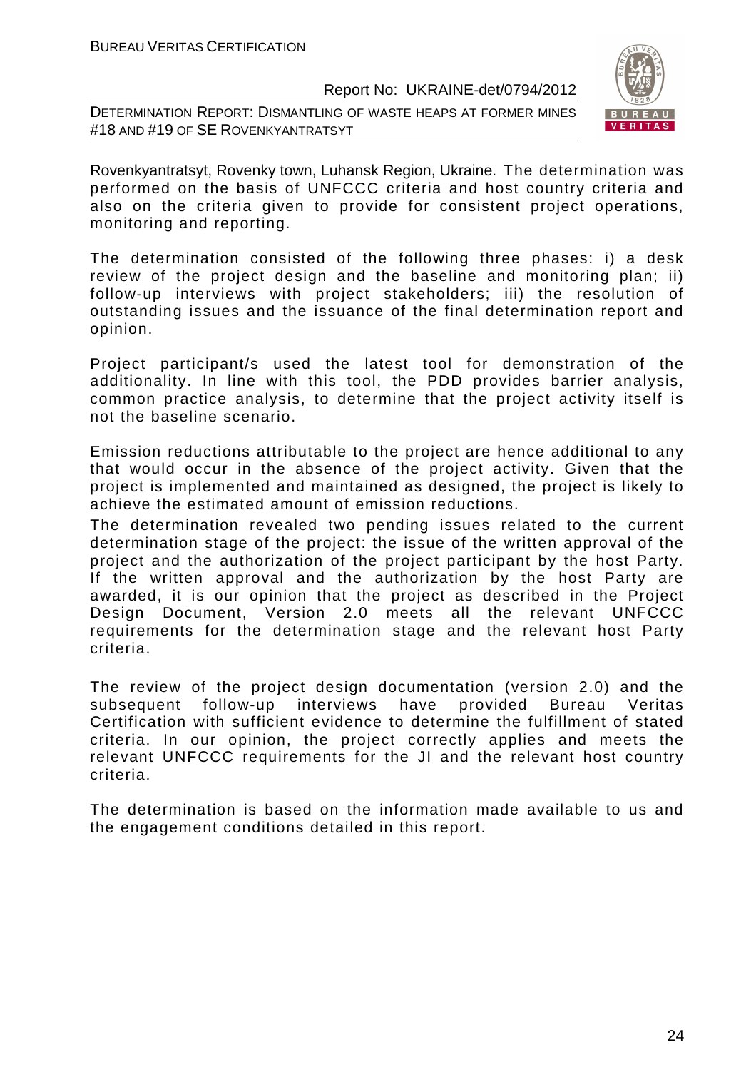Rovenkyantratsyt, Rovenky town, Luhansk Region, Ukraine. The determination was performed on the basis of UNFCCC criteria and host country criteria and also on the criteria given to provide for consistent project operations, monitoring and reporting.

The determination consisted of the following three phases: i) a desk review of the project design and the baseline and monitoring plan; ii) follow-up interviews with project stakeholders; iii) the resolution of outstanding issues and the issuance of the final determination report and opinion.

Project participant/s used the latest tool for demonstration of the additionality. In line with this tool, the PDD provides barrier analysis, common practice analysis, to determine that the project activity itself is not the baseline scenario.

Emission reductions attributable to the project are hence additional to any that would occur in the absence of the project activity. Given that the project is implemented and maintained as designed, the project is likely to achieve the estimated amount of emission reductions.

The determination revealed two pending issues related to the current determination stage of the project: the issue of the written approval of the project and the authorization of the project participant by the host Party. If the written approval and the authorization by the host Party are awarded, it is our opinion that the project as described in the Project Design Document, Version 2.0 meets all the relevant UNFCCC requirements for the determination stage and the relevant host Party criteria.

The review of the project design documentation (version 2.0) and the subsequent follow-up interviews have provided Bureau Veritas Certification with sufficient evidence to determine the fulfillment of stated criteria. In our opinion, the project correctly applies and meets the relevant UNFCCC requirements for the JI and the relevant host country criteria.

The determination is based on the information made available to us and the engagement conditions detailed in this report.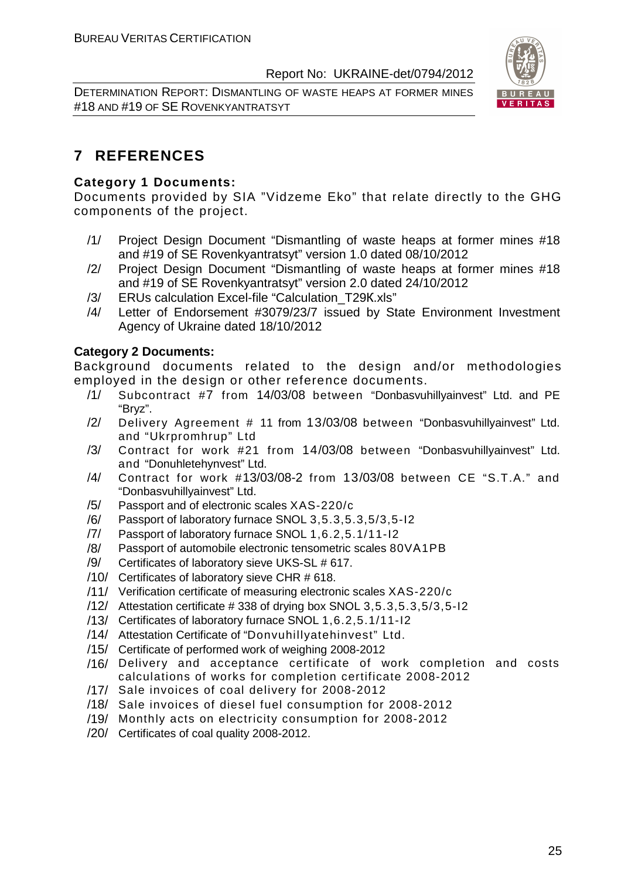# 7 REFERENCES

**Category 1 Documents:**

Documents provided by SIA "Vidzeme Eko" that relate directly to the GHG components of the project.

/1/ Project Design Document "Dismantling of waste heaps at former mines #18 and #19 of SE Rovenkyantratsyt" version 1.0 dated 08/10/2012

/2/ Project Design Document "Dismantling of waste heaps at former mines #18 and #19 of SE Rovenkyantratsyt" version 2.0 dated 24/10/2012

/3/ ERUs calculation Excel-file "Calculation_T29K.xls"

/4/ Letter of Endorsement #3079/23/7 issued by State Environment Investment Agency of Ukraine dated 18/10/2012

**Category 2 Documents:**

Background documents related to the design and/or methodologies employed in the design or other reference documents.

/1/ Subcontract #7 from 14/03/08 between "Donbasvuhillyainvest" Ltd. and PE "Bryz".

/2/ Delivery Agreement # 11 from 13/03/08 between "Donbasvuhillyainvest" Ltd. and "Ukrpromhrup" Ltd

/3/ Contract for work #21 from 14/03/08 between "Donbasvuhillyainvest" Ltd. and "Donuhletehynvest" Ltd.

/4/ Contract for work #13/03/08-2 from 13/03/08 between CE "S.T.A." and "Donbasvuhillyainvest" Ltd.

/5/ Passport and of electronic scales XAS-220/c

/6/ Passport of laboratory furnace SNOL 3,5.3,5.3,5/3,5-I2

/7/ Passport of laboratory furnace SNOL 1,6.2,5.1/11-I2

/8/ Passport of automobile electronic tensometric scales 80VA1PB

/9/ Certificates of laboratory sieve UKS-SL # 617.

/10/ Certificates of laboratory sieve CHR # 618.

/11/ Verification certificate of measuring electronic scales XAS-220/c

/12/ Attestation certificate # 338 of drying box SNOL 3,5.3,5.3,5/3,5-I2

/13/ Certificates of laboratory furnace SNOL 1,6.2,5.1/11-I2

/14/ Attestation Certificate of "Donvuhillyatehinvest" Ltd.

/15/ Certificate of performed work of weighing 2008-2012

/16/ Delivery and acceptance certificate of work completion and costs calculations of works for completion certificate 2008-2012

/17/ Sale invoices of coal delivery for 2008-2012

/18/ Sale invoices of diesel fuel consumption for 2008-2012

/19/ Monthly acts on electricity consumption for 2008-2012

/20/ Certificates of coal quality 2008-2012.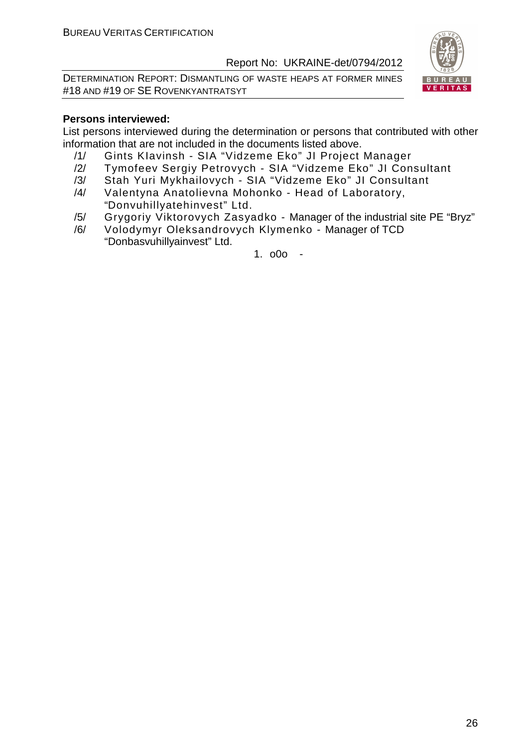**Persons interviewed:**

List persons interviewed during the determination or persons that contributed with other information that are not included in the documents listed above.

/1/ Gints Klavinsh - SIA "Vidzeme Eko" JI Project Manager
/2/ Tymofeev Sergiy Petrovych - SIA "Vidzeme Eko" JI Consultant
/3/ Stah Yuri Mykhailovych - SIA "Vidzeme Eko" JI Consultant
/4/ Valentyna Anatolievna Mohonko - Head of Laboratory, "Donvuhillyatehinvest" Ltd.
/5/ Grygoriy Viktorovych Zasyadko - Manager of the industrial site PE "Bryz"
/6/ Volodymyr Oleksandrovych Klymenko - Manager of TCD "Donbasvuhillyainvest" Ltd.

1. o0o -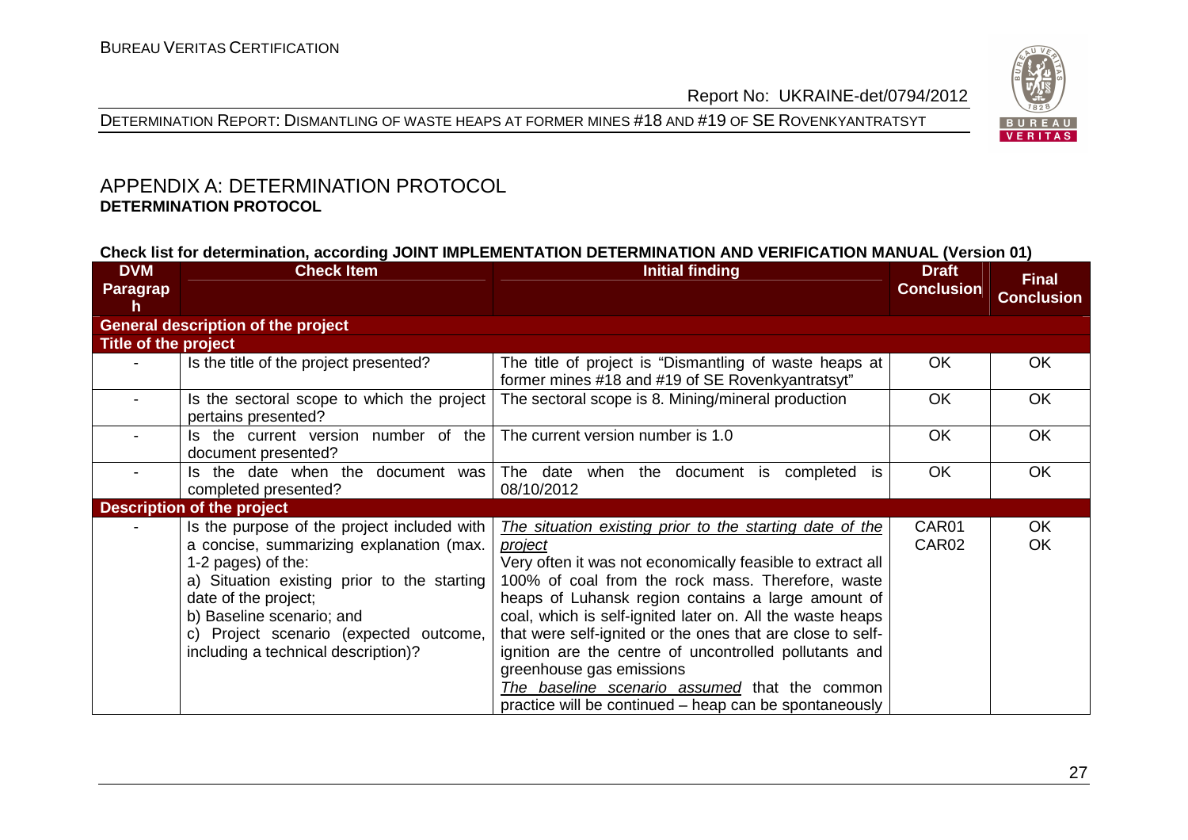## APPENDIX A: DETERMINATION PROTOCOL

**DETERMINATION PROTOCOL**

**Check list for determination, according JOINT IMPLEMENTATION DETERMINATION AND VERIFICATION MANUAL (Version 01)**

| DVM Paragraph | Check Item | Initial finding | Draft Conclusion | Final Conclusion |
|---|---|---|---|---|
| **General description of the project** | | | | |
| **Title of the project** | | | | |
| - | Is the title of the project presented? | The title of project is "Dismantling of waste heaps at former mines #18 and #19 of SE Rovenkyantratsyt" | OK | OK |
| - | Is the sectoral scope to which the project pertains presented? | The sectoral scope is 8. Mining/mineral production | OK | OK |
| - | Is the current version number of the document presented? | The current version number is 1.0 | OK | OK |
| - | Is the date when the document was completed presented? | The date when the document is completed is 08/10/2012 | OK | OK |
| **Description of the project** | | | | |
| - | Is the purpose of the project included with a concise, summarizing explanation (max. 1-2 pages) of the:<br>a) Situation existing prior to the starting date of the project;<br>b) Baseline scenario; and<br>c) Project scenario (expected outcome, including a technical description)? | _The situation existing prior to the starting date of the project_<br>Very often it was not economically feasible to extract all 100% of coal from the rock mass. Therefore, waste heaps of Luhansk region contains a large amount of coal, which is self-ignited later on. All the waste heaps that were self-ignited or the ones that are close to self-ignition are the centre of uncontrolled pollutants and greenhouse gas emissions<br>_The baseline scenario assumed_ that the common practice will be continued – heap can be spontaneously | CAR01<br>CAR02 | OK<br>OK |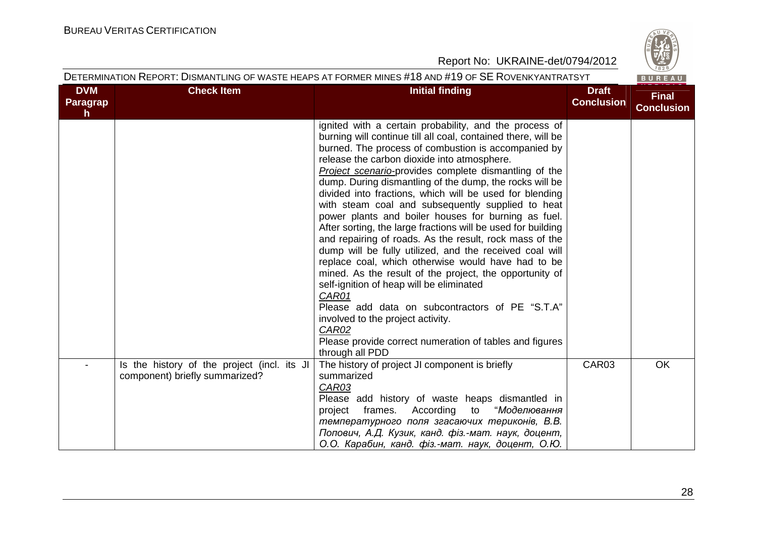| DVM Paragraph | Check Item | Initial finding | Draft Conclusion | Final Conclusion |
|---|---|---|---|---|
| | | ignited with a certain probability, and the process of burning will continue till all coal, contained there, will be burned. The process of combustion is accompanied by release the carbon dioxide into atmosphere.<br>_Project scenario_-provides complete dismantling of the dump. During dismantling of the dump, the rocks will be divided into fractions, which will be used for blending with steam coal and subsequently supplied to heat power plants and boiler houses for burning as fuel. After sorting, the large fractions will be used for building and repairing of roads. As the result, rock mass of the dump will be fully utilized, and the received coal will replace coal, which otherwise would have had to be mined. As the result of the project, the opportunity of self-ignition of heap will be eliminated<br>_CAR01_<br>Please add data on subcontractors of PE "S.T.A" involved to the project activity.<br>_CAR02_<br>Please provide correct numeration of tables and figures through all PDD | | |
| - | Is the history of the project (incl. its JI component) briefly summarized? | The history of project JI component is briefly summarized<br>_CAR03_<br>Please add history of waste heaps dismantled in project frames. According to "*Моделювання температурного поля згасаючих териконів, В.В. Попович, А.Д. Кузик, канд. фіз.-мат. наук, доцент, О.О. Карабин, канд. фіз.-мат. наук, доцент, О.Ю.* | CAR03 | OK |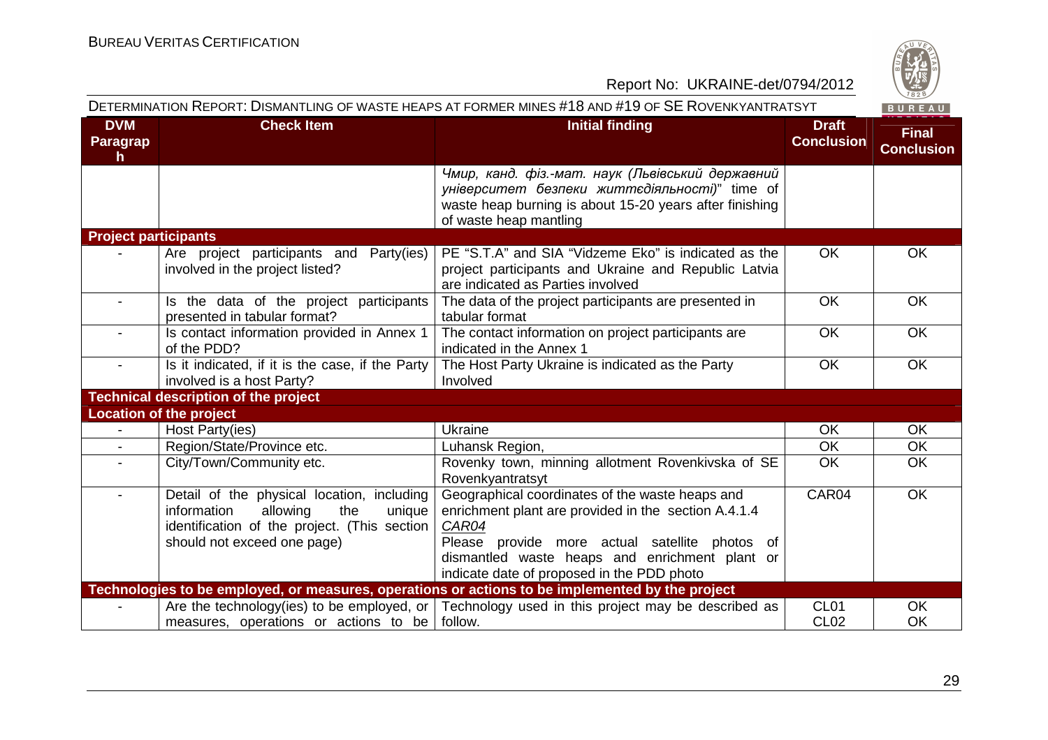| DVM Paragraph | Check Item | Initial finding | Draft Conclusion | Final Conclusion |
|---|---|---|---|---|
| | | *Чмир, канд. фіз.-мат. наук (Львівський державний університет безпеки життєдіяльності)*" time of waste heap burning is about 15-20 years after finishing of waste heap mantling | | |
| **Project participants** | | | | |
| - | Are project participants and Party(ies) involved in the project listed? | PE "S.T.A" and SIA "Vidzeme Eko" is indicated as the project participants and Ukraine and Republic Latvia are indicated as Parties involved | OK | OK |
| - | Is the data of the project participants presented in tabular format? | The data of the project participants are presented in tabular format | OK | OK |
| - | Is contact information provided in Annex 1 of the PDD? | The contact information on project participants are indicated in the Annex 1 | OK | OK |
| - | Is it indicated, if it is the case, if the Party involved is a host Party? | The Host Party Ukraine is indicated as the Party Involved | OK | OK |
| **Technical description of the project** | | | | |
| **Location of the project** | | | | |
| - | Host Party(ies) | Ukraine | OK | OK |
| - | Region/State/Province etc. | Luhansk Region, | OK | OK |
| - | City/Town/Community etc. | Rovenky town, minning allotment Rovenkivska of SE Rovenkyantratsyt | OK | OK |
| - | Detail of the physical location, including information allowing the unique identification of the project. (This section should not exceed one page) | Geographical coordinates of the waste heaps and enrichment plant are provided in the section A.4.1.4<br>*CAR04*<br>Please provide more actual satellite photos of dismantled waste heaps and enrichment plant or indicate date of proposed in the PDD photo | CAR04 | OK |
| **Technologies to be employed, or measures, operations or actions to be implemented by the project** | | | | |
| - | Are the technology(ies) to be employed, or measures, operations or actions to be | Technology used in this project may be described as follow. | CL01<br>CL02 | OK<br>OK |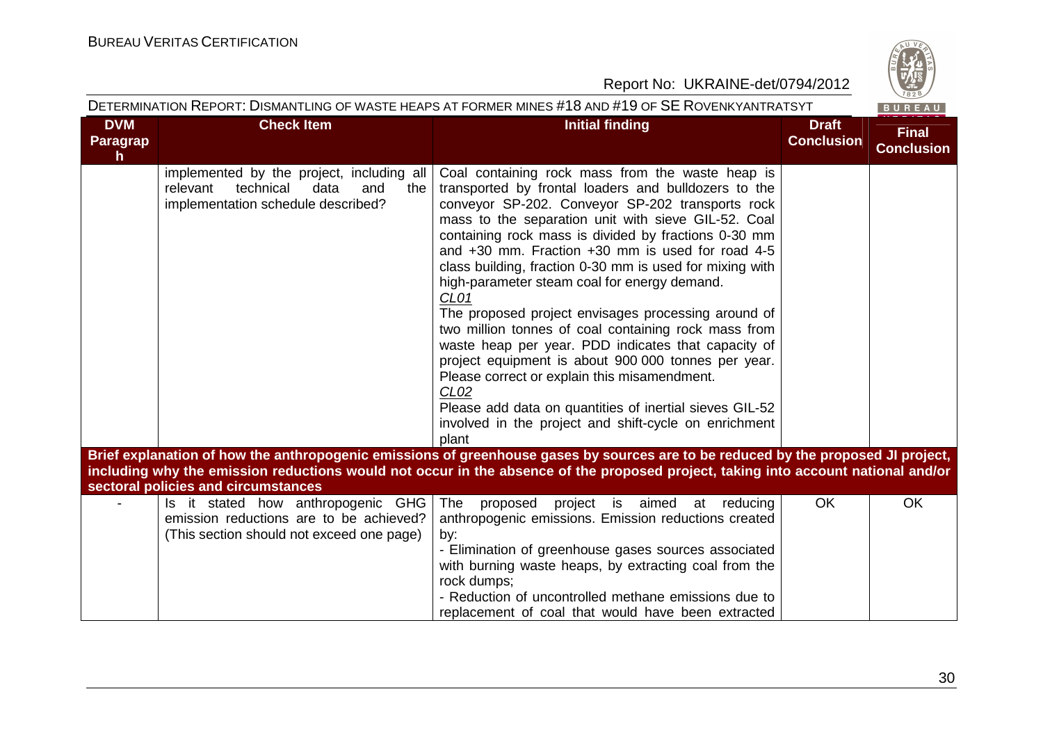| DVM Paragraph | Check Item | Initial finding | Draft Conclusion | Final Conclusion |
|---|---|---|---|---|
| | implemented by the project, including all relevant technical data and the implementation schedule described? | Coal containing rock mass from the waste heap is transported by frontal loaders and bulldozers to the conveyor SP-202. Conveyor SP-202 transports rock mass to the separation unit with sieve GIL-52. Coal containing rock mass is divided by fractions 0-30 mm and +30 mm. Fraction +30 mm is used for road 4-5 class building, fraction 0-30 mm is used for mixing with high-parameter steam coal for energy demand.<br>CL01<br>The proposed project envisages processing around of two million tonnes of coal containing rock mass from waste heap per year. PDD indicates that capacity of project equipment is about 900 000 tonnes per year. Please correct or explain this misamendment.<br>CL02<br>Please add data on quantities of inertial sieves GIL-52 involved in the project and shift-cycle on enrichment plant | | |
| **Brief explanation of how the anthropogenic emissions of greenhouse gases by sources are to be reduced by the proposed JI project, including why the emission reductions would not occur in the absence of the proposed project, taking into account national and/or sectoral policies and circumstances** | | | | |
| - | Is it stated how anthropogenic GHG emission reductions are to be achieved? (This section should not exceed one page) | The proposed project is aimed at reducing anthropogenic emissions. Emission reductions created by:<br>- Elimination of greenhouse gases sources associated with burning waste heaps, by extracting coal from the rock dumps;<br>- Reduction of uncontrolled methane emissions due to replacement of coal that would have been extracted | OK | OK |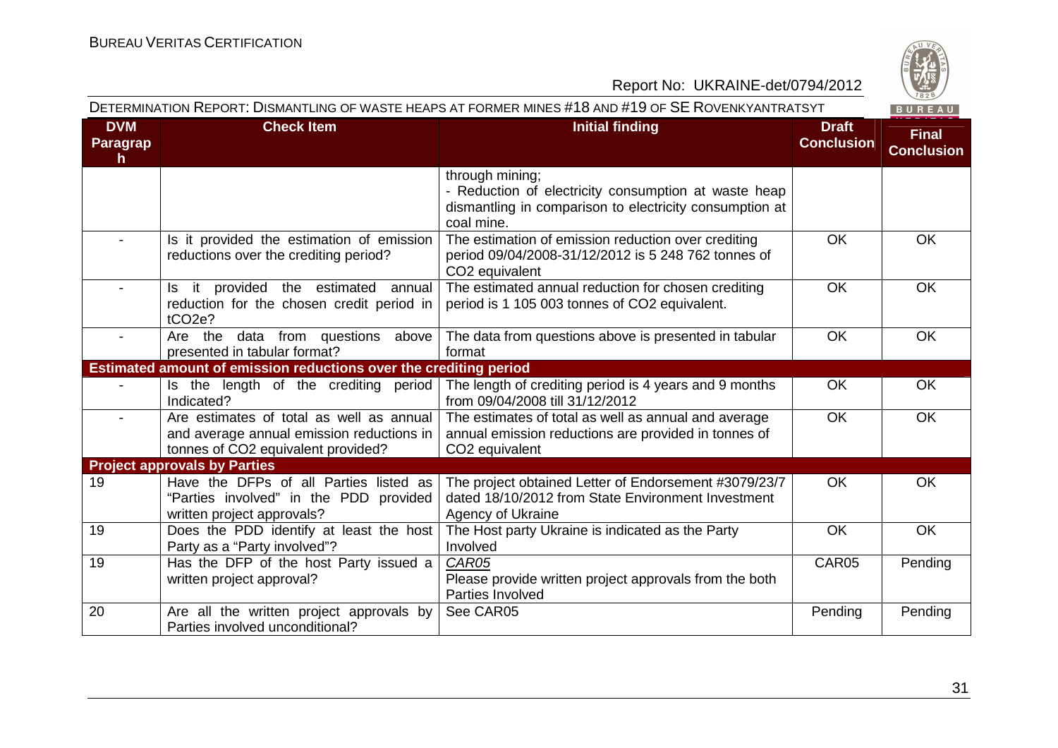| DVM Paragraph | Check Item | Initial finding | Draft Conclusion | Final Conclusion |
|---|---|---|---|---|
| | | through mining;<br>- Reduction of electricity consumption at waste heap dismantling in comparison to electricity consumption at coal mine. | | |
| - | Is it provided the estimation of emission reductions over the crediting period? | The estimation of emission reduction over crediting period 09/04/2008-31/12/2012 is 5 248 762 tonnes of $CO_2$ equivalent | OK | OK |
| - | Is it provided the estimated annual reduction for the chosen credit period in $tCO_2e$? | The estimated annual reduction for chosen crediting period is 1 105 003 tonnes of $CO_2$ equivalent. | OK | OK |
| - | Are the data from questions above presented in tabular format? | The data from questions above is presented in tabular format | OK | OK |
| **Estimated amount of emission reductions over the crediting period** | | | | |
| - | Is the length of the crediting period Indicated? | The length of crediting period is 4 years and 9 months from 09/04/2008 till 31/12/2012 | OK | OK |
| - | Are estimates of total as well as annual and average annual emission reductions in tonnes of $CO_2$ equivalent provided? | The estimates of total as well as annual and average annual emission reductions are provided in tonnes of $CO_2$ equivalent | OK | OK |
| **Project approvals by Parties** | | | | |
| 19 | Have the DFPs of all Parties listed as "Parties involved" in the PDD provided written project approvals? | The project obtained Letter of Endorsement #3079/23/7 dated 18/10/2012 from State Environment Investment Agency of Ukraine | OK | OK |
| 19 | Does the PDD identify at least the host Party as a "Party involved"? | The Host party Ukraine is indicated as the Party Involved | OK | OK |
| 19 | Has the DFP of the host Party issued a written project approval? | *CAR05*<br>Please provide written project approvals from the both Parties Involved | CAR05 | Pending |
| 20 | Are all the written project approvals by Parties involved unconditional? | See CAR05 | Pending | Pending |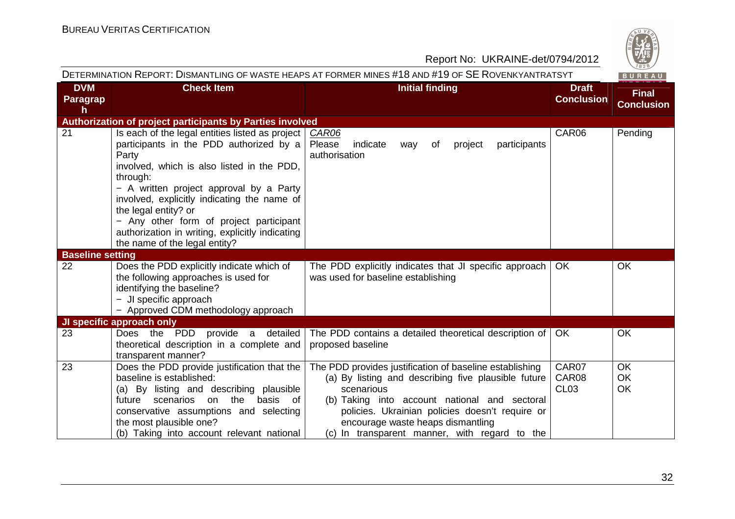| DVM Paragraph | Check Item | Initial finding | Draft Conclusion | Final Conclusion |
|---|---|---|---|---|
| **Authorization of project participants by Parties involved** | | | | |
| 21 | Is each of the legal entities listed as project participants in the PDD authorized by a Party involved, which is also listed in the PDD, through:<br>− A written project approval by a Party involved, explicitly indicating the name of the legal entity? or<br>− Any other form of project participant authorization in writing, explicitly indicating the name of the legal entity? | *CAR06*<br>Please indicate way of project participants authorisation | CAR06 | Pending |
| **Baseline setting** | | | | |
| 22 | Does the PDD explicitly indicate which of the following approaches is used for identifying the baseline?<br>− JI specific approach<br>− Approved CDM methodology approach | The PDD explicitly indicates that JI specific approach was used for baseline establishing | OK | OK |
| **JI specific approach only** | | | | |
| 23 | Does the PDD provide a detailed theoretical description in a complete and transparent manner? | The PDD contains a detailed theoretical description of proposed baseline | OK | OK |
| 23 | Does the PDD provide justification that the baseline is established:<br>(a) By listing and describing plausible future scenarios on the basis of conservative assumptions and selecting the most plausible one?<br>(b) Taking into account relevant national | The PDD provides justification of baseline establishing<br>(a) By listing and describing five plausible future scenarious<br>(b) Taking into account national and sectoral policies. Ukrainian policies doesn't require or encourage waste heaps dismantling<br>(c) In transparent manner, with regard to the | CAR07<br>CAR08<br>CL03 | OK<br>OK<br>OK |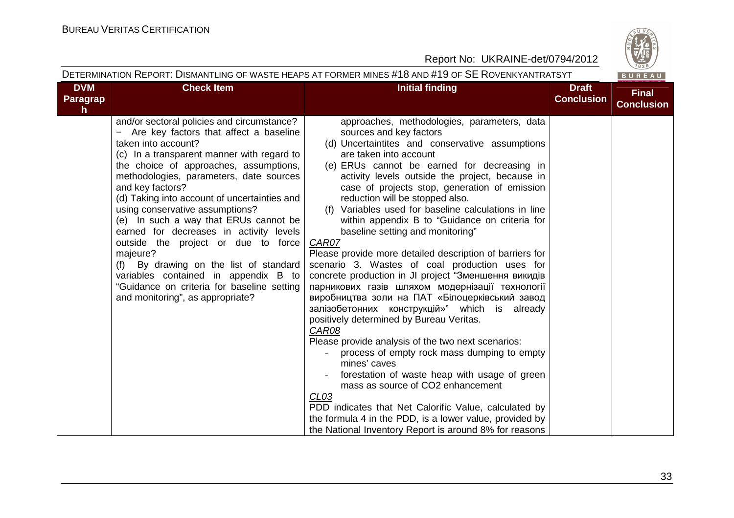| DVM Paragraph | Check Item | Initial finding | Draft Conclusion | Final Conclusion |
|---|---|---|---|---|
| | and/or sectoral policies and circumstance?<br>− Are key factors that affect a baseline taken into account?<br>(c) In a transparent manner with regard to the choice of approaches, assumptions, methodologies, parameters, date sources and key factors?<br>(d) Taking into account of uncertainties and using conservative assumptions?<br>(e) In such a way that ERUs cannot be earned for decreases in activity levels outside the project or due to force majeure?<br>(f) By drawing on the list of standard variables contained in appendix B to "Guidance on criteria for baseline setting and monitoring", as appropriate? | approaches, methodologies, parameters, data sources and key factors<br>(d) Uncertaintites and conservative assumptions are taken into account<br>(e) ERUs cannot be earned for decreasing in activity levels outside the project, because in case of projects stop, generation of emission reduction will be stopped also.<br>(f) Variables used for baseline calculations in line within appendix B to "Guidance on criteria for baseline setting and monitoring"<br>_CAR07_<br>Please provide more detailed description of barriers for scenario 3. Wastes of coal production uses for concrete production in JI project "Зменшення викидів парникових газів шляхом модернізації технології виробництва золи на ПАТ «Білоцерківський завод залізобетонних конструкцій»" which is already positively determined by Bureau Veritas.<br>_CAR08_<br>Please provide analysis of the two next scenarios:<br>- process of empty rock mass dumping to empty mines' caves<br>- forestation of waste heap with usage of green mass as source of CO2 enhancement<br>_CL03_<br>PDD indicates that Net Calorific Value, calculated by the formula 4 in the PDD, is a lower value, provided by the National Inventory Report is around 8% for reasons | | |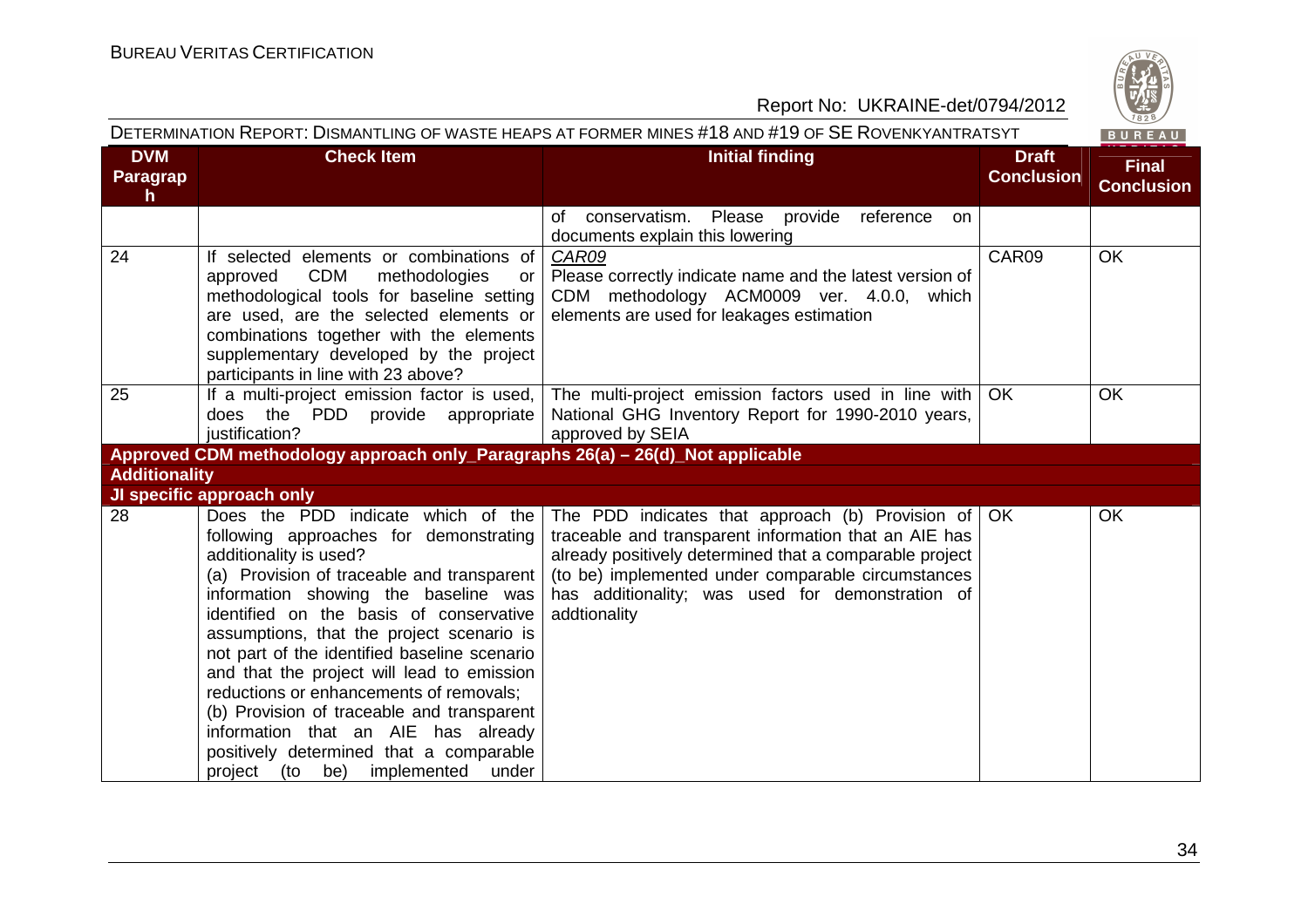| DVM Paragraph | Check Item | Initial finding | Draft Conclusion | Final Conclusion |
|---|---|---|---|---|
| | | of conservatism. Please provide reference on documents explain this lowering | | |
| 24 | If selected elements or combinations of approved CDM methodologies or methodological tools for baseline setting are used, are the selected elements or combinations together with the elements supplementary developed by the project participants in line with 23 above? | *CAR09*<br>Please correctly indicate name and the latest version of CDM methodology ACM0009 ver. 4.0.0, which elements are used for leakages estimation | CAR09 | OK |
| 25 | If a multi-project emission factor is used, does the PDD provide appropriate justification? | The multi-project emission factors used in line with National GHG Inventory Report for 1990-2010 years, approved by SEIA | OK | OK |
| **Approved CDM methodology approach only_Paragraphs 26(a) – 26(d)_Not applicable** | | | | |
| **Additionality** | | | | |
| **JI specific approach only** | | | | |
| 28 | Does the PDD indicate which of the following approaches for demonstrating additionality is used?<br>(a) Provision of traceable and transparent information showing the baseline was identified on the basis of conservative assumptions, that the project scenario is not part of the identified baseline scenario and that the project will lead to emission reductions or enhancements of removals;<br>(b) Provision of traceable and transparent information that an AIE has already positively determined that a comparable project (to be) implemented under | The PDD indicates that approach (b) Provision of traceable and transparent information that an AIE has already positively determined that a comparable project (to be) implemented under comparable circumstances has additionality; was used for demonstration of addtionality | OK | OK |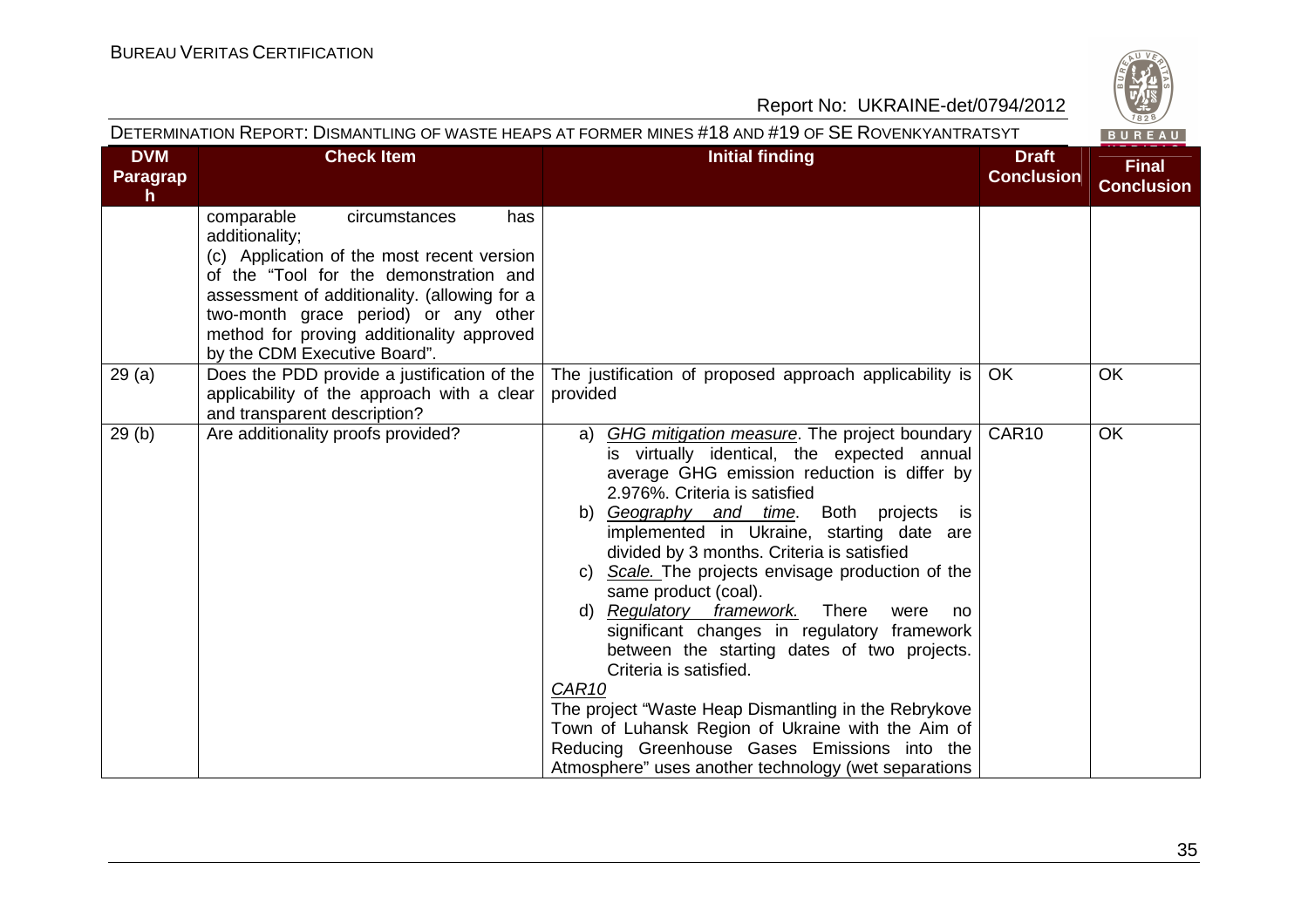| DVM Paragraph | Check Item | Initial finding | Draft Conclusion | Final Conclusion |
|---|---|---|---|---|
| | comparable circumstances has additionality;<br>(c) Application of the most recent version of the "Tool for the demonstration and assessment of additionality. (allowing for a two-month grace period) or any other method for proving additionality approved by the CDM Executive Board". | | | |
| 29 (a) | Does the PDD provide a justification of the applicability of the approach with a clear and transparent description? | The justification of proposed approach applicability is provided | OK | OK |
| 29 (b) | Are additionality proofs provided? | a) *GHG mitigation measure*. The project boundary is virtually identical, the expected annual average GHG emission reduction is differ by 2.976%. Criteria is satisfied<br>b) *Geography and time*. Both projects is implemented in Ukraine, starting date are divided by 3 months. Criteria is satisfied<br>c) *Scale.* The projects envisage production of the same product (coal).<br>d) *Regulatory framework.* There were no significant changes in regulatory framework between the starting dates of two projects. Criteria is satisfied.<br>*CAR10*<br>The project "Waste Heap Dismantling in the Rebrykove Town of Luhansk Region of Ukraine with the Aim of Reducing Greenhouse Gases Emissions into the Atmosphere" uses another technology (wet separations | CAR10 | OK |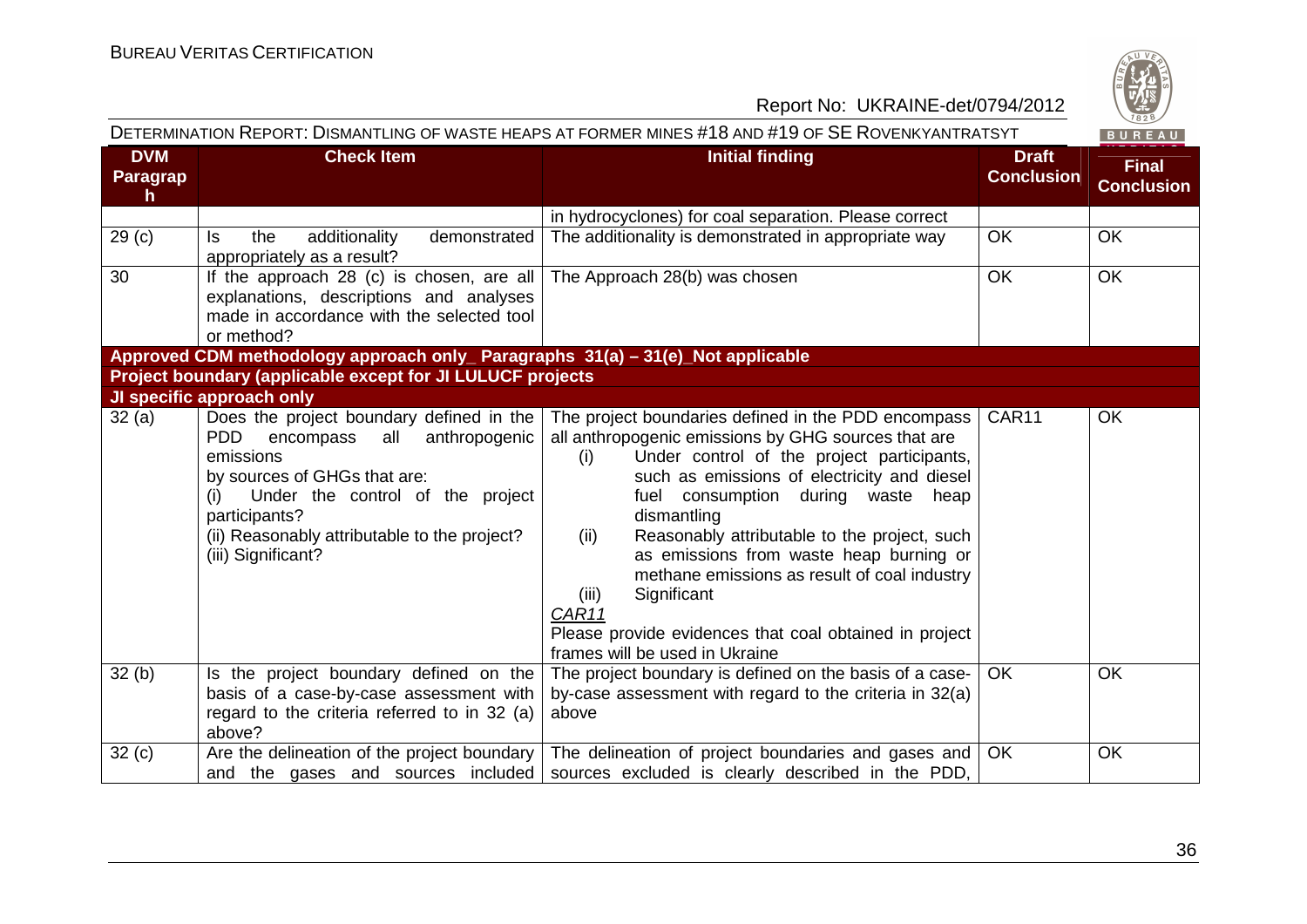| DVM Paragraph | Check Item | Initial finding | Draft Conclusion | Final Conclusion |
|---|---|---|---|---|
| | | in hydrocyclones) for coal separation. Please correct | | |
| 29 (c) | Is the additionality demonstrated appropriately as a result? | The additionality is demonstrated in appropriate way | OK | OK |
| 30 | If the approach 28 (c) is chosen, are all explanations, descriptions and analyses made in accordance with the selected tool or method? | The Approach 28(b) was chosen | OK | OK |
| **Approved CDM methodology approach only_ Paragraphs 31(a) – 31(e)_Not applicable** | | | | |
| **Project boundary (applicable except for JI LULUCF projects** | | | | |
| **JI specific approach only** | | | | |
| 32 (a) | Does the project boundary defined in the PDD encompass all anthropogenic emissions by sources of GHGs that are: (i) Under the control of the project participants? (ii) Reasonably attributable to the project? (iii) Significant? | The project boundaries defined in the PDD encompass all anthropogenic emissions by GHG sources that are (i) Under control of the project participants, such as emissions of electricity and diesel fuel consumption during waste heap dismantling (ii) Reasonably attributable to the project, such as emissions from waste heap burning or methane emissions as result of coal industry (iii) Significant<br>*CAR11*<br>Please provide evidences that coal obtained in project frames will be used in Ukraine | CAR11 | OK |
| 32 (b) | Is the project boundary defined on the basis of a case-by-case assessment with regard to the criteria referred to in 32 (a) above? | The project boundary is defined on the basis of a case-by-case assessment with regard to the criteria in 32(a) above | OK | OK |
| 32 (c) | Are the delineation of the project boundary and the gases and sources included | The delineation of project boundaries and gases and sources excluded is clearly described in the PDD, | OK | OK |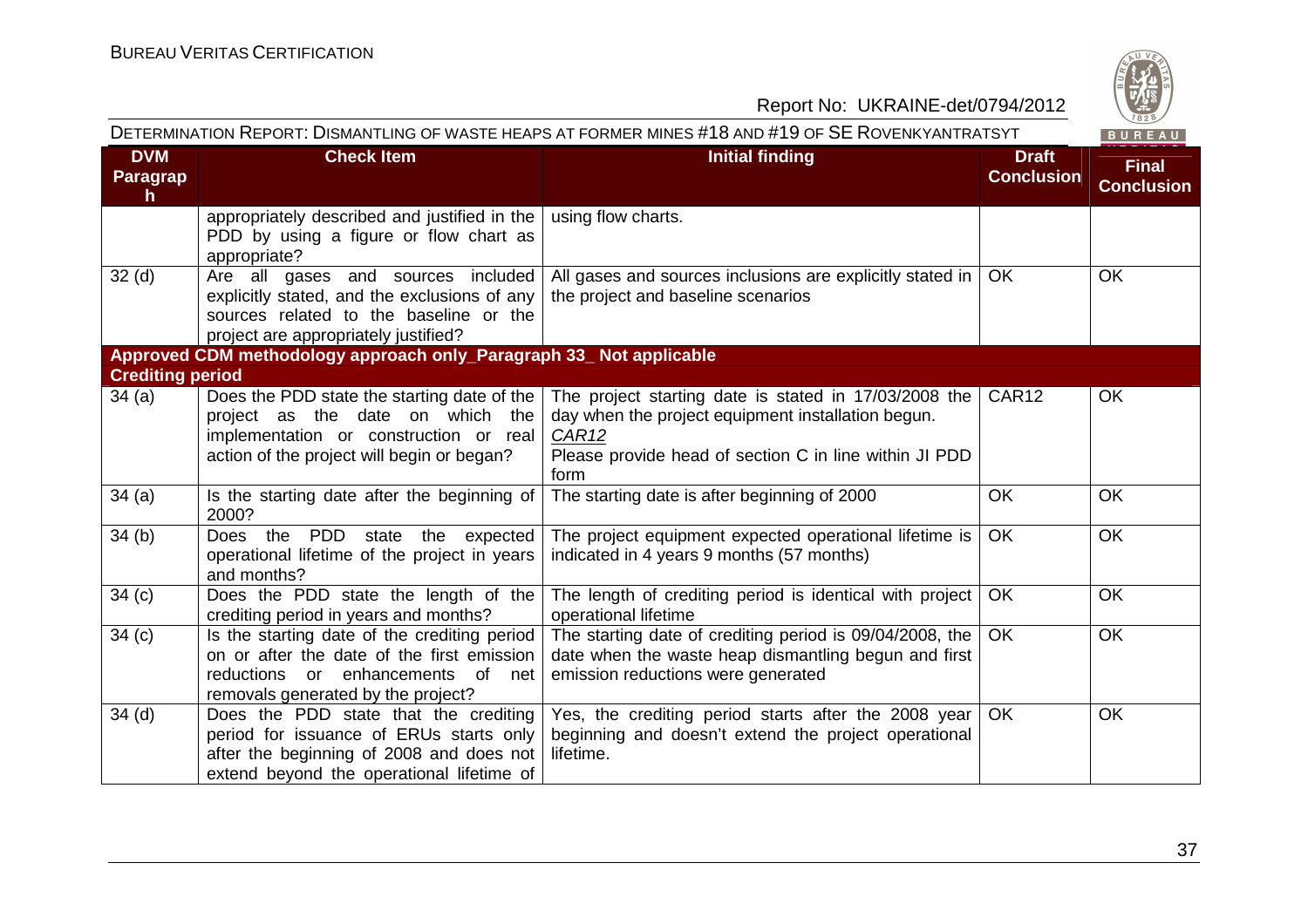| DVM Paragraph | Check Item | Initial finding | Draft Conclusion | Final Conclusion |
|---|---|---|---|---|
| | appropriately described and justified in the PDD by using a figure or flow chart as appropriate? | using flow charts. | | |
| 32 (d) | Are all gases and sources included explicitly stated, and the exclusions of any sources related to the baseline or the project are appropriately justified? | All gases and sources inclusions are explicitly stated in the project and baseline scenarios | OK | OK |
| **Approved CDM methodology approach only_Paragraph 33_ Not applicable** | | | | |
| **Crediting period** | | | | |
| 34 (a) | Does the PDD state the starting date of the project as the date on which the implementation or construction or real action of the project will begin or began? | The project starting date is stated in 17/03/2008 the day when the project equipment installation begun.<br>*CAR12*<br>Please provide head of section C in line within JI PDD form | CAR12 | OK |
| 34 (a) | Is the starting date after the beginning of 2000? | The starting date is after beginning of 2000 | OK | OK |
| 34 (b) | Does the PDD state the expected operational lifetime of the project in years and months? | The project equipment expected operational lifetime is indicated in 4 years 9 months (57 months) | OK | OK |
| 34 (c) | Does the PDD state the length of the crediting period in years and months? | The length of crediting period is identical with project operational lifetime | OK | OK |
| 34 (c) | Is the starting date of the crediting period on or after the date of the first emission reductions or enhancements of net removals generated by the project? | The starting date of crediting period is 09/04/2008, the date when the waste heap dismantling begun and first emission reductions were generated | OK | OK |
| 34 (d) | Does the PDD state that the crediting period for issuance of ERUs starts only after the beginning of 2008 and does not extend beyond the operational lifetime of | Yes, the crediting period starts after the 2008 year beginning and doesn't extend the project operational lifetime. | OK | OK |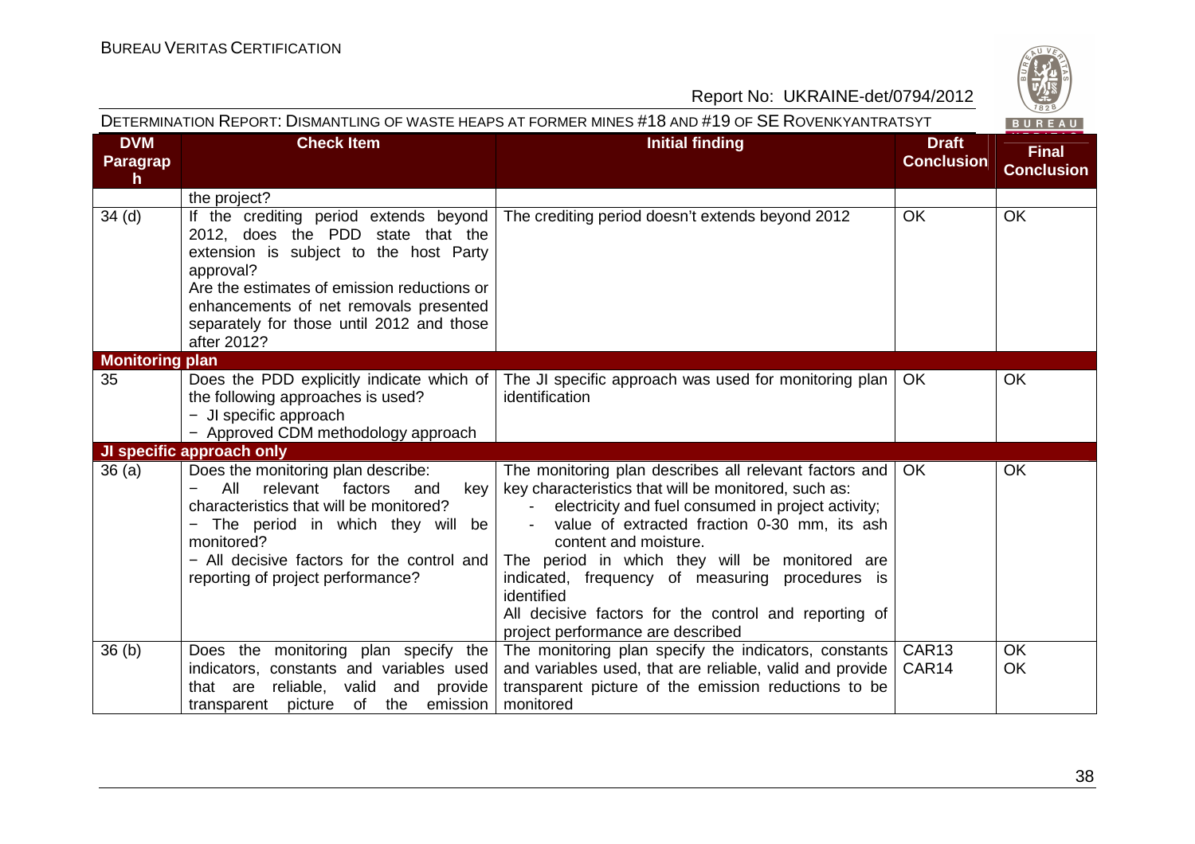| DVM Paragraph | Check Item | Initial finding | Draft Conclusion | Final Conclusion |
|---|---|---|---|---|
| | the project? | | | |
| 34 (d) | If the crediting period extends beyond 2012, does the PDD state that the extension is subject to the host Party approval?<br>Are the estimates of emission reductions or enhancements of net removals presented separately for those until 2012 and those after 2012? | The crediting period doesn't extends beyond 2012 | OK | OK |
| **Monitoring plan** | | | | |
| 35 | Does the PDD explicitly indicate which of the following approaches is used?<br>− JI specific approach<br>− Approved CDM methodology approach | The JI specific approach was used for monitoring plan identification | OK | OK |
| **JI specific approach only** | | | | |
| 36 (a) | Does the monitoring plan describe:<br>− All relevant factors and key characteristics that will be monitored?<br>− The period in which they will be monitored?<br>− All decisive factors for the control and reporting of project performance? | The monitoring plan describes all relevant factors and key characteristics that will be monitored, such as:<br>- electricity and fuel consumed in project activity;<br>- value of extracted fraction 0-30 mm, its ash content and moisture.<br>The period in which they will be monitored are indicated, frequency of measuring procedures is identified<br>All decisive factors for the control and reporting of project performance are described | OK | OK |
| 36 (b) | Does the monitoring plan specify the indicators, constants and variables used that are reliable, valid and provide transparent picture of the emission | The monitoring plan specify the indicators, constants and variables used, that are reliable, valid and provide transparent picture of the emission reductions to be monitored | CAR13<br>CAR14 | OK<br>OK |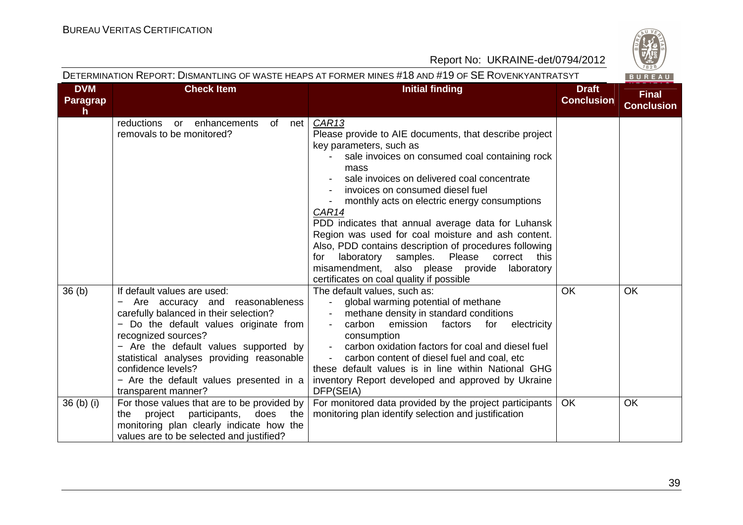DETERMINATION REPORT: DISMANTLING OF WASTE HEAPS AT FORMER MINES #18 AND #19 OF SE ROVENKYANTRATSYT

| DVM Paragraph | Check Item | Initial finding | Draft Conclusion | Final Conclusion |
|---|---|---|---|---|
| | reductions or enhancements of net removals to be monitored? | CAR13<br>Please provide to AIE documents, that describe project key parameters, such as<br>- sale invoices on consumed coal containing rock mass<br>- sale invoices on delivered coal concentrate<br>- invoices on consumed diesel fuel<br>- monthly acts on electric energy consumptions<br>CAR14<br>PDD indicates that annual average data for Luhansk Region was used for coal moisture and ash content. Also, PDD contains description of procedures following for laboratory samples. Please correct this misamendment, also please provide laboratory certificates on coal quality if possible | | |
| 36 (b) | If default values are used:<br>− Are accuracy and reasonableness carefully balanced in their selection?<br>− Do the default values originate from recognized sources?<br>− Are the default values supported by statistical analyses providing reasonable confidence levels?<br>− Are the default values presented in a transparent manner? | The default values, such as:<br>- global warming potential of methane<br>- methane density in standard conditions<br>- carbon emission factors for electricity consumption<br>- carbon oxidation factors for coal and diesel fuel<br>- carbon content of diesel fuel and coal, etc<br>these default values is in line within National GHG inventory Report developed and approved by Ukraine DFP(SEIA) | OK | OK |
| 36 (b) (i) | For those values that are to be provided by the project participants, does the monitoring plan clearly indicate how the values are to be selected and justified? | For monitored data provided by the project participants monitoring plan identify selection and justification | OK | OK |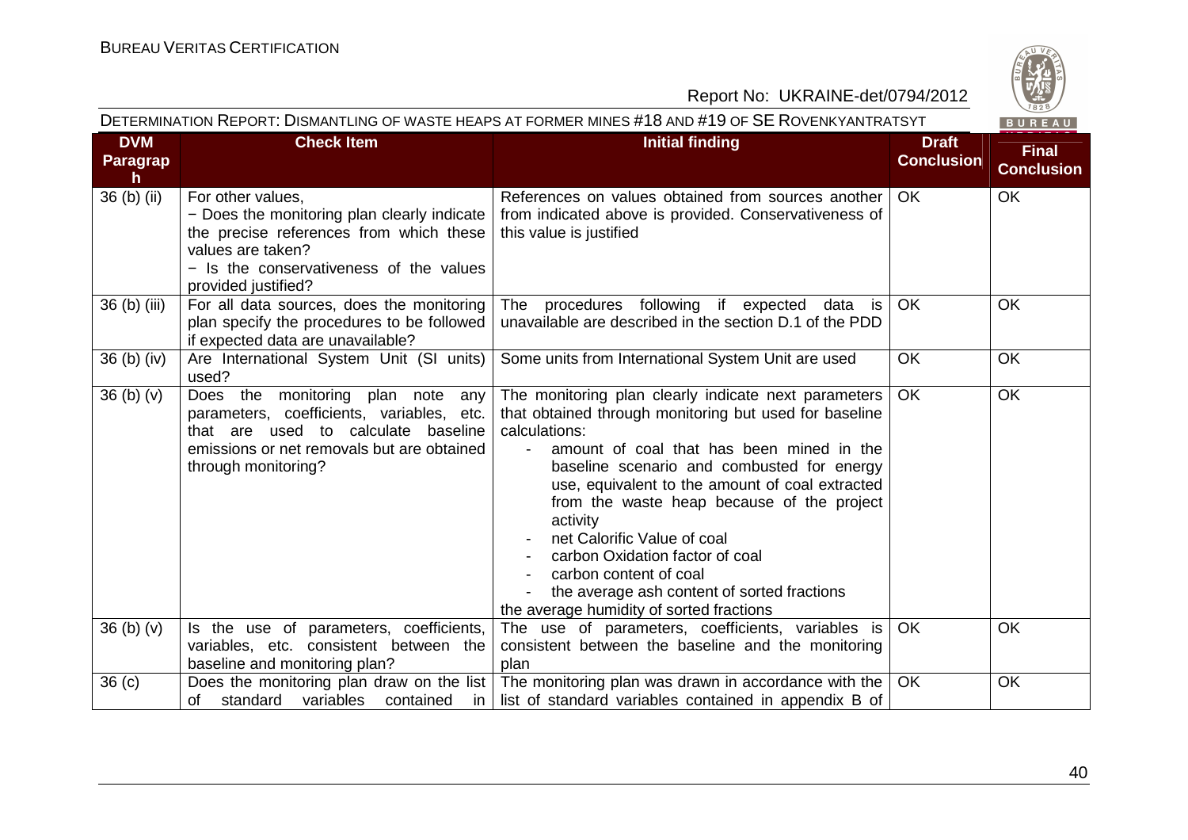| DVM Paragraph | Check Item | Initial finding | Draft Conclusion | Final Conclusion |
|---|---|---|---|---|
| 36 (b) (ii) | For other values,<br>− Does the monitoring plan clearly indicate the precise references from which these values are taken?<br>− Is the conservativeness of the values provided justified? | References on values obtained from sources another from indicated above is provided. Conservativeness of this value is justified | OK | OK |
| 36 (b) (iii) | For all data sources, does the monitoring plan specify the procedures to be followed if expected data are unavailable? | The procedures following if expected data is unavailable are described in the section D.1 of the PDD | OK | OK |
| 36 (b) (iv) | Are International System Unit (SI units) used? | Some units from International System Unit are used | OK | OK |
| 36 (b) (v) | Does the monitoring plan note any parameters, coefficients, variables, etc. that are used to calculate baseline emissions or net removals but are obtained through monitoring? | The monitoring plan clearly indicate next parameters that obtained through monitoring but used for baseline calculations:<br>- amount of coal that has been mined in the baseline scenario and combusted for energy use, equivalent to the amount of coal extracted from the waste heap because of the project activity<br>- net Calorific Value of coal<br>- carbon Oxidation factor of coal<br>- carbon content of coal<br>- the average ash content of sorted fractions<br>the average humidity of sorted fractions | OK | OK |
| 36 (b) (v) | Is the use of parameters, coefficients, variables, etc. consistent between the baseline and monitoring plan? | The use of parameters, coefficients, variables is consistent between the baseline and the monitoring plan | OK | OK |
| 36 (c) | Does the monitoring plan draw on the list of standard variables contained in | The monitoring plan was drawn in accordance with the list of standard variables contained in appendix B of | OK | OK |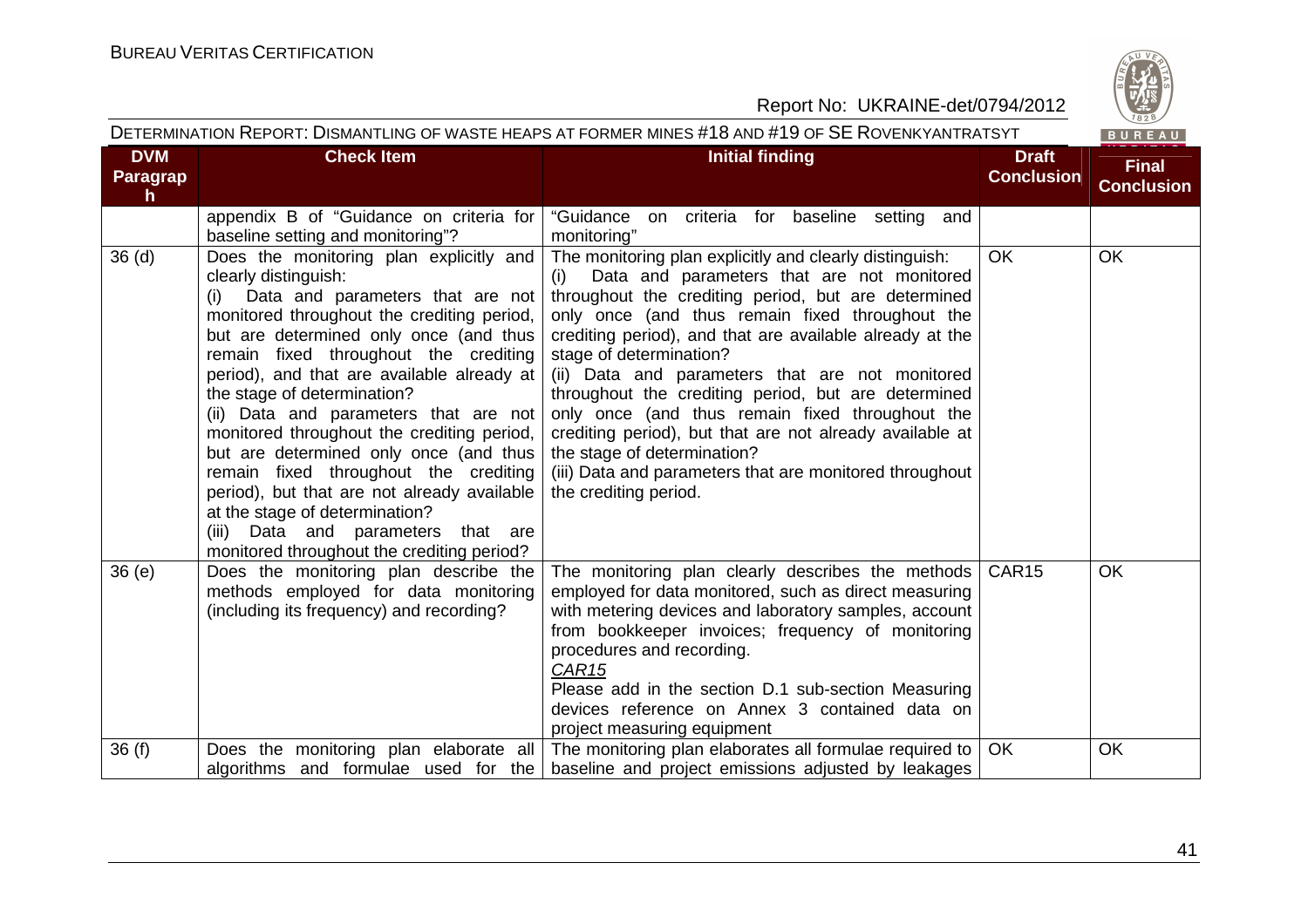| DVM Paragraph | Check Item | Initial finding | Draft Conclusion | Final Conclusion |
|---|---|---|---|---|
| | appendix B of "Guidance on criteria for baseline setting and monitoring"? | "Guidance on criteria for baseline setting and monitoring" | | |
| 36 (d) | Does the monitoring plan explicitly and clearly distinguish:<br>(i) Data and parameters that are not monitored throughout the crediting period, but are determined only once (and thus remain fixed throughout the crediting period), and that are available already at the stage of determination?<br>(ii) Data and parameters that are not monitored throughout the crediting period, but are determined only once (and thus remain fixed throughout the crediting period), but that are not already available at the stage of determination?<br>(iii) Data and parameters that are monitored throughout the crediting period? | The monitoring plan explicitly and clearly distinguish:<br>(i) Data and parameters that are not monitored throughout the crediting period, but are determined only once (and thus remain fixed throughout the crediting period), and that are available already at the stage of determination?<br>(ii) Data and parameters that are not monitored throughout the crediting period, but are determined only once (and thus remain fixed throughout the crediting period), but that are not already available at the stage of determination?<br>(iii) Data and parameters that are monitored throughout the crediting period. | OK | OK |
| 36 (e) | Does the monitoring plan describe the methods employed for data monitoring (including its frequency) and recording? | The monitoring plan clearly describes the methods employed for data monitored, such as direct measuring with metering devices and laboratory samples, account from bookkeeper invoices; frequency of monitoring procedures and recording.<br>CAR15<br>Please add in the section D.1 sub-section Measuring devices reference on Annex 3 contained data on project measuring equipment | CAR15 | OK |
| 36 (f) | Does the monitoring plan elaborate all algorithms and formulae used for the | The monitoring plan elaborates all formulae required to baseline and project emissions adjusted by leakages | OK | OK |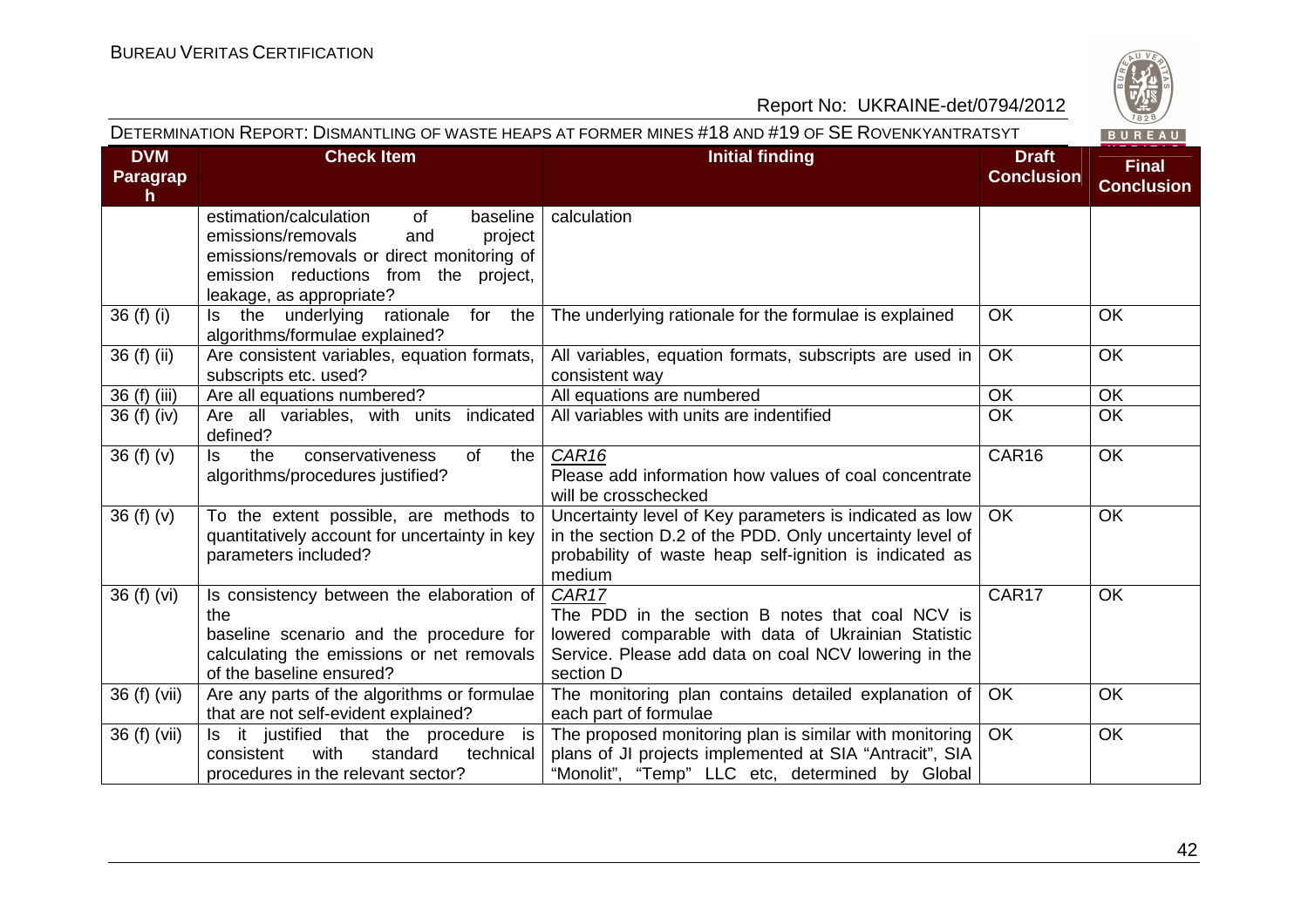| DVM Paragraph | Check Item | Initial finding | Draft Conclusion | Final Conclusion |
|---|---|---|---|---|
| | estimation/calculation of baseline emissions/removals and project emissions/removals or direct monitoring of emission reductions from the project, leakage, as appropriate? | calculation | | |
| 36 (f) (i) | Is the underlying rationale for the algorithms/formulae explained? | The underlying rationale for the formulae is explained | OK | OK |
| 36 (f) (ii) | Are consistent variables, equation formats, subscripts etc. used? | All variables, equation formats, subscripts are used in consistent way | OK | OK |
| 36 (f) (iii) | Are all equations numbered? | All equations are numbered | OK | OK |
| 36 (f) (iv) | Are all variables, with units indicated defined? | All variables with units are indentified | OK | OK |
| 36 (f) (v) | Is the conservativeness of the algorithms/procedures justified? | CAR16<br>Please add information how values of coal concentrate will be crosschecked | CAR16 | OK |
| 36 (f) (v) | To the extent possible, are methods to quantitatively account for uncertainty in key parameters included? | Uncertainty level of Key parameters is indicated as low in the section D.2 of the PDD. Only uncertainty level of probability of waste heap self-ignition is indicated as medium | OK | OK |
| 36 (f) (vi) | Is consistency between the elaboration of the baseline scenario and the procedure for calculating the emissions or net removals of the baseline ensured? | CAR17<br>The PDD in the section B notes that coal NCV is lowered comparable with data of Ukrainian Statistic Service. Please add data on coal NCV lowering in the section D | CAR17 | OK |
| 36 (f) (vii) | Are any parts of the algorithms or formulae that are not self-evident explained? | The monitoring plan contains detailed explanation of each part of formulae | OK | OK |
| 36 (f) (vii) | Is it justified that the procedure is consistent with standard technical procedures in the relevant sector? | The proposed monitoring plan is similar with monitoring plans of JI projects implemented at SIA "Antracit", SIA "Monolit", "Temp" LLC etc, determined by Global | OK | OK |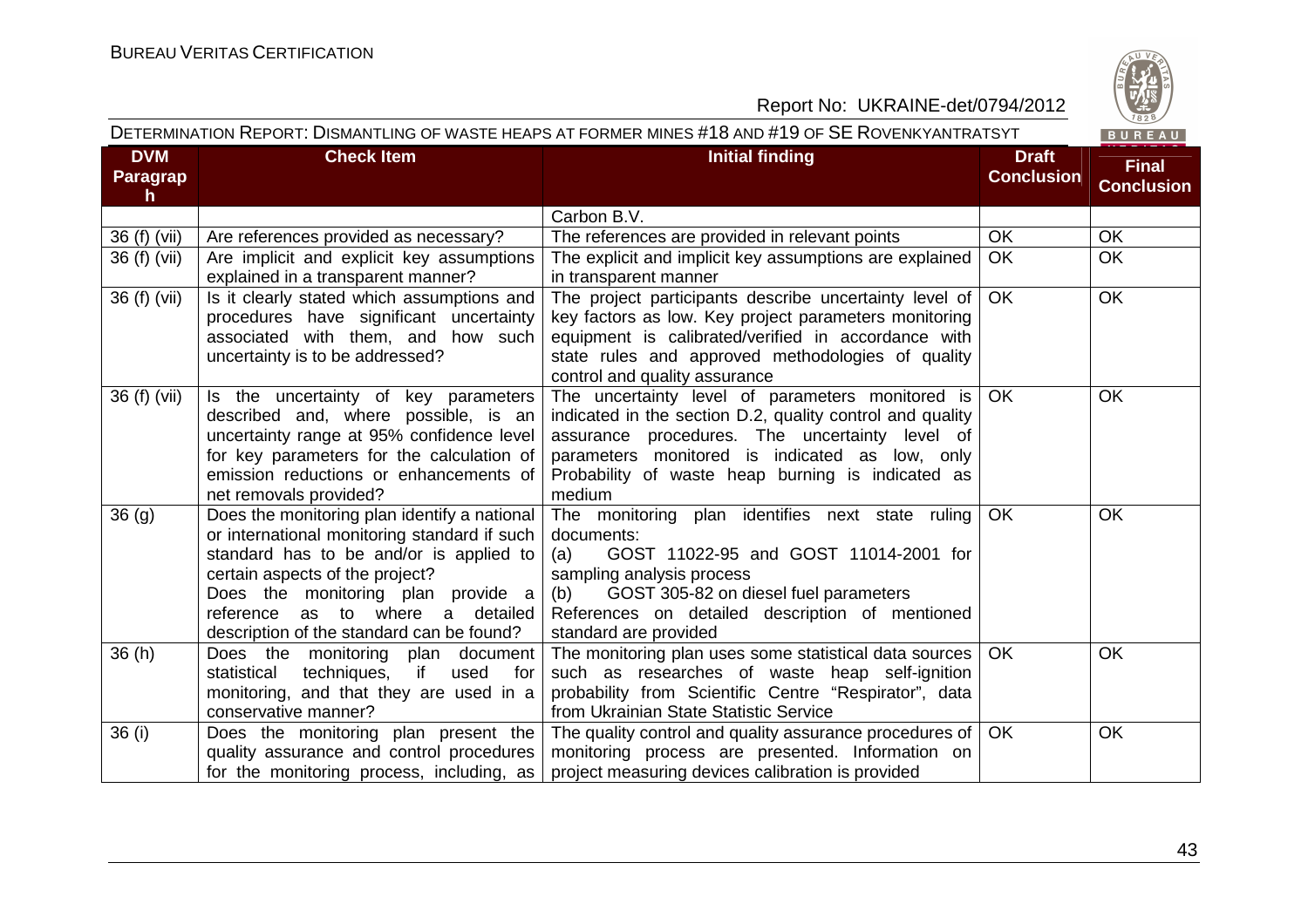| DVM Paragraph | Check Item | Initial finding | Draft Conclusion | Final Conclusion |
|---|---|---|---|---|
| | | Carbon B.V. | | |
| 36 (f) (vii) | Are references provided as necessary? | The references are provided in relevant points | OK | OK |
| 36 (f) (vii) | Are implicit and explicit key assumptions explained in a transparent manner? | The explicit and implicit key assumptions are explained in transparent manner | OK | OK |
| 36 (f) (vii) | Is it clearly stated which assumptions and procedures have significant uncertainty associated with them, and how such uncertainty is to be addressed? | The project participants describe uncertainty level of key factors as low. Key project parameters monitoring equipment is calibrated/verified in accordance with state rules and approved methodologies of quality control and quality assurance | OK | OK |
| 36 (f) (vii) | Is the uncertainty of key parameters described and, where possible, is an uncertainty range at 95% confidence level for key parameters for the calculation of emission reductions or enhancements of net removals provided? | The uncertainty level of parameters monitored is indicated in the section D.2, quality control and quality assurance procedures. The uncertainty level of parameters monitored is indicated as low, only Probability of waste heap burning is indicated as medium | OK | OK |
| 36 (g) | Does the monitoring plan identify a national or international monitoring standard if such standard has to be and/or is applied to certain aspects of the project?<br>Does the monitoring plan provide a reference as to where a detailed description of the standard can be found? | The monitoring plan identifies next state ruling documents:<br>(a) GOST 11022-95 and GOST 11014-2001 for sampling analysis process<br>(b) GOST 305-82 on diesel fuel parameters<br>References on detailed description of mentioned standard are provided | OK | OK |
| 36 (h) | Does the monitoring plan document statistical techniques, if used for monitoring, and that they are used in a conservative manner? | The monitoring plan uses some statistical data sources such as researches of waste heap self-ignition probability from Scientific Centre "Respirator", data from Ukrainian State Statistic Service | OK | OK |
| 36 (i) | Does the monitoring plan present the quality assurance and control procedures for the monitoring process, including, as | The quality control and quality assurance procedures of monitoring process are presented. Information on project measuring devices calibration is provided | OK | OK |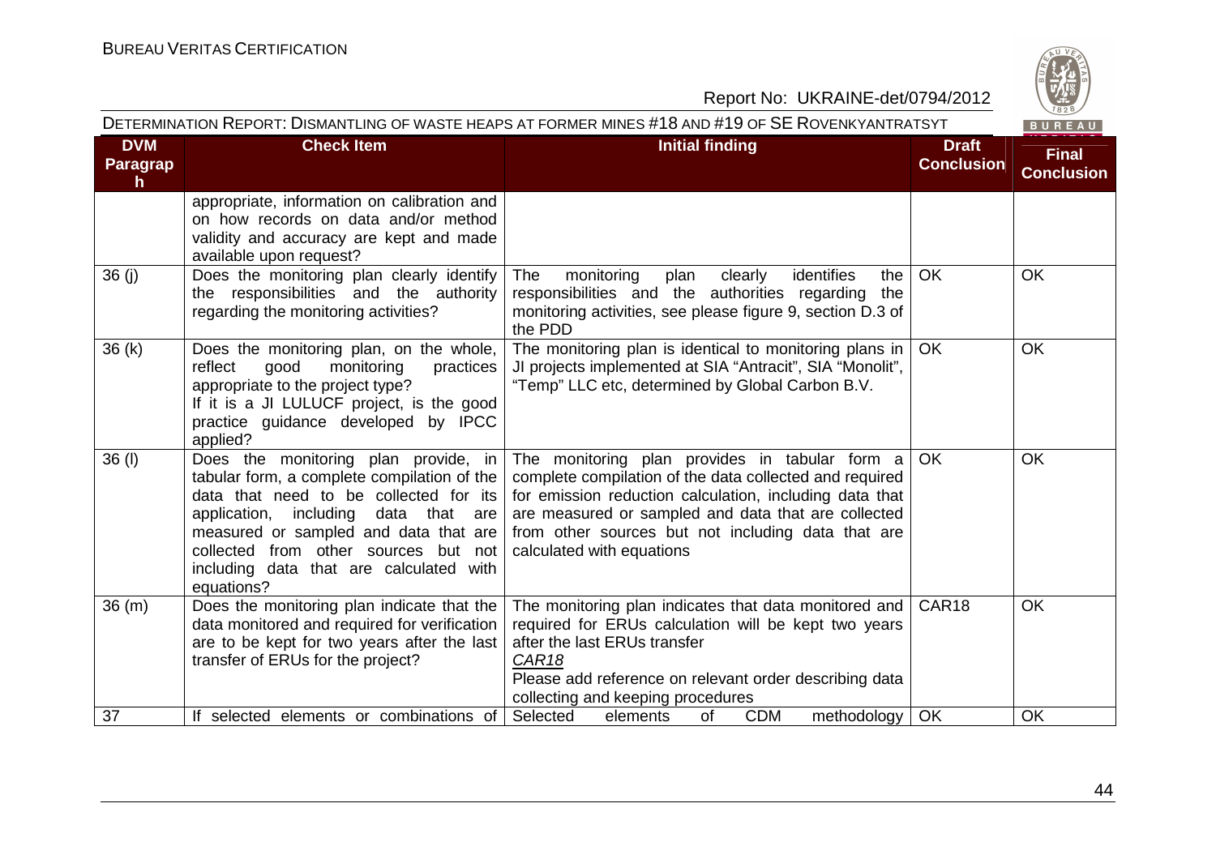| DVM Paragraph | Check Item | Initial finding | Draft Conclusion | Final Conclusion |
|---|---|---|---|---|
| | appropriate, information on calibration and on how records on data and/or method validity and accuracy are kept and made available upon request? | | | |
| 36 (j) | Does the monitoring plan clearly identify the responsibilities and the authority regarding the monitoring activities? | The monitoring plan clearly identifies the responsibilities and the authorities regarding the monitoring activities, see please figure 9, section D.3 of the PDD | OK | OK |
| 36 (k) | Does the monitoring plan, on the whole, reflect good monitoring practices appropriate to the project type?<br>If it is a JI LULUCF project, is the good practice guidance developed by IPCC applied? | The monitoring plan is identical to monitoring plans in JI projects implemented at SIA "Antracit", SIA "Monolit", "Temp" LLC etc, determined by Global Carbon B.V. | OK | OK |
| 36 (l) | Does the monitoring plan provide, in tabular form, a complete compilation of the data that need to be collected for its application, including data that are measured or sampled and data that are collected from other sources but not including data that are calculated with equations? | The monitoring plan provides in tabular form a complete compilation of the data collected and required for emission reduction calculation, including data that are measured or sampled and data that are collected from other sources but not including data that are calculated with equations | OK | OK |
| 36 (m) | Does the monitoring plan indicate that the data monitored and required for verification are to be kept for two years after the last transfer of ERUs for the project? | The monitoring plan indicates that data monitored and required for ERUs calculation will be kept two years after the last ERUs transfer<br>*CAR18*<br>Please add reference on relevant order describing data collecting and keeping procedures | CAR18 | OK |
| 37 | If selected elements or combinations of | Selected elements of CDM methodology | OK | OK |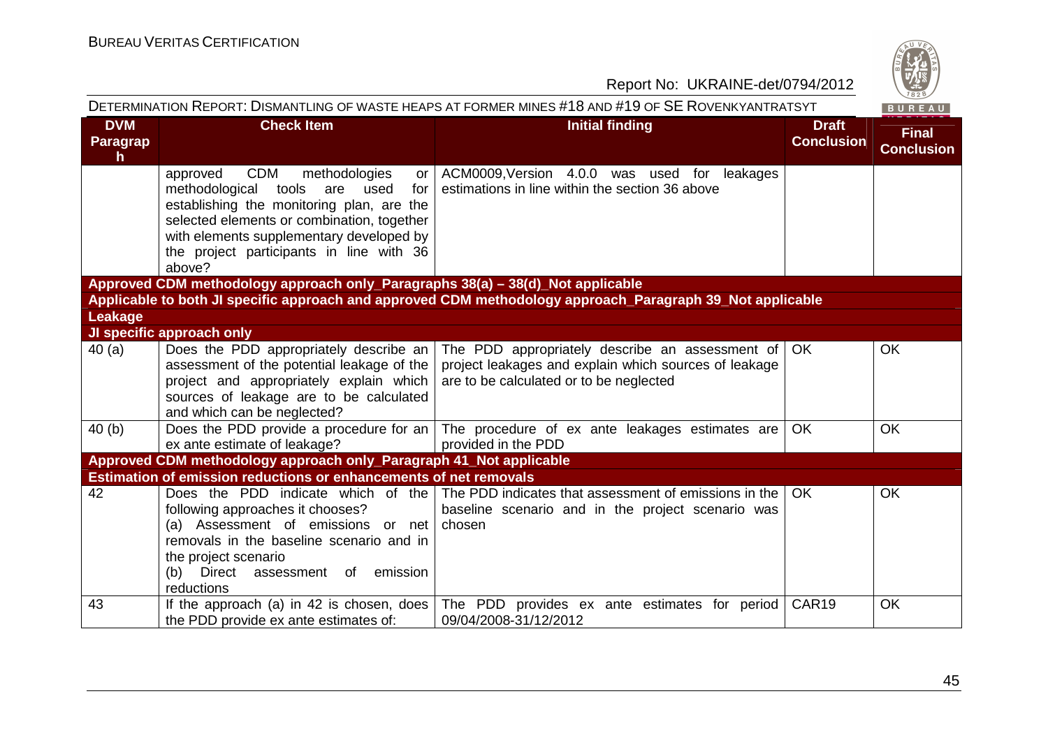| DVM Paragraph | Check Item | Initial finding | Draft Conclusion | Final Conclusion |
|---|---|---|---|---|
| | approved CDM methodologies or methodological tools are used for establishing the monitoring plan, are the selected elements or combination, together with elements supplementary developed by the project participants in line with 36 above? | ACM0009,Version 4.0.0 was used for leakages estimations in line within the section 36 above | | |
| **Approved CDM methodology approach only_Paragraphs 38(a) – 38(d)_Not applicable** | | | | |
| **Applicable to both JI specific approach and approved CDM methodology approach_Paragraph 39_Not applicable** | | | | |
| **Leakage** | | | | |
| **JI specific approach only** | | | | |
| 40 (a) | Does the PDD appropriately describe an assessment of the potential leakage of the project and appropriately explain which sources of leakage are to be calculated and which can be neglected? | The PDD appropriately describe an assessment of project leakages and explain which sources of leakage are to be calculated or to be neglected | OK | OK |
| 40 (b) | Does the PDD provide a procedure for an ex ante estimate of leakage? | The procedure of ex ante leakages estimates are provided in the PDD | OK | OK |
| **Approved CDM methodology approach only_Paragraph 41_Not applicable** | | | | |
| **Estimation of emission reductions or enhancements of net removals** | | | | |
| 42 | Does the PDD indicate which of the following approaches it chooses?<br>(a) Assessment of emissions or net removals in the baseline scenario and in the project scenario<br>(b) Direct assessment of emission reductions | The PDD indicates that assessment of emissions in the baseline scenario and in the project scenario was chosen | OK | OK |
| 43 | If the approach (a) in 42 is chosen, does the PDD provide ex ante estimates of: | The PDD provides ex ante estimates for period 09/04/2008-31/12/2012 | CAR19 | OK |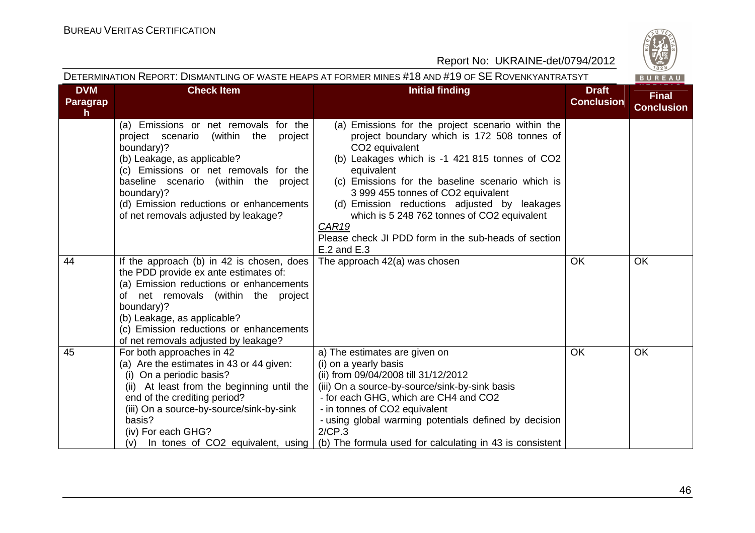| DVM Paragraph | Check Item | Initial finding | Draft Conclusion | Final Conclusion |
|---|---|---|---|---|
| | (a) Emissions or net removals for the project scenario (within the project boundary)?<br>(b) Leakage, as applicable?<br>(c) Emissions or net removals for the baseline scenario (within the project boundary)?<br>(d) Emission reductions or enhancements of net removals adjusted by leakage? | (a) Emissions for the project scenario within the project boundary which is 172 508 tonnes of $CO_2$ equivalent<br>(b) Leakages which is -1 421 815 tonnes of $CO_2$ equivalent<br>(c) Emissions for the baseline scenario which is 3 999 455 tonnes of $CO_2$ equivalent<br>(d) Emission reductions adjusted by leakages which is 5 248 762 tonnes of $CO_2$ equivalent<br>*CAR19*<br>Please check JI PDD form in the sub-heads of section E.2 and E.3 | | |
| 44 | If the approach (b) in 42 is chosen, does the PDD provide ex ante estimates of:<br>(a) Emission reductions or enhancements of net removals (within the project boundary)?<br>(b) Leakage, as applicable?<br>(c) Emission reductions or enhancements of net removals adjusted by leakage? | The approach 42(a) was chosen | OK | OK |
| 45 | For both approaches in 42<br>(a) Are the estimates in 43 or 44 given:<br>(i) On a periodic basis?<br>(ii) At least from the beginning until the end of the crediting period?<br>(iii) On a source-by-source/sink-by-sink basis?<br>(iv) For each GHG?<br>(v) In tones of $CO_2$ equivalent, using | a) The estimates are given on<br>(i) on a yearly basis<br>(ii) from 09/04/2008 till 31/12/2012<br>(iii) On a source-by-source/sink-by-sink basis<br>- for each GHG, which are $CH_4$ and $CO_2$<br>- in tonnes of $CO_2$ equivalent<br>- using global warming potentials defined by decision 2/CP.3<br>(b) The formula used for calculating in 43 is consistent | OK | OK |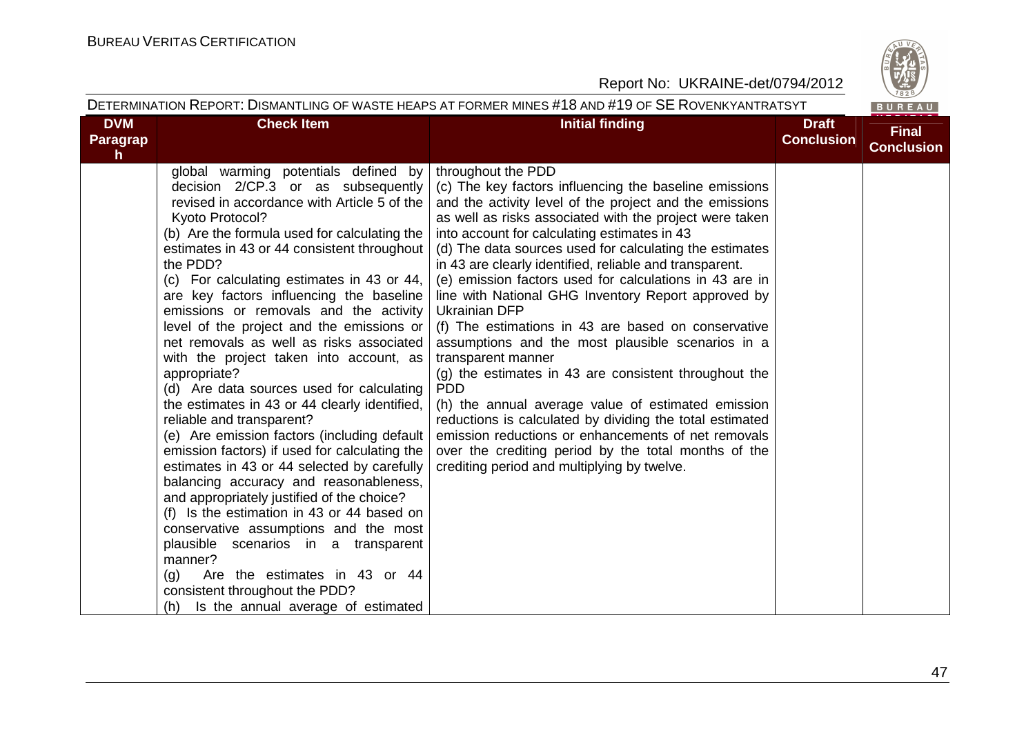| DVM Paragraph | Check Item | Initial finding | Draft Conclusion | Final Conclusion |
|---|---|---|---|---|
| | global warming potentials defined by decision 2/CP.3 or as subsequently revised in accordance with Article 5 of the Kyoto Protocol?<br>(b) Are the formula used for calculating the estimates in 43 or 44 consistent throughout the PDD?<br>(c) For calculating estimates in 43 or 44, are key factors influencing the baseline emissions or removals and the activity level of the project and the emissions or net removals as well as risks associated with the project taken into account, as appropriate?<br>(d) Are data sources used for calculating the estimates in 43 or 44 clearly identified, reliable and transparent?<br>(e) Are emission factors (including default emission factors) if used for calculating the estimates in 43 or 44 selected by carefully balancing accuracy and reasonableness, and appropriately justified of the choice?<br>(f) Is the estimation in 43 or 44 based on conservative assumptions and the most plausible scenarios in a transparent manner?<br>(g) Are the estimates in 43 or 44 consistent throughout the PDD?<br>(h) Is the annual average of estimated | throughout the PDD<br>(c) The key factors influencing the baseline emissions and the activity level of the project and the emissions as well as risks associated with the project were taken into account for calculating estimates in 43<br>(d) The data sources used for calculating the estimates in 43 are clearly identified, reliable and transparent.<br>(e) emission factors used for calculations in 43 are in line with National GHG Inventory Report approved by Ukrainian DFP<br>(f) The estimations in 43 are based on conservative assumptions and the most plausible scenarios in a transparent manner<br>(g) the estimates in 43 are consistent throughout the PDD<br>(h) the annual average value of estimated emission reductions is calculated by dividing the total estimated emission reductions or enhancements of net removals over the crediting period by the total months of the crediting period and multiplying by twelve. | | |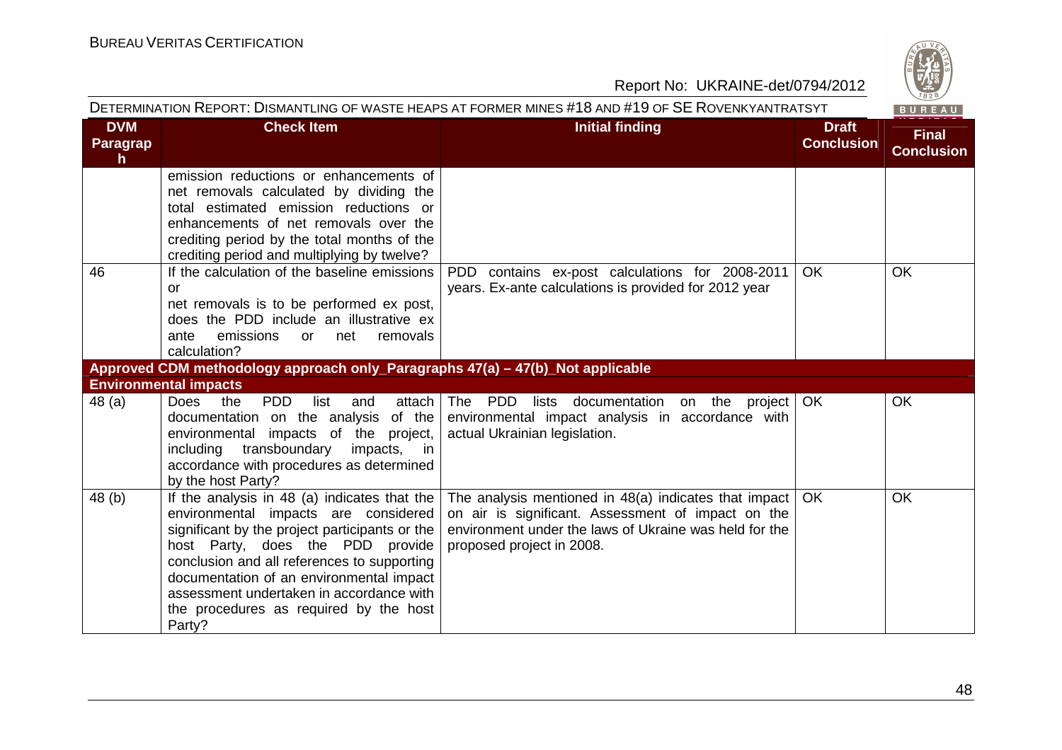| DVM Paragraph | Check Item | Initial finding | Draft Conclusion | Final Conclusion |
|---|---|---|---|---|
| | emission reductions or enhancements of net removals calculated by dividing the total estimated emission reductions or enhancements of net removals over the crediting period by the total months of the crediting period and multiplying by twelve? | | | |
| 46 | If the calculation of the baseline emissions or net removals is to be performed ex post, does the PDD include an illustrative ex ante emissions or net removals calculation? | PDD contains ex-post calculations for 2008-2011 years. Ex-ante calculations is provided for 2012 year | OK | OK |
| **Approved CDM methodology approach only_Paragraphs 47(a) – 47(b)_Not applicable** | | | | |
| **Environmental impacts** | | | | |
| 48 (a) | Does the PDD list and attach documentation on the analysis of the environmental impacts of the project, including transboundary impacts, in accordance with procedures as determined by the host Party? | The PDD lists documentation on the project environmental impact analysis in accordance with actual Ukrainian legislation. | OK | OK |
| 48 (b) | If the analysis in 48 (a) indicates that the environmental impacts are considered significant by the project participants or the host Party, does the PDD provide conclusion and all references to supporting documentation of an environmental impact assessment undertaken in accordance with the procedures as required by the host Party? | The analysis mentioned in 48(a) indicates that impact on air is significant. Assessment of impact on the environment under the laws of Ukraine was held for the proposed project in 2008. | OK | OK |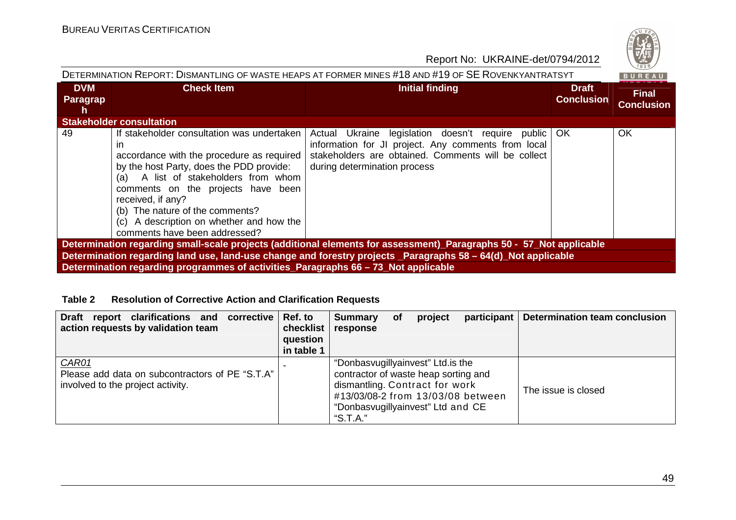| DVM Paragraph | Check Item | Initial finding | Draft Conclusion | Final Conclusion |
|---|---|---|---|---|
| **Stakeholder consultation** | | | | |
| 49 | If stakeholder consultation was undertaken in accordance with the procedure as required by the host Party, does the PDD provide:<br>(a) A list of stakeholders from whom comments on the projects have been received, if any?<br>(b) The nature of the comments?<br>(c) A description on whether and how the comments have been addressed? | Actual Ukraine legislation doesn't require public information for JI project. Any comments from local stakeholders are obtained. Comments will be collect during determination process | OK | OK |
| **Determination regarding small-scale projects (additional elements for assessment)_Paragraphs 50 - 57_Not applicable** | | | | |
| **Determination regarding land use, land-use change and forestry projects _Paragraphs 58 – 64(d)_Not applicable** | | | | |
| **Determination regarding programmes of activities_Paragraphs 66 – 73_Not applicable** | | | | |

**Table 2 Resolution of Corrective Action and Clarification Requests**

| Draft report clarifications and corrective action requests by validation team | Ref. to checklist question in table 1 | Summary of project participant response | Determination team conclusion |
|---|---|---|---|
| *CAR01*<br>Please add data on subcontractors of PE "S.T.A" involved to the project activity. | - | "Donbasvugillyainvest" Ltd.is the contractor of waste heap sorting and dismantling. Contract for work #13/03/08-2 from 13/03/08 between "Donbasvugillyainvest" Ltd and CE "S.T.A." | The issue is closed |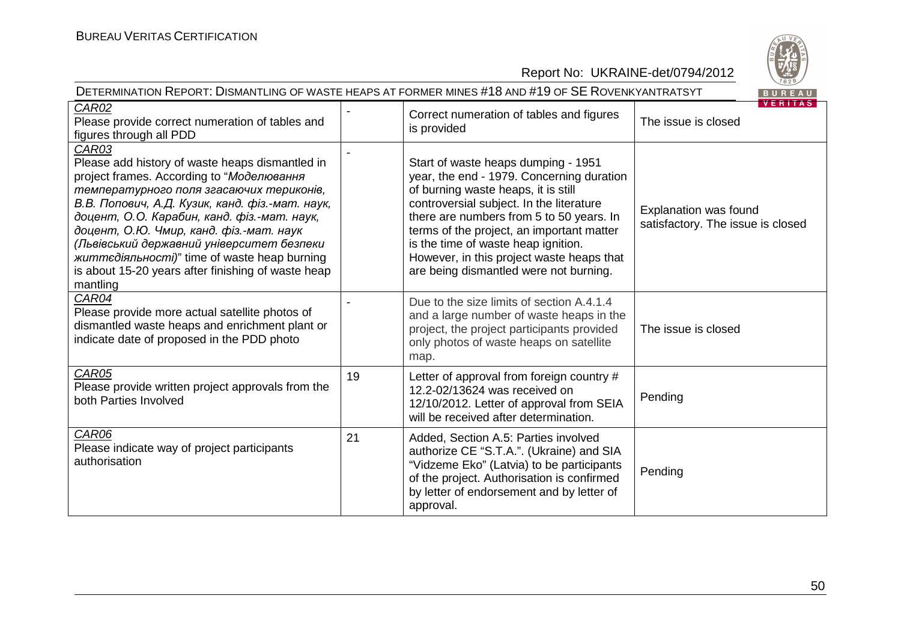| | | | |
|---|---|---|---|
| *CAR02*<br>Please provide correct numeration of tables and figures through all PDD | - | Correct numeration of tables and figures is provided | The issue is closed |
| *CAR03*<br>Please add history of waste heaps dismantled in project frames. According to "*Моделювання температурного поля згасаючих териконів, В.В. Попович, А.Д. Кузик, канд. фіз.-мат. наук, доцент, О.О. Карабин, канд. фіз.-мат. наук, доцент, О.Ю. Чмир, канд. фіз.-мат. наук (Львівський державний університет безпеки життєдіяльності)*" time of waste heap burning is about 15-20 years after finishing of waste heap mantling | - | Start of waste heaps dumping - 1951 year, the end - 1979. Concerning duration of burning waste heaps, it is still controversial subject. In the literature there are numbers from 5 to 50 years. In terms of the project, an important matter is the time of waste heap ignition. However, in this project waste heaps that are being dismantled were not burning. | Explanation was found satisfactory. The issue is closed |
| *CAR04*<br>Please provide more actual satellite photos of dismantled waste heaps and enrichment plant or indicate date of proposed in the PDD photo | - | Due to the size limits of section A.4.1.4 and a large number of waste heaps in the project, the project participants provided only photos of waste heaps on satellite map. | The issue is closed |
| *CAR05*<br>Please provide written project approvals from the both Parties Involved | 19 | Letter of approval from foreign country # 12.2-02/13624 was received on 12/10/2012. Letter of approval from SEIA will be received after determination. | Pending |
| *CAR06*<br>Please indicate way of project participants authorisation | 21 | Added, Section A.5: Parties involved authorize CE "S.T.A.". (Ukraine) and SIA "Vidzeme Eko" (Latvia) to be participants of the project. Authorisation is confirmed by letter of endorsement and by letter of approval. | Pending |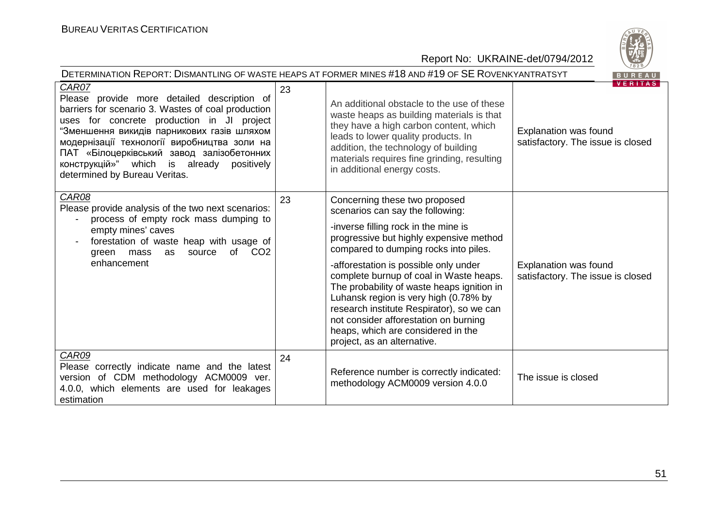| | | | |
|---|---|---|---|
| CAR07<br>Please provide more detailed description of barriers for scenario 3. Wastes of coal production uses for concrete production in JI project "Зменшення викидів парникових газів шляхом модернізації технології виробництва золи на ПАТ «Білоцерківський завод залізобетонних конструкцій»" which is already positively determined by Bureau Veritas. | 23 | An additional obstacle to the use of these waste heaps as building materials is that they have a high carbon content, which leads to lower quality products. In addition, the technology of building materials requires fine grinding, resulting in additional energy costs. | Explanation was found satisfactory. The issue is closed |
| CAR08<br>Please provide analysis of the two next scenarios:<br>- process of empty rock mass dumping to empty mines' caves<br>- forestation of waste heap with usage of green mass as source of $CO_2$ enhancement | 23 | Concerning these two proposed scenarios can say the following:<br>-inverse filling rock in the mine is progressive but highly expensive method compared to dumping rocks into piles.<br>-afforestation is possible only under complete burnup of coal in Waste heaps. The probability of waste heaps ignition in Luhansk region is very high (0.78% by research institute Respirator), so we can not consider afforestation on burning heaps, which are considered in the project, as an alternative. | Explanation was found satisfactory. The issue is closed |
| CAR09<br>Please correctly indicate name and the latest version of CDM methodology ACM0009 ver. 4.0.0, which elements are used for leakages estimation | 24 | Reference number is correctly indicated: methodology ACM0009 version 4.0.0 | The issue is closed |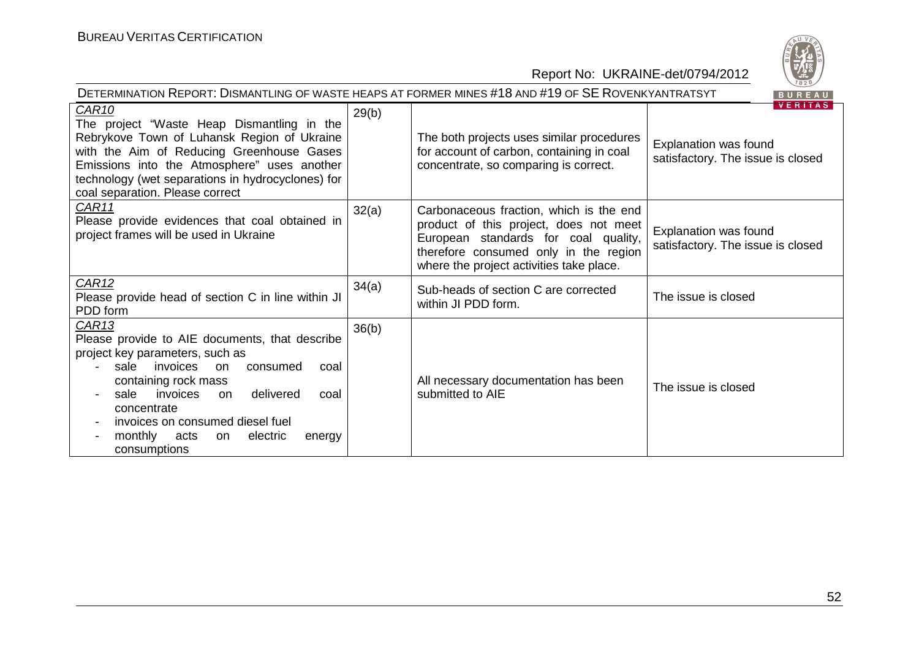| | | | |
|---|---|---|---|
| CAR10<br>The project "Waste Heap Dismantling in the Rebrykove Town of Luhansk Region of Ukraine with the Aim of Reducing Greenhouse Gases Emissions into the Atmosphere" uses another technology (wet separations in hydrocyclones) for coal separation. Please correct | 29(b) | The both projects uses similar procedures for account of carbon, containing in coal concentrate, so comparing is correct. | Explanation was found satisfactory. The issue is closed |
| CAR11<br>Please provide evidences that coal obtained in project frames will be used in Ukraine | 32(a) | Carbonaceous fraction, which is the end product of this project, does not meet European standards for coal quality, therefore consumed only in the region where the project activities take place. | Explanation was found satisfactory. The issue is closed |
| CAR12<br>Please provide head of section C in line within JI PDD form | 34(a) | Sub-heads of section C are corrected within JI PDD form. | The issue is closed |
| CAR13<br>Please provide to AIE documents, that describe project key parameters, such as<br>- sale invoices on consumed coal containing rock mass<br>- sale invoices on delivered coal concentrate<br>- invoices on consumed diesel fuel<br>- monthly acts on electric energy consumptions | 36(b) | All necessary documentation has been submitted to AIE | The issue is closed |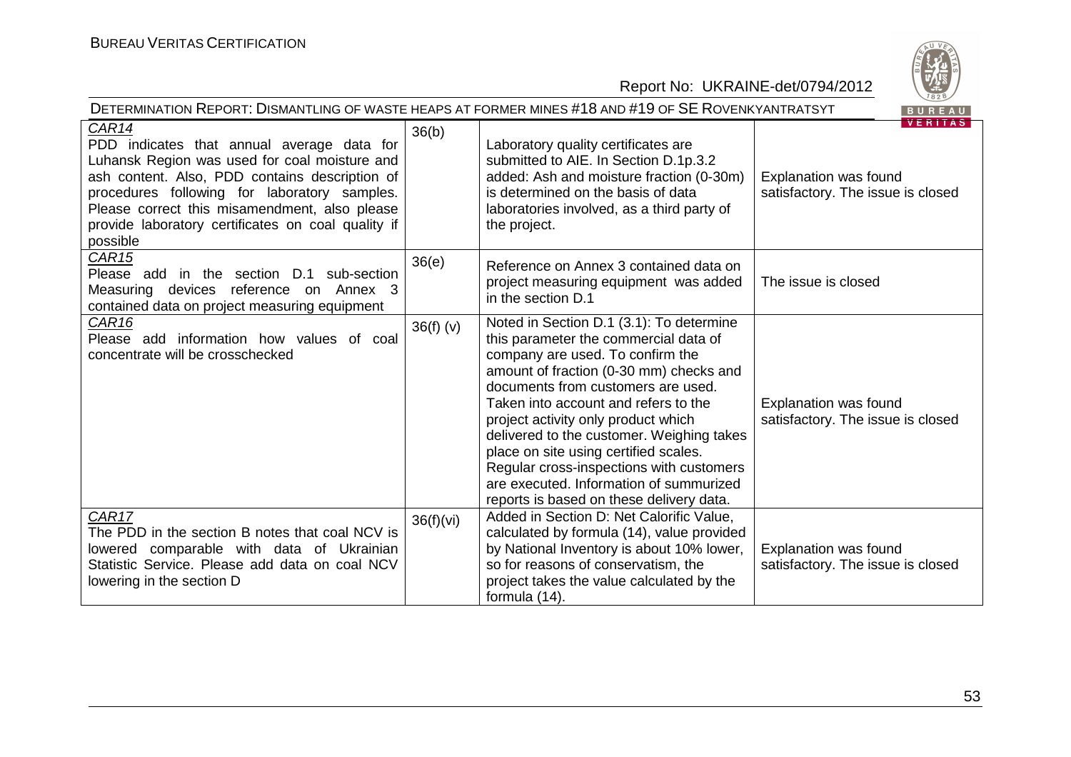| | | | |
|---|---|---|---|
| *CAR14* PDD indicates that annual average data for Luhansk Region was used for coal moisture and ash content. Also, PDD contains description of procedures following for laboratory samples. Please correct this misamendment, also please provide laboratory certificates on coal quality if possible | 36(b) | Laboratory quality certificates are submitted to AIE. In Section D.1p.3.2 added: Ash and moisture fraction (0-30m) is determined on the basis of data laboratories involved, as a third party of the project. | Explanation was found satisfactory. The issue is closed |
| *CAR15* Please add in the section D.1 sub-section Measuring devices reference on Annex 3 contained data on project measuring equipment | 36(e) | Reference on Annex 3 contained data on project measuring equipment was added in the section D.1 | The issue is closed |
| *CAR16* Please add information how values of coal concentrate will be crosschecked | 36(f) (v) | Noted in Section D.1 (3.1): To determine this parameter the commercial data of company are used. To confirm the amount of fraction (0-30 mm) checks and documents from customers are used. Taken into account and refers to the project activity only product which delivered to the customer. Weighing takes place on site using certified scales. Regular cross-inspections with customers are executed. Information of summurized reports is based on these delivery data. | Explanation was found satisfactory. The issue is closed |
| *CAR17* The PDD in the section B notes that coal NCV is lowered comparable with data of Ukrainian Statistic Service. Please add data on coal NCV lowering in the section D | 36(f)(vi) | Added in Section D: Net Calorific Value, calculated by formula (14), value provided by National Inventory is about 10% lower, so for reasons of conservatism, the project takes the value calculated by the formula (14). | Explanation was found satisfactory. The issue is closed |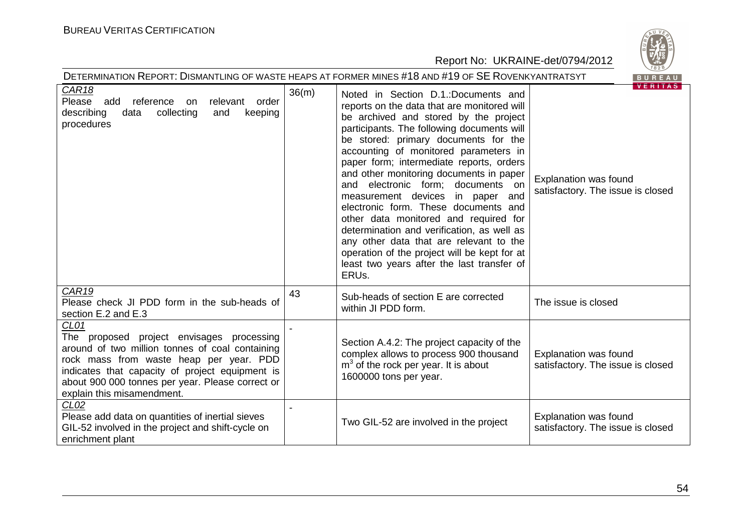| | | | |
|---|---|---|---|
| CAR18<br>Please add reference on relevant order describing data collecting and keeping procedures | 36(m) | Noted in Section D.1.:Documents and reports on the data that are monitored will be archived and stored by the project participants. The following documents will be stored: primary documents for the accounting of monitored parameters in paper form; intermediate reports, orders and other monitoring documents in paper and electronic form; documents on measurement devices in paper and electronic form. These documents and other data monitored and required for determination and verification, as well as any other data that are relevant to the operation of the project will be kept for at least two years after the last transfer of ERUs. | Explanation was found satisfactory. The issue is closed |
| CAR19<br>Please check JI PDD form in the sub-heads of section E.2 and E.3 | 43 | Sub-heads of section E are corrected within JI PDD form. | The issue is closed |
| CL01<br>The proposed project envisages processing around of two million tonnes of coal containing rock mass from waste heap per year. PDD indicates that capacity of project equipment is about 900 000 tonnes per year. Please correct or explain this misamendment. | - | Section A.4.2: The project capacity of the complex allows to process 900 thousand $m^3$ of the rock per year. It is about 1600000 tons per year. | Explanation was found satisfactory. The issue is closed |
| CL02<br>Please add data on quantities of inertial sieves GIL-52 involved in the project and shift-cycle on enrichment plant | - | Two GIL-52 are involved in the project | Explanation was found satisfactory. The issue is closed |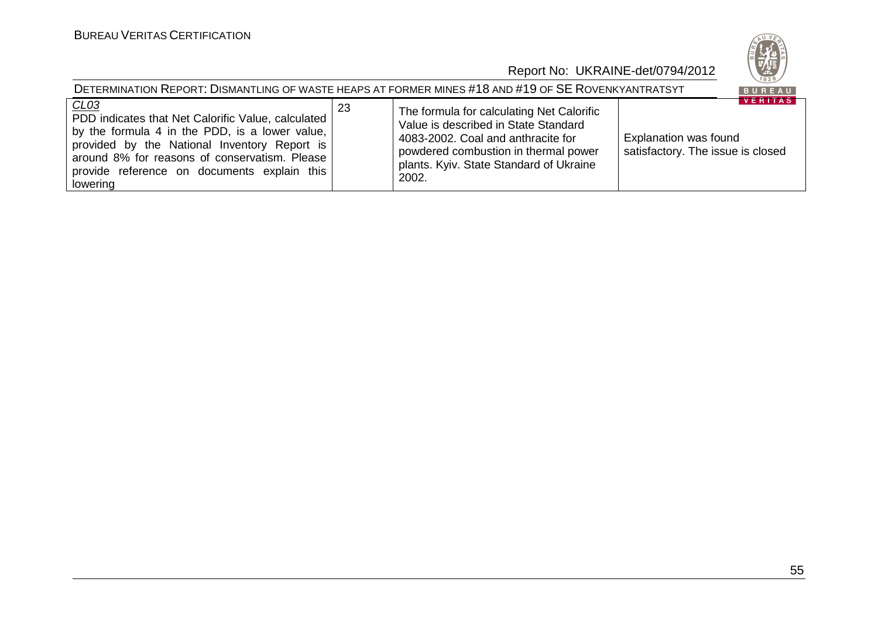| | | | |
|---|---|---|---|
| *CL03*<br>PDD indicates that Net Calorific Value, calculated by the formula 4 in the PDD, is a lower value, provided by the National Inventory Report is around 8% for reasons of conservatism. Please provide reference on documents explain this lowering | 23 | The formula for calculating Net Calorific Value is described in State Standard 4083-2002. Coal and anthracite for powdered combustion in thermal power plants. Kyiv. State Standard of Ukraine 2002. | Explanation was found satisfactory. The issue is closed |